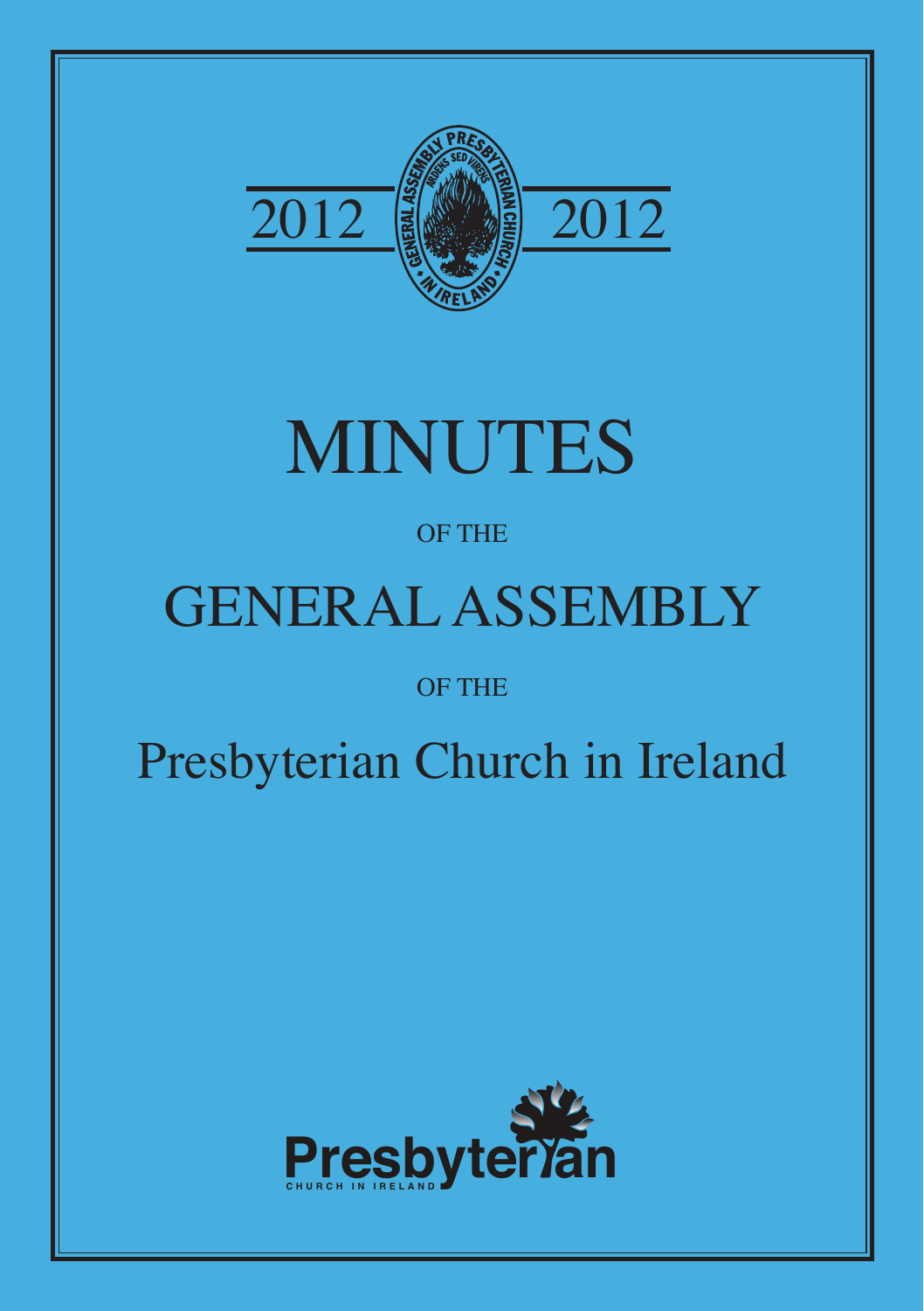2012 2012

# MINUTES

OF THE

# GENERAL ASSEMBLY

OF THE

# Presbyterian Church in Ireland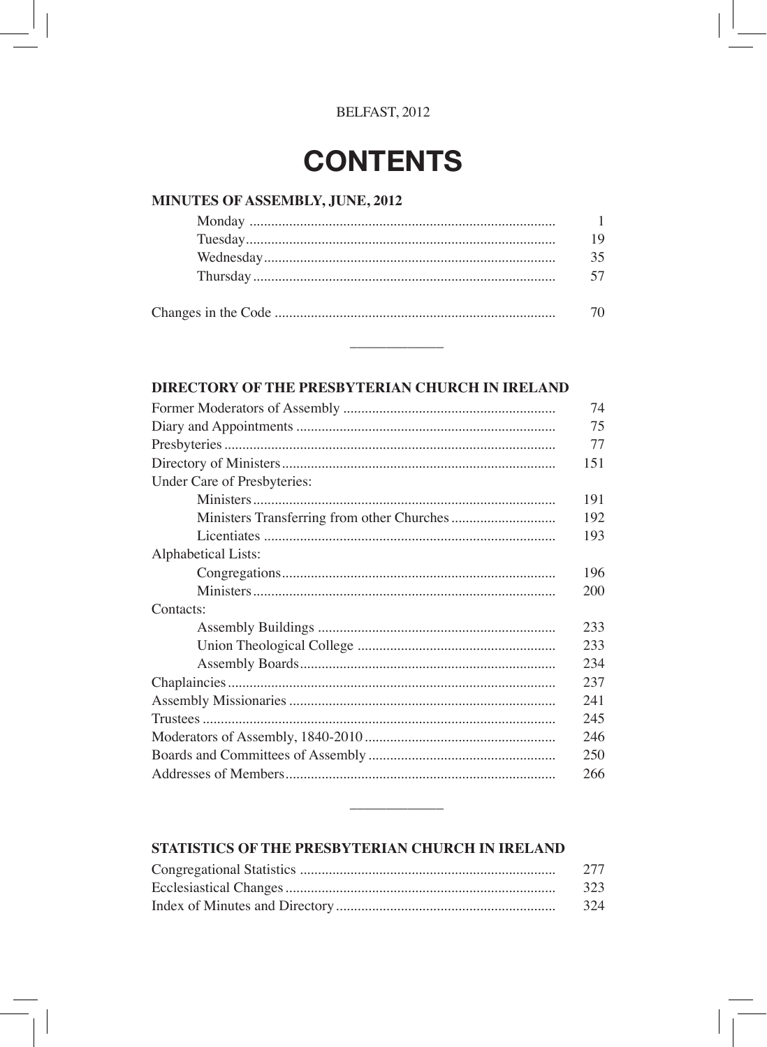BELFAST, 2012

# CONTENTS

## MINUTES OF ASSEMBLY, JUNE, 2012

| | |
|---|---|
| Monday | 1 |
| Tuesday | 19 |
| Wednesday | 35 |
| Thursday | 57 |
| | |
| Changes in the Code | 70 |

---

## DIRECTORY OF THE PRESBYTERIAN CHURCH IN IRELAND

| | |
|---|---|
| Former Moderators of Assembly | 74 |
| Diary and Appointments | 75 |
| Presbyteries | 77 |
| Directory of Ministers | 151 |
| Under Care of Presbyteries: | |
| Ministers | 191 |
| Ministers Transferring from other Churches | 192 |
| Licentiates | 193 |
| Alphabetical Lists: | |
| Congregations | 196 |
| Ministers | 200 |
| Contacts: | |
| Assembly Buildings | 233 |
| Union Theological College | 233 |
| Assembly Boards | 234 |
| Chaplaincies | 237 |
| Assembly Missionaries | 241 |
| Trustees | 245 |
| Moderators of Assembly, 1840-2010 | 246 |
| Boards and Committees of Assembly | 250 |
| Addresses of Members | 266 |

---

## STATISTICS OF THE PRESBYTERIAN CHURCH IN IRELAND

| | |
|---|---|
| Congregational Statistics | 277 |
| Ecclesiastical Changes | 323 |
| Index of Minutes and Directory | 324 |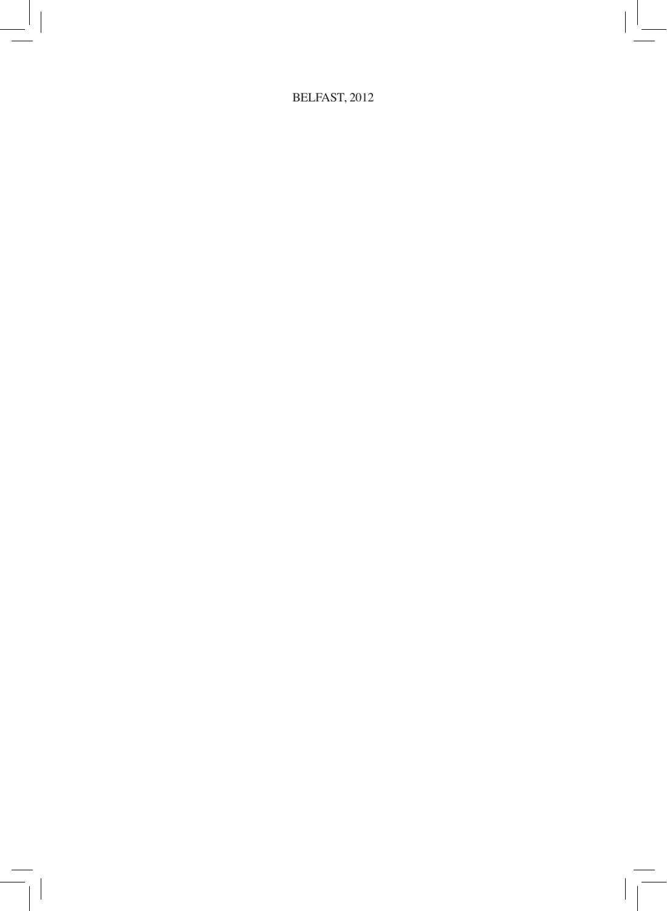BELFAST, 2012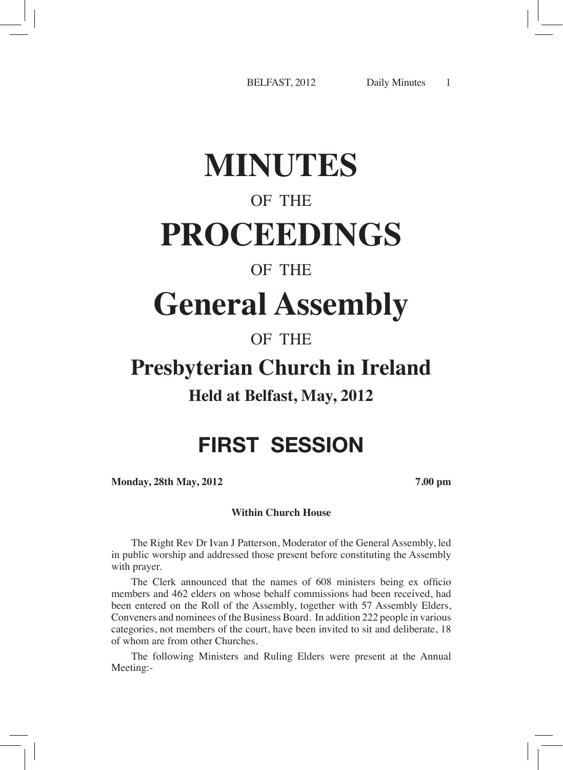# MINUTES

OF THE

# PROCEEDINGS

OF THE

# General Assembly

OF THE

## Presbyterian Church in Ireland

### Held at Belfast, May, 2012

## FIRST SESSION

**Monday, 28th May, 2012** **7.00 pm**

**Within Church House**

The Right Rev Dr Ivan J Patterson, Moderator of the General Assembly, led in public worship and addressed those present before constituting the Assembly with prayer.

The Clerk announced that the names of 608 ministers being ex officio members and 462 elders on whose behalf commissions had been received, had been entered on the Roll of the Assembly, together with 57 Assembly Elders, Conveners and nominees of the Business Board. In addition 222 people in various categories, not members of the court, have been invited to sit and deliberate, 18 of whom are from other Churches.

The following Ministers and Ruling Elders were present at the Annual Meeting:-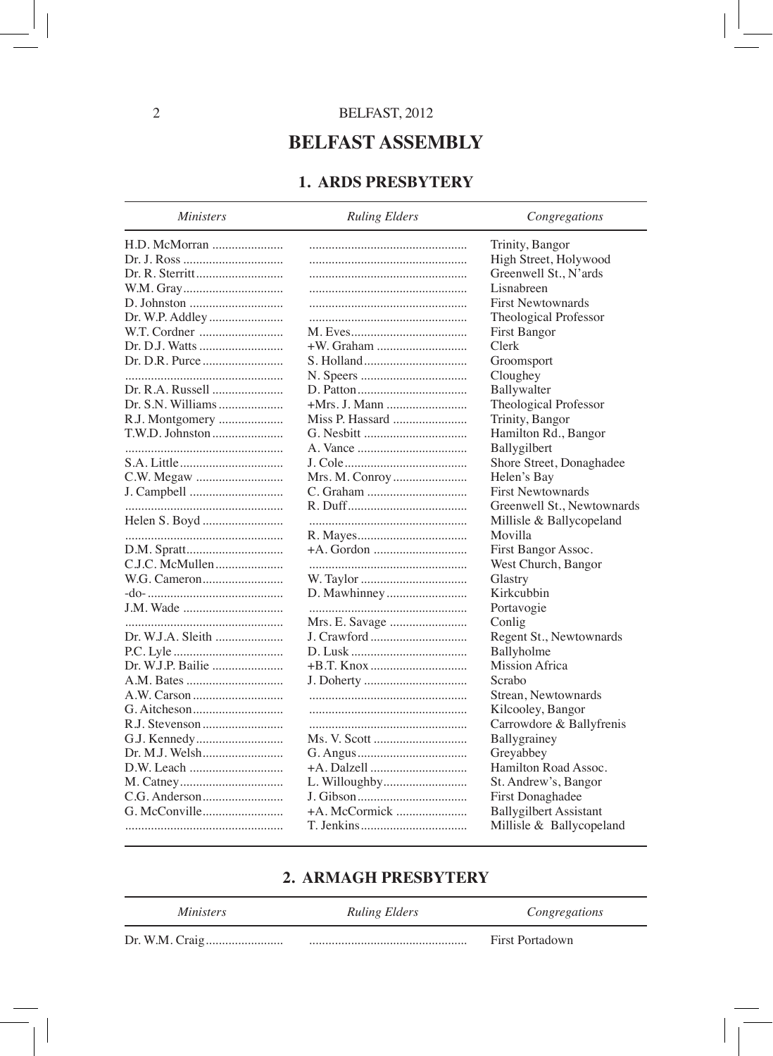# BELFAST ASSEMBLY

## 1. ARDS PRESBYTERY

| *Ministers* | *Ruling Elders* | *Congregations* |
|---|---|---|
| H.D. McMorran | | Trinity, Bangor |
| Dr. J. Ross | | High Street, Holywood |
| Dr. R. Sterritt | | Greenwell St., N'ards |
| W.M. Gray | | Lisnabreen |
| D. Johnston | | First Newtownards |
| Dr. W.P. Addley | | Theological Professor |
| W.T. Cordner | M. Eves | First Bangor |
| Dr. D.J. Watts | +W. Graham | Clerk |
| Dr. D.R. Purce | S. Holland | Groomsport |
| | N. Speers | Cloughey |
| Dr. R.A. Russell | D. Patton | Ballywalter |
| Dr. S.N. Williams | +Mrs. J. Mann | Theological Professor |
| R.J. Montgomery | Miss P. Hassard | Trinity, Bangor |
| T.W.D. Johnston | G. Nesbitt | Hamilton Rd., Bangor |
| | A. Vance | Ballygilbert |
| S.A. Little | J. Cole | Shore Street, Donaghadee |
| C.W. Megaw | Mrs. M. Conroy | Helen's Bay |
| J. Campbell | C. Graham | First Newtownards |
| | R. Duff | Greenwell St., Newtownards |
| Helen S. Boyd | | Millisle & Ballycopeland |
| | R. Mayes | Movilla |
| D.M. Spratt | +A. Gordon | First Bangor Assoc. |
| C.J.C. McMullen | | West Church, Bangor |
| W.G. Cameron | W. Taylor | Glastry |
| -do- | D. Mawhinney | Kirkcubbin |
| J.M. Wade | | Portavogie |
| | Mrs. E. Savage | Conlig |
| Dr. W.J.A. Sleith | J. Crawford | Regent St., Newtownards |
| P.C. Lyle | D. Lusk | Ballyholme |
| Dr. W.J.P. Bailie | +B.T. Knox | Mission Africa |
| A.M. Bates | J. Doherty | Scrabo |
| A.W. Carson | | Strean, Newtownards |
| G. Aitcheson | | Kilcooley, Bangor |
| R.J. Stevenson | | Carrowdore & Ballyfrenis |
| G.J. Kennedy | Ms. V. Scott | Ballygrainey |
| Dr. M.J. Welsh | G. Angus | Greyabbey |
| D.W. Leach | +A. Dalzell | Hamilton Road Assoc. |
| M. Catney | L. Willoughby | St. Andrew's, Bangor |
| C.G. Anderson | J. Gibson | First Donaghadee |
| G. McConville | +A. McCormick | Ballygilbert Assistant |
| | T. Jenkins | Millisle & Ballycopeland |

## 2. ARMAGH PRESBYTERY

| *Ministers* | *Ruling Elders* | *Congregations* |
|---|---|---|
| Dr. W.M. Craig | | First Portadown |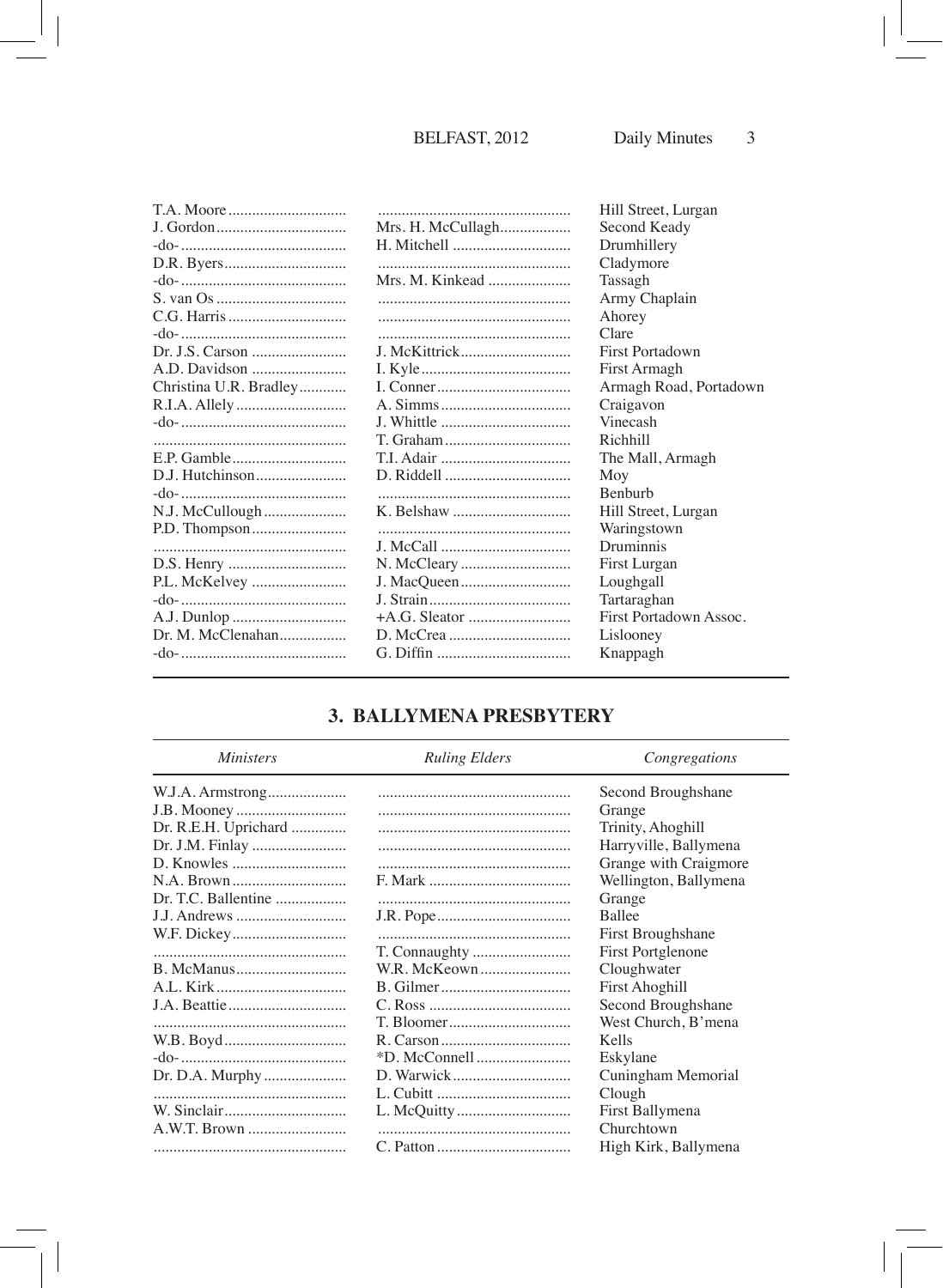| | | |
|---|---|---|
| T.A. Moore | | Hill Street, Lurgan |
| J. Gordon | Mrs. H. McCullagh | Second Keady |
| -do- | H. Mitchell | Drumhillery |
| D.R. Byers | | Cladymore |
| -do- | Mrs. M. Kinkead | Tassagh |
| S. van Os | | Army Chaplain |
| C.G. Harris | | Ahorey |
| -do- | | Clare |
| Dr. J.S. Carson | J. McKittrick | First Portadown |
| A.D. Davidson | I. Kyle | First Armagh |
| Christina U.R. Bradley | I. Conner | Armagh Road, Portadown |
| R.I.A. Allely | A. Simms | Craigavon |
| -do- | J. Whittle | Vinecash |
| | T. Graham | Richhill |
| E.P. Gamble | T.I. Adair | The Mall, Armagh |
| D.J. Hutchinson | D. Riddell | Moy |
| -do- | | Benburb |
| N.J. McCullough | K. Belshaw | Hill Street, Lurgan |
| P.D. Thompson | | Waringstown |
| | J. McCall | Druminnis |
| D.S. Henry | N. McCleary | First Lurgan |
| P.L. McKelvey | J. MacQueen | Loughgall |
| -do- | J. Strain | Tartaraghan |
| A.J. Dunlop | +A.G. Sleator | First Portadown Assoc. |
| Dr. M. McClenahan | D. McCrea | Lislooney |
| -do- | G. Diffin | Knappagh |

## 3. BALLYMENA PRESBYTERY

| *Ministers* | *Ruling Elders* | *Congregations* |
|---|---|---|
| W.J.A. Armstrong | | Second Broughshane |
| J.B. Mooney | | Grange |
| Dr. R.E.H. Uprichard | | Trinity, Ahoghill |
| Dr. J.M. Finlay | | Harryville, Ballymena |
| D. Knowles | | Grange with Craigmore |
| N.A. Brown | F. Mark | Wellington, Ballymena |
| Dr. T.C. Ballentine | | Grange |
| J.J. Andrews | J.R. Pope | Ballee |
| W.F. Dickey | | First Broughshane |
| | T. Connaughty | First Portglenone |
| B. McManus | W.R. McKeown | Cloughwater |
| A.L. Kirk | B. Gilmer | First Ahoghill |
| J.A. Beattie | C. Ross | Second Broughshane |
| | T. Bloomer | West Church, B'mena |
| W.B. Boyd | R. Carson | Kells |
| -do- | *D. McConnell | Eskylane |
| Dr. D.A. Murphy | D. Warwick | Cuningham Memorial |
| | L. Cubitt | Clough |
| W. Sinclair | L. McQuitty | First Ballymena |
| A.W.T. Brown | | Churchtown |
| | C. Patton | High Kirk, Ballymena |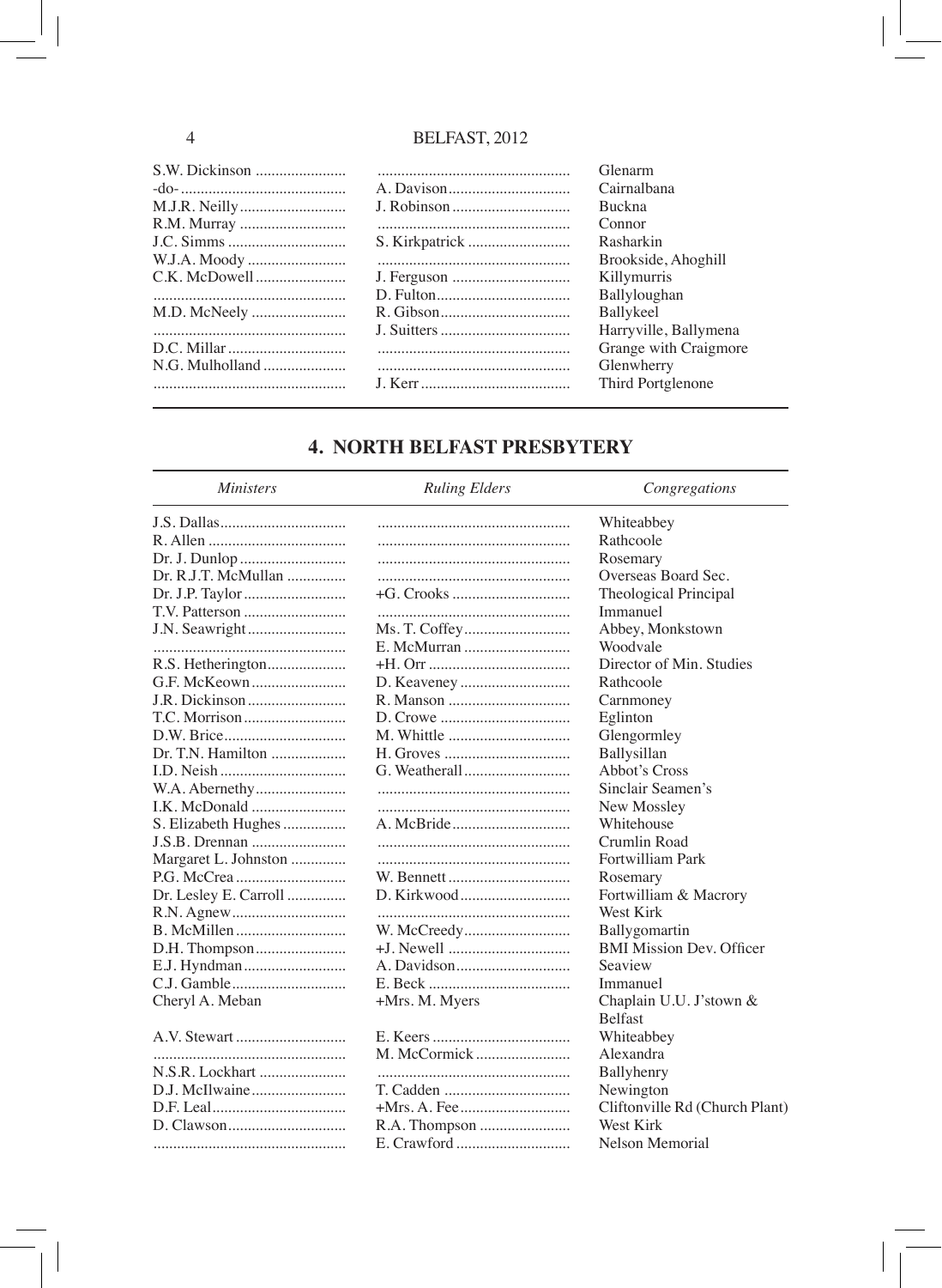| | | |
|---|---|---|
| S.W. Dickinson | | Glenarm |
| -do- | A. Davison | Cairnalbana |
| M.J.R. Neilly | J. Robinson | Buckna |
| R.M. Murray | | Connor |
| J.C. Simms | S. Kirkpatrick | Rasharkin |
| W.J.A. Moody | | Brookside, Ahoghill |
| C.K. McDowell | J. Ferguson | Killymurris |
| | D. Fulton | Ballyloughan |
| M.D. McNeely | R. Gibson | Ballykeel |
| | J. Suitters | Harryville, Ballymena |
| D.C. Millar | | Grange with Craigmore |
| N.G. Mulholland | | Glenwherry |
| | J. Kerr | Third Portglenone |

## 4. NORTH BELFAST PRESBYTERY

| *Ministers* | *Ruling Elders* | *Congregations* |
|---|---|---|
| J.S. Dallas | | Whiteabbey |
| R. Allen | | Rathcoole |
| Dr. J. Dunlop | | Rosemary |
| Dr. R.J.T. McMullan | | Overseas Board Sec. |
| Dr. J.P. Taylor | +G. Crooks | Theological Principal |
| T.V. Patterson | | Immanuel |
| J.N. Seawright | Ms. T. Coffey | Abbey, Monkstown |
| | E. McMurran | Woodvale |
| R.S. Hetherington | +H. Orr | Director of Min. Studies |
| G.F. McKeown | D. Keaveney | Rathcoole |
| J.R. Dickinson | R. Manson | Carnmoney |
| T.C. Morrison | D. Crowe | Eglinton |
| D.W. Brice | M. Whittle | Glengormley |
| Dr. T.N. Hamilton | H. Groves | Ballysillan |
| I.D. Neish | G. Weatherall | Abbot's Cross |
| W.A. Abernethy | | Sinclair Seamen's |
| I.K. McDonald | | New Mossley |
| S. Elizabeth Hughes | A. McBride | Whitehouse |
| J.S.B. Drennan | | Crumlin Road |
| Margaret L. Johnston | | Fortwilliam Park |
| P.G. McCrea | W. Bennett | Rosemary |
| Dr. Lesley E. Carroll | D. Kirkwood | Fortwilliam & Macrory |
| R.N. Agnew | | West Kirk |
| B. McMillen | W. McCreedy | Ballygomartin |
| D.H. Thompson | +J. Newell | BMI Mission Dev. Officer |
| E.J. Hyndman | A. Davidson | Seaview |
| C.J. Gamble | E. Beck | Immanuel |
| Cheryl A. Meban | +Mrs. M. Myers | Chaplain U.U. J'stown & Belfast |
| A.V. Stewart | E. Keers | Whiteabbey |
| | M. McCormick | Alexandra |
| N.S.R. Lockhart | | Ballyhenry |
| D.J. McIlwaine | T. Cadden | Newington |
| D.F. Leal | +Mrs. A. Fee | Cliftonville Rd (Church Plant) |
| D. Clawson | R.A. Thompson | West Kirk |
| | E. Crawford | Nelson Memorial |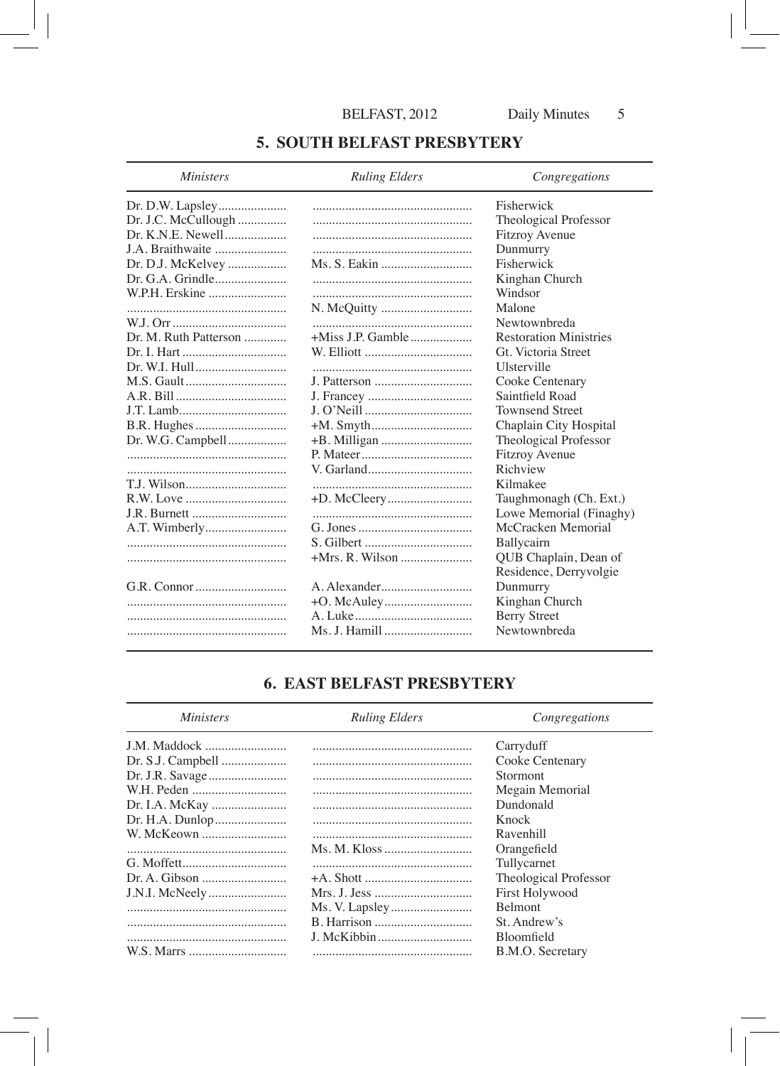## 5. SOUTH BELFAST PRESBYTERY

| *Ministers* | *Ruling Elders* | *Congregations* |
|---|---|---|
| Dr. D.W. Lapsley | | Fisherwick |
| Dr. J.C. McCullough | | Theological Professor |
| Dr. K.N.E. Newell | | Fitzroy Avenue |
| J.A. Braithwaite | | Dunmurry |
| Dr. D.J. McKelvey | Ms. S. Eakin | Fisherwick |
| Dr. G.A. Grindle | | Kinghan Church |
| W.P.H. Erskine | | Windsor |
| | N. McQuitty | Malone |
| W.J. Orr | | Newtownbreda |
| Dr. M. Ruth Patterson | +Miss J.P. Gamble | Restoration Ministries |
| Dr. I. Hart | W. Elliott | Gt. Victoria Street |
| Dr. W.I. Hull | | Ulsterville |
| M.S. Gault | J. Patterson | Cooke Centenary |
| A.R. Bill | J. Francey | Saintfield Road |
| J.T. Lamb | J. O'Neill | Townsend Street |
| B.R. Hughes | +M. Smyth | Chaplain City Hospital |
| Dr. W.G. Campbell | +B. Milligan | Theological Professor |
| | P. Mateer | Fitzroy Avenue |
| | V. Garland | Richview |
| T.J. Wilson | | Kilmakee |
| R.W. Love | +D. McCleery | Taughmonagh (Ch. Ext.) |
| J.R. Burnett | | Lowe Memorial (Finaghy) |
| A.T. Wimberly | G. Jones | McCracken Memorial |
| | S. Gilbert | Ballycairn |
| | +Mrs. R. Wilson | QUB Chaplain, Dean of Residence, Derryvolgie |
| G.R. Connor | A. Alexander | Dunmurry |
| | +O. McAuley | Kinghan Church |
| | A. Luke | Berry Street |
| | Ms. J. Hamill | Newtownbreda |

## 6. EAST BELFAST PRESBYTERY

| *Ministers* | *Ruling Elders* | *Congregations* |
|---|---|---|
| J.M. Maddock | | Carryduff |
| Dr. S.J. Campbell | | Cooke Centenary |
| Dr. J.R. Savage | | Stormont |
| W.H. Peden | | Megain Memorial |
| Dr. I.A. McKay | | Dundonald |
| Dr. H.A. Dunlop | | Knock |
| W. McKeown | | Ravenhill |
| | Ms. M. Kloss | Orangefield |
| G. Moffett | | Tullycarnet |
| Dr. A. Gibson | +A. Shott | Theological Professor |
| J.N.I. McNeely | Mrs. J. Jess | First Holywood |
| | Ms. V. Lapsley | Belmont |
| | B. Harrison | St. Andrew's |
| | J. McKibbin | Bloomfield |
| W.S. Marrs | | B.M.O. Secretary |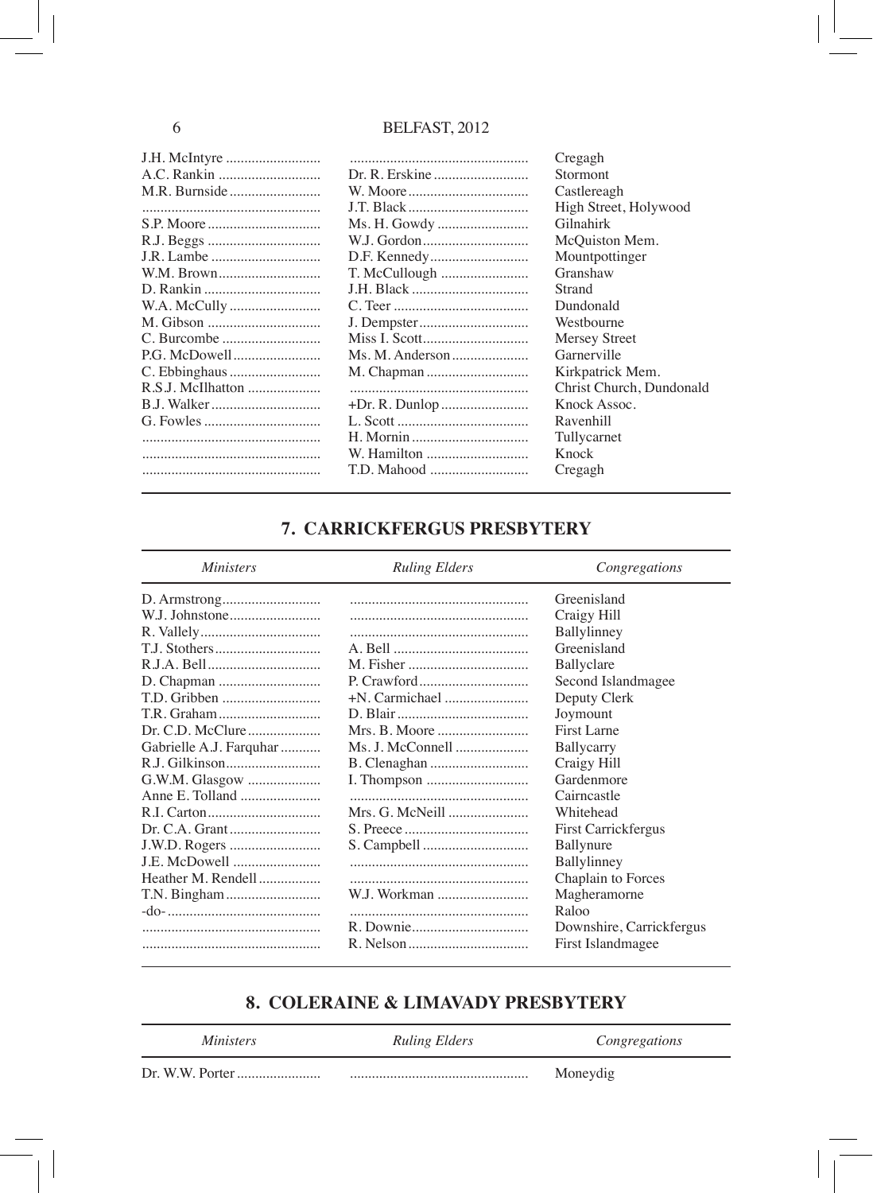| | | |
|---|---|---|
| J.H. McIntyre | | Cregagh |
| A.C. Rankin | Dr. R. Erskine | Stormont |
| M.R. Burnside | W. Moore | Castlereagh |
| | J.T. Black | High Street, Holywood |
| S.P. Moore | Ms. H. Gowdy | Gilnahirk |
| R.J. Beggs | W.J. Gordon | McQuiston Mem. |
| J.R. Lambe | D.F. Kennedy | Mountpottinger |
| W.M. Brown | T. McCullough | Granshaw |
| D. Rankin | J.H. Black | Strand |
| W.A. McCully | C. Teer | Dundonald |
| M. Gibson | J. Dempster | Westbourne |
| C. Burcombe | Miss I. Scott | Mersey Street |
| P.G. McDowell | Ms. M. Anderson | Garnerville |
| C. Ebbinghaus | M. Chapman | Kirkpatrick Mem. |
| R.S.J. McIlhatton | | Christ Church, Dundonald |
| B.J. Walker | +Dr. R. Dunlop | Knock Assoc. |
| G. Fowles | L. Scott | Ravenhill |
| | H. Mornin | Tullycarnet |
| | W. Hamilton | Knock |
| | T.D. Mahood | Cregagh |

## 7. CARRICKFERGUS PRESBYTERY

| *Ministers* | *Ruling Elders* | *Congregations* |
|---|---|---|
| D. Armstrong | | Greenisland |
| W.J. Johnstone | | Craigy Hill |
| R. Vallely | | Ballylinney |
| T.J. Stothers | A. Bell | Greenisland |
| R.J.A. Bell | M. Fisher | Ballyclare |
| D. Chapman | P. Crawford | Second Islandmagee |
| T.D. Gribben | +N. Carmichael | Deputy Clerk |
| T.R. Graham | D. Blair | Joymount |
| Dr. C.D. McClure | Mrs. B. Moore | First Larne |
| Gabrielle A.J. Farquhar | Ms. J. McConnell | Ballycarry |
| R.J. Gilkinson | B. Clenaghan | Craigy Hill |
| G.W.M. Glasgow | I. Thompson | Gardenmore |
| Anne E. Tolland | | Cairncastle |
| R.I. Carton | Mrs. G. McNeill | Whitehead |
| Dr. C.A. Grant | S. Preece | First Carrickfergus |
| J.W.D. Rogers | S. Campbell | Ballynure |
| J.E. McDowell | | Ballylinney |
| Heather M. Rendell | | Chaplain to Forces |
| T.N. Bingham | W.J. Workman | Magheramorne |
| -do- | | Raloo |
| | R. Downie | Downshire, Carrickfergus |
| | R. Nelson | First Islandmagee |

## 8. COLERAINE & LIMAVADY PRESBYTERY

| *Ministers* | *Ruling Elders* | *Congregations* |
|---|---|---|
| Dr. W.W. Porter | | Moneydig |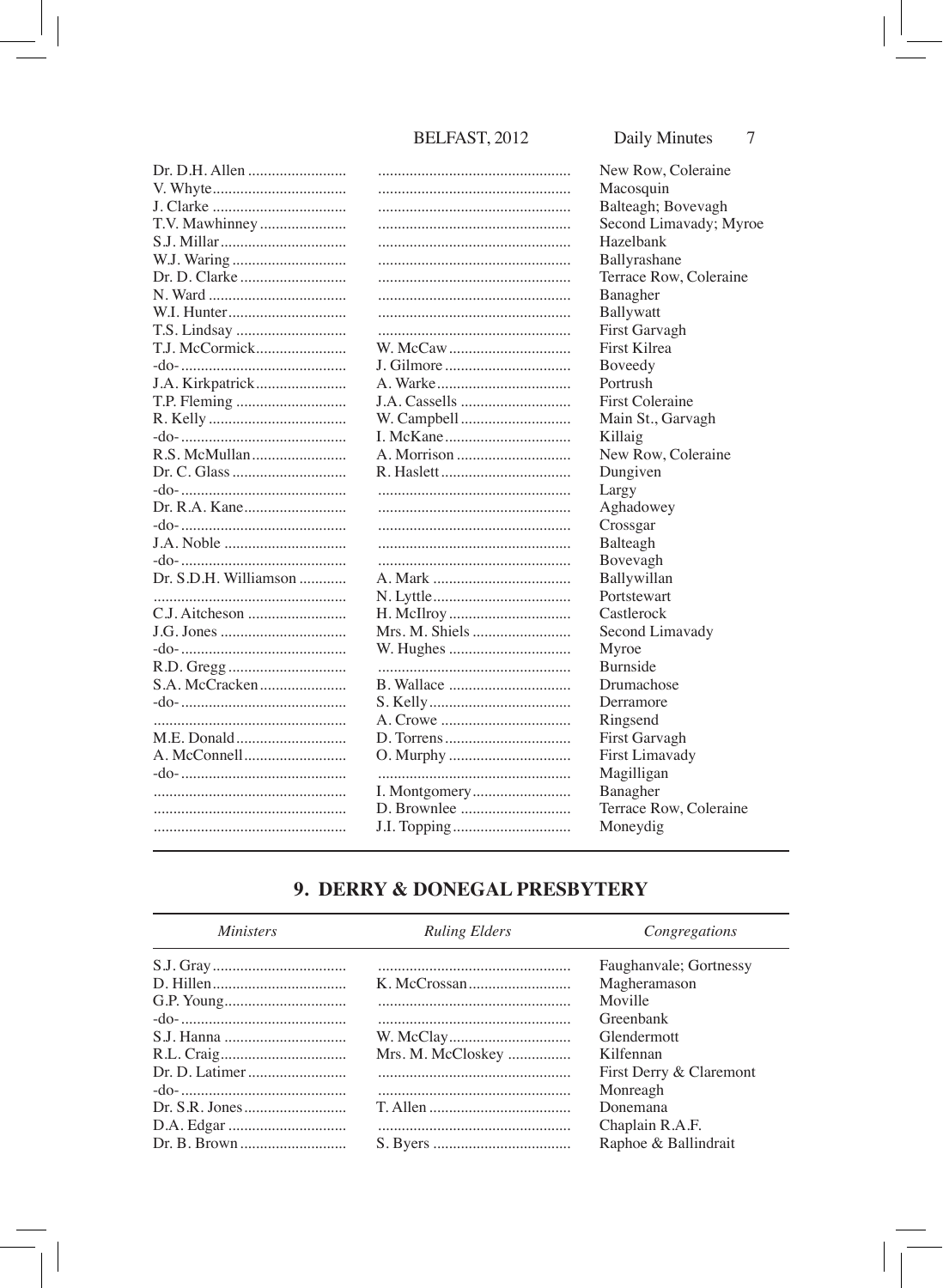| | | |
|---|---|---|
| Dr. D.H. Allen | | New Row, Coleraine |
| V. Whyte | | Macosquin |
| J. Clarke | | Balteagh; Bovevagh |
| T.V. Mawhinney | | Second Limavady; Myroe |
| S.J. Millar | | Hazelbank |
| W.J. Waring | | Ballyrashane |
| Dr. D. Clarke | | Terrace Row, Coleraine |
| N. Ward | | Banagher |
| W.I. Hunter | | Ballywatt |
| T.S. Lindsay | | First Garvagh |
| T.J. McCormick | W. McCaw | First Kilrea |
| -do- | J. Gilmore | Boveedy |
| J.A. Kirkpatrick | A. Warke | Portrush |
| T.P. Fleming | J.A. Cassells | First Coleraine |
| R. Kelly | W. Campbell | Main St., Garvagh |
| -do- | I. McKane | Killaig |
| R.S. McMullan | A. Morrison | New Row, Coleraine |
| Dr. C. Glass | R. Haslett | Dungiven |
| -do- | | Largy |
| Dr. R.A. Kane | | Aghadowey |
| -do- | | Crossgar |
| J.A. Noble | | Balteagh |
| -do- | | Bovevagh |
| Dr. S.D.H. Williamson | A. Mark | Ballywillan |
| | N. Lyttle | Portstewart |
| C.J. Aitcheson | H. McIlroy | Castlerock |
| J.G. Jones | Mrs. M. Shiels | Second Limavady |
| -do- | W. Hughes | Myroe |
| R.D. Gregg | | Burnside |
| S.A. McCracken | B. Wallace | Drumachose |
| -do- | S. Kelly | Derramore |
| | A. Crowe | Ringsend |
| M.E. Donald | D. Torrens | First Garvagh |
| A. McConnell | O. Murphy | First Limavady |
| -do- | | Magilligan |
| | I. Montgomery | Banagher |
| | D. Brownlee | Terrace Row, Coleraine |
| | J.I. Topping | Moneydig |

## 9. DERRY & DONEGAL PRESBYTERY

| *Ministers* | *Ruling Elders* | *Congregations* |
|---|---|---|
| S.J. Gray | | Faughanvale; Gortnessy |
| D. Hillen | K. McCrossan | Magheramason |
| G.P. Young | | Moville |
| -do- | | Greenbank |
| S.J. Hanna | W. McClay | Glendermott |
| R.L. Craig | Mrs. M. McCloskey | Kilfennan |
| Dr. D. Latimer | | First Derry & Claremont |
| -do- | | Monreagh |
| Dr. S.R. Jones | T. Allen | Donemana |
| D.A. Edgar | | Chaplain R.A.F. |
| Dr. B. Brown | S. Byers | Raphoe & Ballindrait |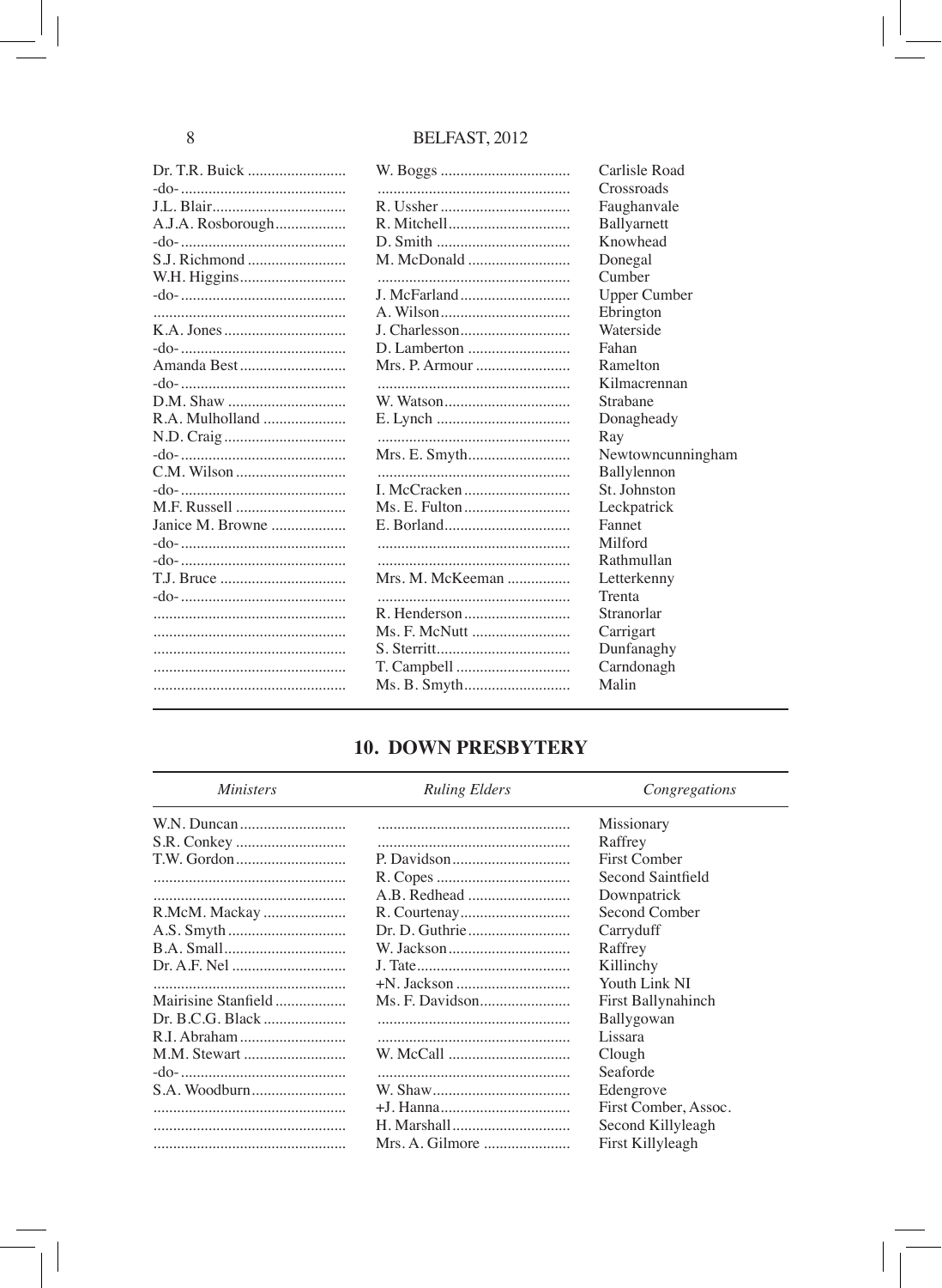| | | |
|---|---|---|
| Dr. T.R. Buick | W. Boggs | Carlisle Road |
| -do- | | Crossroads |
| J.L. Blair | R. Ussher | Faughanvale |
| A.J.A. Rosborough | R. Mitchell | Ballyarnett |
| -do- | D. Smith | Knowhead |
| S.J. Richmond | M. McDonald | Donegal |
| W.H. Higgins | | Cumber |
| -do- | J. McFarland | Upper Cumber |
| | A. Wilson | Ebrington |
| K.A. Jones | J. Charlesson | Waterside |
| -do- | D. Lamberton | Fahan |
| Amanda Best | Mrs. P. Armour | Ramelton |
| -do- | | Kilmacrennan |
| D.M. Shaw | W. Watson | Strabane |
| R.A. Mulholland | E. Lynch | Donagheady |
| N.D. Craig | | Ray |
| -do- | Mrs. E. Smyth | Newtowncunningham |
| C.M. Wilson | | Ballylennon |
| -do- | I. McCracken | St. Johnston |
| M.F. Russell | Ms. E. Fulton | Leckpatrick |
| Janice M. Browne | E. Borland | Fannet |
| -do- | | Milford |
| -do- | | Rathmullan |
| T.J. Bruce | Mrs. M. McKeeman | Letterkenny |
| -do- | | Trenta |
| | R. Henderson | Stranorlar |
| | Ms. F. McNutt | Carrigart |
| | S. Sterritt | Dunfanaghy |
| | T. Campbell | Carndonagh |
| | Ms. B. Smyth | Malin |

## 10. DOWN PRESBYTERY

| *Ministers* | *Ruling Elders* | *Congregations* |
|---|---|---|
| W.N. Duncan | | Missionary |
| S.R. Conkey | | Raffrey |
| T.W. Gordon | P. Davidson | First Comber |
| | R. Copes | Second Saintfield |
| | A.B. Redhead | Downpatrick |
| R.McM. Mackay | R. Courtenay | Second Comber |
| A.S. Smyth | Dr. D. Guthrie | Carryduff |
| B.A. Small | W. Jackson | Raffrey |
| Dr. A.F. Nel | J. Tate | Killinchy |
| | +N. Jackson | Youth Link NI |
| Mairisine Stanfield | Ms. F. Davidson | First Ballynahinch |
| Dr. B.C.G. Black | | Ballygowan |
| R.I. Abraham | | Lissara |
| M.M. Stewart | W. McCall | Clough |
| -do- | | Seaforde |
| S.A. Woodburn | W. Shaw | Edengrove |
| | +J. Hanna | First Comber, Assoc. |
| | H. Marshall | Second Killyleagh |
| | Mrs. A. Gilmore | First Killyleagh |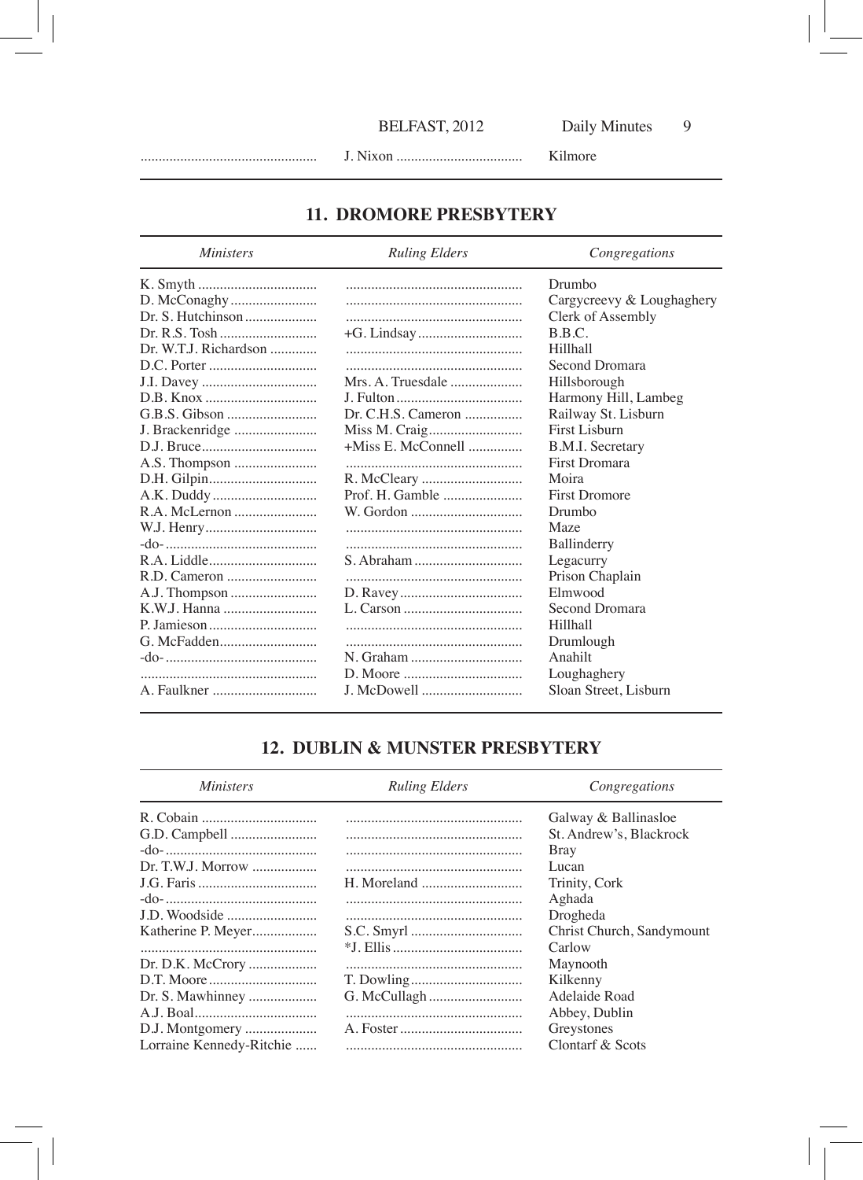| | | |
|---|---|---|
| | J. Nixon | Kilmore |

## 11. DROMORE PRESBYTERY

| *Ministers* | *Ruling Elders* | *Congregations* |
|---|---|---|
| K. Smyth | | Drumbo |
| D. McConaghy | | Cargycreevy & Loughaghery |
| Dr. S. Hutchinson | | Clerk of Assembly |
| Dr. R.S. Tosh | +G. Lindsay | B.B.C. |
| Dr. W.T.J. Richardson | | Hillhall |
| D.C. Porter | | Second Dromara |
| J.I. Davey | Mrs. A. Truesdale | Hillsborough |
| D.B. Knox | J. Fulton | Harmony Hill, Lambeg |
| G.B.S. Gibson | Dr. C.H.S. Cameron | Railway St. Lisburn |
| J. Brackenridge | Miss M. Craig | First Lisburn |
| D.J. Bruce | +Miss E. McConnell | B.M.I. Secretary |
| A.S. Thompson | | First Dromara |
| D.H. Gilpin | R. McCleary | Moira |
| A.K. Duddy | Prof. H. Gamble | First Dromore |
| R.A. McLernon | W. Gordon | Drumbo |
| W.J. Henry | | Maze |
| -do- | | Ballinderry |
| R.A. Liddle | S. Abraham | Legacurry |
| R.D. Cameron | | Prison Chaplain |
| A.J. Thompson | D. Ravey | Elmwood |
| K.W.J. Hanna | L. Carson | Second Dromara |
| P. Jamieson | | Hillhall |
| G. McFadden | | Drumlough |
| -do- | N. Graham | Anahilt |
| | D. Moore | Loughaghery |
| A. Faulkner | J. McDowell | Sloan Street, Lisburn |

## 12. DUBLIN & MUNSTER PRESBYTERY

| *Ministers* | *Ruling Elders* | *Congregations* |
|---|---|---|
| R. Cobain | | Galway & Ballinasloe |
| G.D. Campbell | | St. Andrew's, Blackrock |
| -do- | | Bray |
| Dr. T.W.J. Morrow | | Lucan |
| J.G. Faris | H. Moreland | Trinity, Cork |
| -do- | | Aghada |
| J.D. Woodside | | Drogheda |
| Katherine P. Meyer | S.C. Smyrl | Christ Church, Sandymount |
| | *J. Ellis | Carlow |
| Dr. D.K. McCrory | | Maynooth |
| D.T. Moore | T. Dowling | Kilkenny |
| Dr. S. Mawhinney | G. McCullagh | Adelaide Road |
| A.J. Boal | | Abbey, Dublin |
| D.J. Montgomery | A. Foster | Greystones |
| Lorraine Kennedy-Ritchie | | Clontarf & Scots |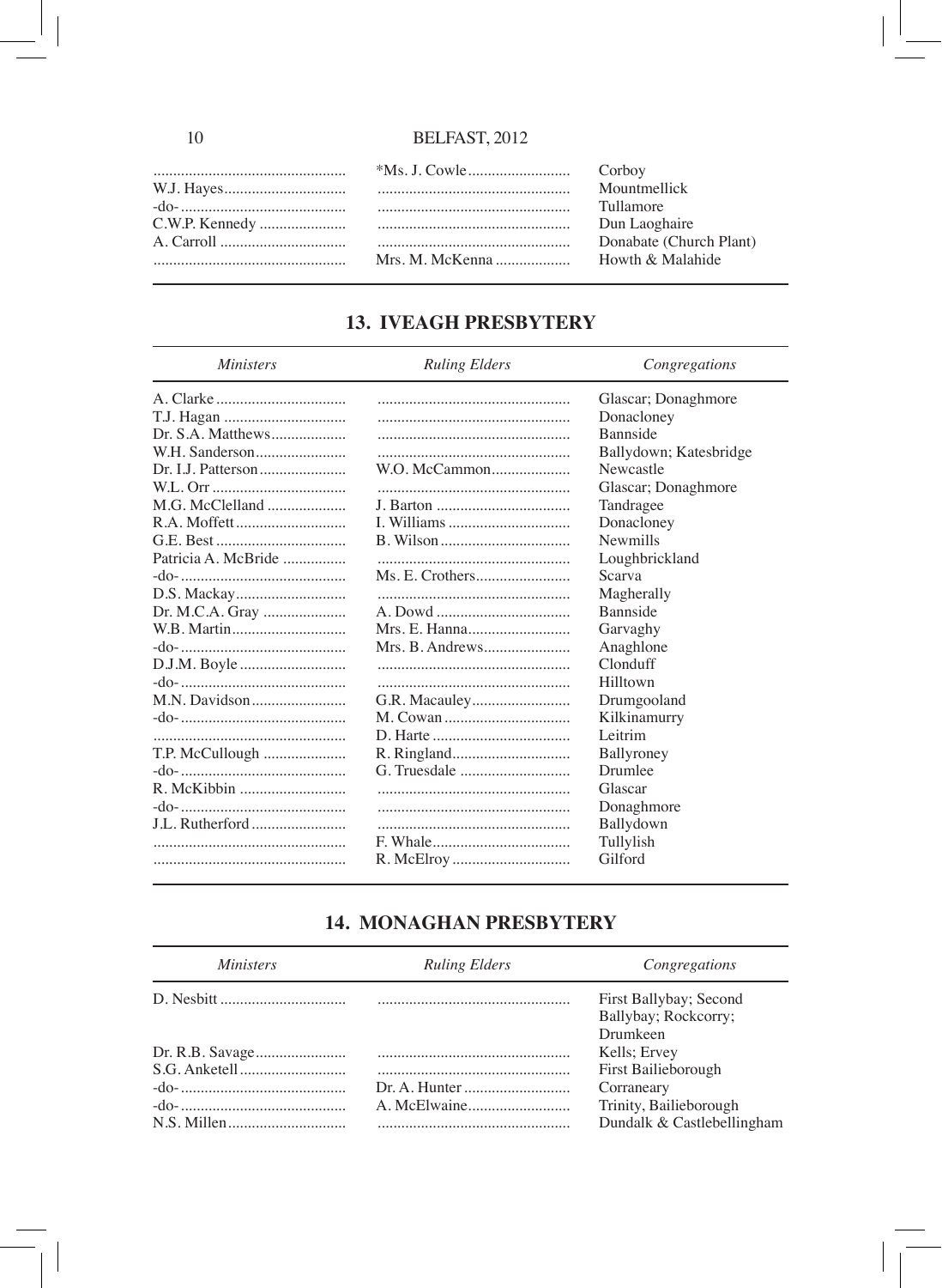| | | |
|---|---|---|
| | *Ms. J. Cowle | Corboy |
| W.J. Hayes | | Mountmellick |
| -do- | | Tullamore |
| C.W.P. Kennedy | | Dun Laoghaire |
| A. Carroll | | Donabate (Church Plant) |
| | Mrs. M. McKenna | Howth & Malahide |

## 13. IVEAGH PRESBYTERY

| *Ministers* | *Ruling Elders* | *Congregations* |
|---|---|---|
| A. Clarke | | Glascar; Donaghmore |
| T.J. Hagan | | Donacloney |
| Dr. S.A. Matthews | | Bannside |
| W.H. Sanderson | | Ballydown; Katesbridge |
| Dr. I.J. Patterson | W.O. McCammon | Newcastle |
| W.L. Orr | | Glascar; Donaghmore |
| M.G. McClelland | J. Barton | Tandragee |
| R.A. Moffett | I. Williams | Donacloney |
| G.E. Best | B. Wilson | Newmills |
| Patricia A. McBride | | Loughbrickland |
| -do- | Ms. E. Crothers | Scarva |
| D.S. Mackay | | Magherally |
| Dr. M.C.A. Gray | A. Dowd | Bannside |
| W.B. Martin | Mrs. E. Hanna | Garvaghy |
| -do- | Mrs. B. Andrews | Anaghlone |
| D.J.M. Boyle | | Clonduff |
| -do- | | Hilltown |
| M.N. Davidson | G.R. Macauley | Drumgooland |
| -do- | M. Cowan | Kilkinamurry |
| | D. Harte | Leitrim |
| T.P. McCullough | R. Ringland | Ballyroney |
| -do- | G. Truesdale | Drumlee |
| R. McKibbin | | Glascar |
| -do- | | Donaghmore |
| J.L. Rutherford | | Ballydown |
| | F. Whale | Tullylish |
| | R. McElroy | Gilford |

## 14. MONAGHAN PRESBYTERY

| *Ministers* | *Ruling Elders* | *Congregations* |
|---|---|---|
| D. Nesbitt | | First Ballybay; Second Ballybay; Rockcorry; Drumkeen |
| Dr. R.B. Savage | | Kells; Ervey |
| S.G. Anketell | | First Bailieborough |
| -do- | Dr. A. Hunter | Corraneary |
| -do- | A. McElwaine | Trinity, Bailieborough |
| N.S. Millen | | Dundalk & Castlebellingham |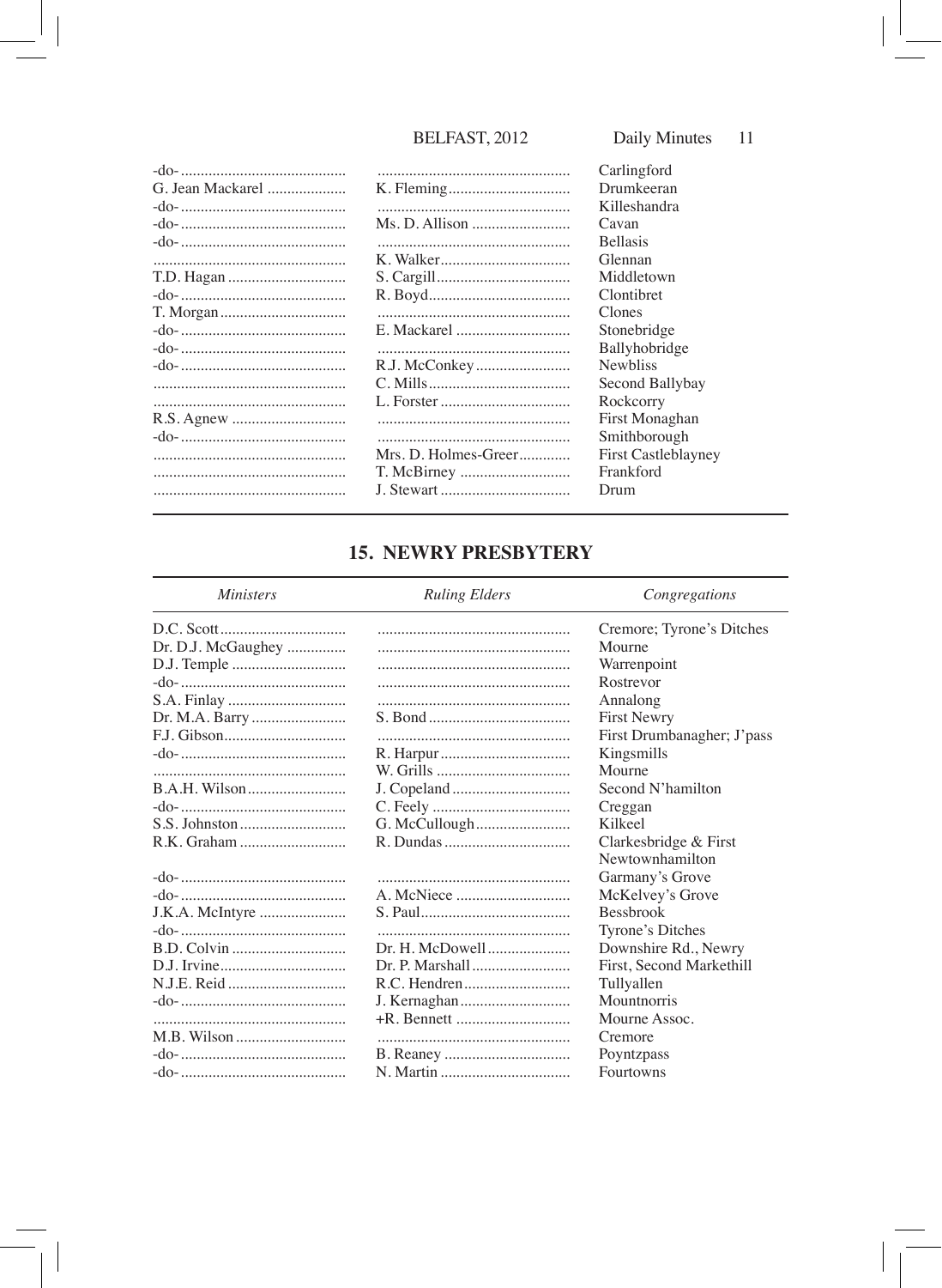| | | |
|---|---|---|
| -do- | | Carlingford |
| G. Jean Mackarel | K. Fleming | Drumkeeran |
| -do- | | Killeshandra |
| -do- | Ms. D. Allison | Cavan |
| -do- | | Bellasis |
| | K. Walker | Glennan |
| T.D. Hagan | S. Cargill | Middletown |
| -do- | R. Boyd | Clontibret |
| T. Morgan | | Clones |
| -do- | E. Mackarel | Stonebridge |
| -do- | | Ballyhobridge |
| -do- | R.J. McConkey | Newbliss |
| | C. Mills | Second Ballybay |
| | L. Forster | Rockcorry |
| R.S. Agnew | | First Monaghan |
| -do- | | Smithborough |
| | Mrs. D. Holmes-Greer | First Castleblayney |
| | T. McBirney | Frankford |
| | J. Stewart | Drum |

## 15. NEWRY PRESBYTERY

| *Ministers* | *Ruling Elders* | *Congregations* |
|---|---|---|
| D.C. Scott | | Cremore; Tyrone's Ditches |
| Dr. D.J. McGaughey | | Mourne |
| D.J. Temple | | Warrenpoint |
| -do- | | Rostrevor |
| S.A. Finlay | | Annalong |
| Dr. M.A. Barry | S. Bond | First Newry |
| F.J. Gibson | | First Drumbanagher; J'pass |
| -do- | R. Harpur | Kingsmills |
| | W. Grills | Mourne |
| B.A.H. Wilson | J. Copeland | Second N'hamilton |
| -do- | C. Feely | Creggan |
| S.S. Johnston | G. McCullough | Kilkeel |
| R.K. Graham | R. Dundas | Clarkesbridge & First Newtownhamilton |
| -do- | | Garmany's Grove |
| -do- | A. McNiece | McKelvey's Grove |
| J.K.A. McIntyre | S. Paul | Bessbrook |
| -do- | | Tyrone's Ditches |
| B.D. Colvin | Dr. H. McDowell | Downshire Rd., Newry |
| D.J. Irvine | Dr. P. Marshall | First, Second Markethill |
| N.J.E. Reid | R.C. Hendren | Tullyallen |
| -do- | J. Kernaghan | Mountnorris |
| | +R. Bennett | Mourne Assoc. |
| M.B. Wilson | | Cremore |
| -do- | B. Reaney | Poyntzpass |
| -do- | N. Martin | Fourtowns |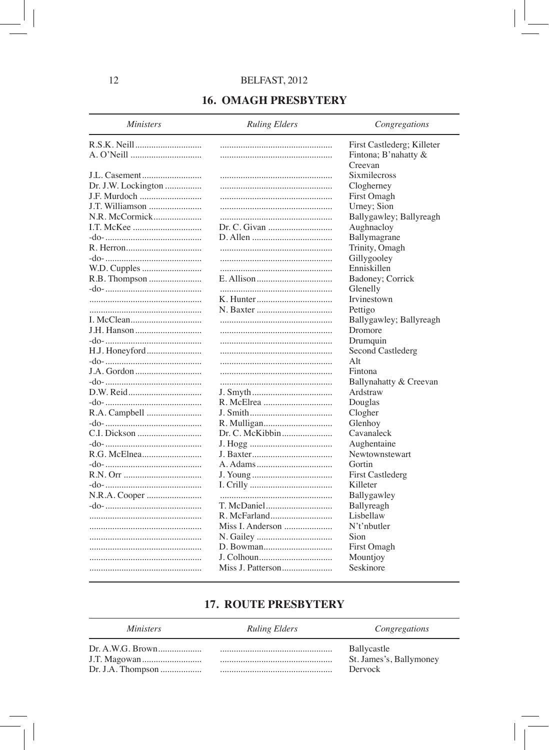## 16. OMAGH PRESBYTERY

| *Ministers* | *Ruling Elders* | *Congregations* |
|---|---|---|
| R.S.K. Neill | | First Castlederg; Killeter |
| A. O'Neill | | Fintona; B'nahatty & Creevan |
| J.L. Casement | | Sixmilecross |
| Dr. J.W. Lockington | | Clogherney |
| J.F. Murdoch | | First Omagh |
| J.T. Williamson | | Urney; Sion |
| N.R. McCormick | | Ballygawley; Ballyreagh |
| I.T. McKee | Dr. C. Givan | Aughnacloy |
| -do- | D. Allen | Ballymagrane |
| R. Herron | | Trinity, Omagh |
| -do- | | Gillygooley |
| W.D. Cupples | | Enniskillen |
| R.B. Thompson | E. Allison | Badoney; Corrick |
| -do- | | Glenelly |
| | K. Hunter | Irvinestown |
| | N. Baxter | Pettigo |
| I. McClean | | Ballygawley; Ballyreagh |
| J.H. Hanson | | Dromore |
| -do- | | Drumquin |
| H.J. Honeyford | | Second Castlederg |
| -do- | | Alt |
| J.A. Gordon | | Fintona |
| -do- | | Ballynahatty & Creevan |
| D.W. Reid | J. Smyth | Ardstraw |
| -do- | R. McElrea | Douglas |
| R.A. Campbell | J. Smith | Clogher |
| -do- | R. Mulligan | Glenhoy |
| C.I. Dickson | Dr. C. McKibbin | Cavanaleck |
| -do- | J. Hogg | Aughentaine |
| R.G. McElnea | J. Baxter | Newtownstewart |
| -do- | A. Adams | Gortin |
| R.N. Orr | J. Young | First Castlederg |
| -do- | I. Crilly | Killeter |
| N.R.A. Cooper | | Ballygawley |
| -do- | T. McDaniel | Ballyreagh |
| | R. McFarland | Lisbellaw |
| | Miss I. Anderson | N't'nbutler |
| | N. Gailey | Sion |
| | D. Bowman | First Omagh |
| | J. Colhoun | Mountjoy |
| | Miss J. Patterson | Seskinore |

## 17. ROUTE PRESBYTERY

| *Ministers* | *Ruling Elders* | *Congregations* |
|---|---|---|
| Dr. A.W.G. Brown | | Ballycastle |
| J.T. Magowan | | St. James's, Ballymoney |
| Dr. J.A. Thompson | | Dervock |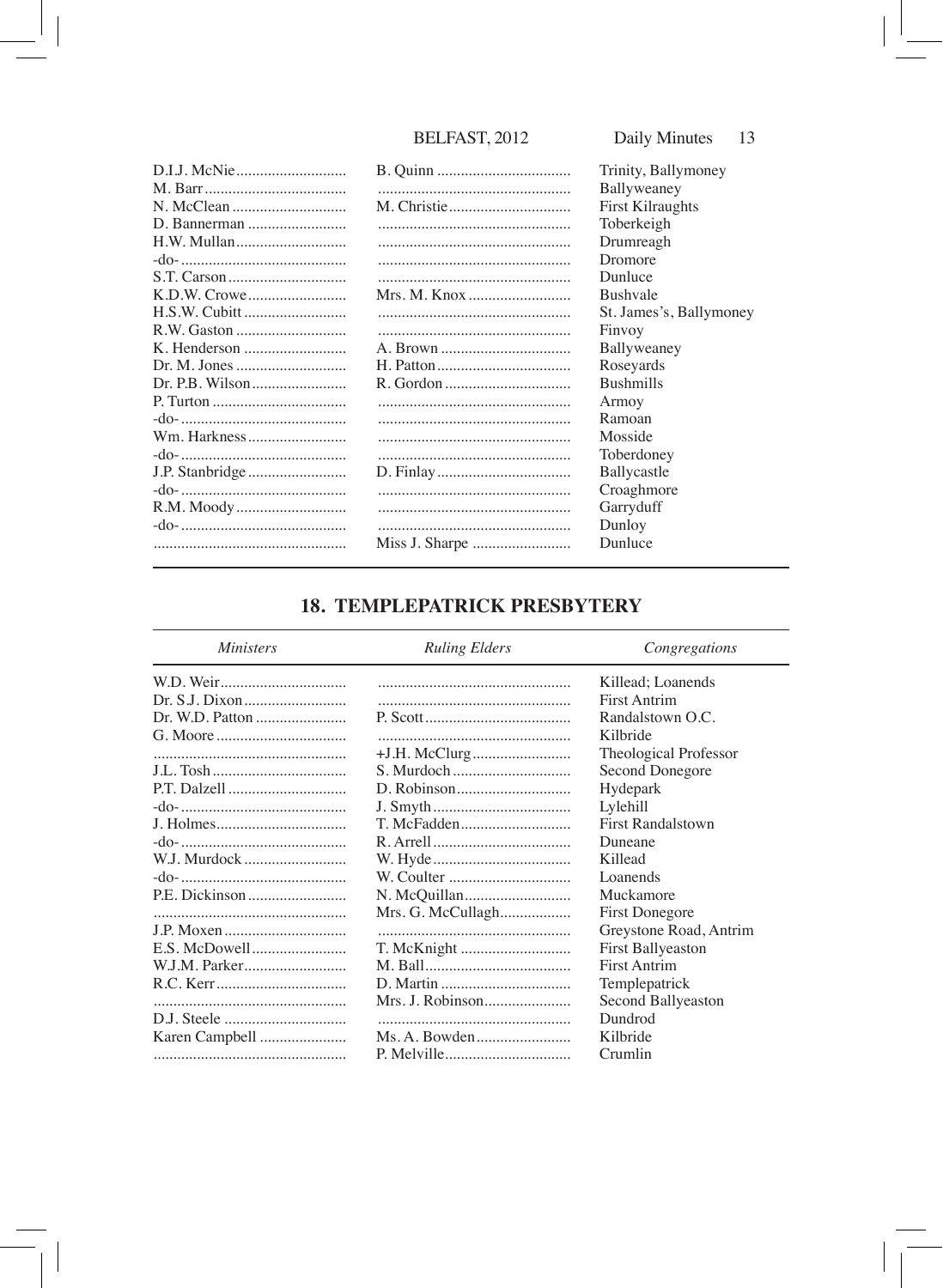| | | |
|---|---|---|
| D.I.J. McNie | B. Quinn | Trinity, Ballymoney |
| M. Barr | | Ballyweaney |
| N. McClean | M. Christie | First Kilraughts |
| D. Bannerman | | Toberkeigh |
| H.W. Mullan | | Drumreagh |
| -do- | | Dromore |
| S.T. Carson | | Dunluce |
| K.D.W. Crowe | Mrs. M. Knox | Bushvale |
| H.S.W. Cubitt | | St. James's, Ballymoney |
| R.W. Gaston | | Finvoy |
| K. Henderson | A. Brown | Ballyweaney |
| Dr. M. Jones | H. Patton | Roseyards |
| Dr. P.B. Wilson | R. Gordon | Bushmills |
| P. Turton | | Armoy |
| -do- | | Ramoan |
| Wm. Harkness | | Mosside |
| -do- | | Toberdoney |
| J.P. Stanbridge | D. Finlay | Ballycastle |
| -do- | | Croaghmore |
| R.M. Moody | | Garryduff |
| -do- | | Dunloy |
| | Miss J. Sharpe | Dunluce |

## 18. TEMPLEPATRICK PRESBYTERY

| *Ministers* | *Ruling Elders* | *Congregations* |
|---|---|---|
| W.D. Weir | | Killead; Loanends |
| Dr. S.J. Dixon | | First Antrim |
| Dr. W.D. Patton | P. Scott | Randalstown O.C. |
| G. Moore | | Kilbride |
| | +J.H. McClurg | Theological Professor |
| J.L. Tosh | S. Murdoch | Second Donegore |
| P.T. Dalzell | D. Robinson | Hydepark |
| -do- | J. Smyth | Lylehill |
| J. Holmes | T. McFadden | First Randalstown |
| -do- | R. Arrell | Duneane |
| W.J. Murdock | W. Hyde | Killead |
| -do- | W. Coulter | Loanends |
| P.E. Dickinson | N. McQuillan | Muckamore |
| | Mrs. G. McCullagh | First Donegore |
| J.P. Moxen | | Greystone Road, Antrim |
| E.S. McDowell | T. McKnight | First Ballyeaston |
| W.J.M. Parker | M. Ball | First Antrim |
| R.C. Kerr | D. Martin | Templepatrick |
| | Mrs. J. Robinson | Second Ballyeaston |
| D.J. Steele | | Dundrod |
| Karen Campbell | Ms. A. Bowden | Kilbride |
| | P. Melville | Crumlin |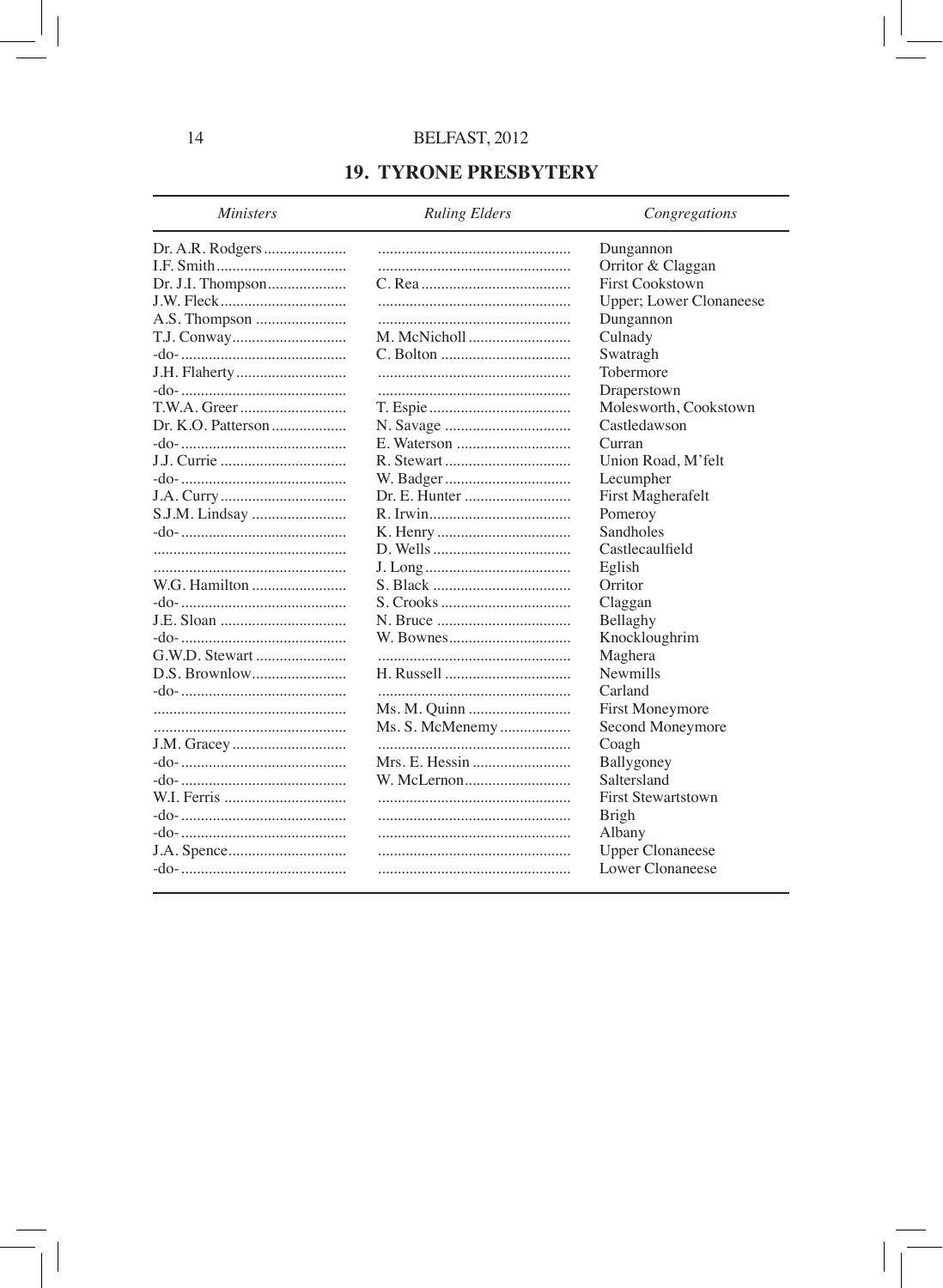## 19. TYRONE PRESBYTERY

| *Ministers* | *Ruling Elders* | *Congregations* |
|---|---|---|
| Dr. A.R. Rodgers | | Dungannon |
| I.F. Smith | | Orritor & Claggan |
| Dr. J.I. Thompson | C. Rea | First Cookstown |
| J.W. Fleck | | Upper; Lower Clonaneese |
| A.S. Thompson | | Dungannon |
| T.J. Conway | M. McNicholl | Culnady |
| -do- | C. Bolton | Swatragh |
| J.H. Flaherty | | Tobermore |
| -do- | | Draperstown |
| T.W.A. Greer | T. Espie | Molesworth, Cookstown |
| Dr. K.O. Patterson | N. Savage | Castledawson |
| -do- | E. Waterson | Curran |
| J.J. Currie | R. Stewart | Union Road, M'felt |
| -do- | W. Badger | Lecumpher |
| J.A. Curry | Dr. E. Hunter | First Magherafelt |
| S.J.M. Lindsay | R. Irwin | Pomeroy |
| -do- | K. Henry | Sandholes |
| | D. Wells | Castlecaulfield |
| | J. Long | Eglish |
| W.G. Hamilton | S. Black | Orritor |
| -do- | S. Crooks | Claggan |
| J.E. Sloan | N. Bruce | Bellaghy |
| -do- | W. Bownes | Knockloughrim |
| G.W.D. Stewart | | Maghera |
| D.S. Brownlow | H. Russell | Newmills |
| -do- | | Carland |
| | Ms. M. Quinn | First Moneymore |
| | Ms. S. McMenemy | Second Moneymore |
| J.M. Gracey | | Coagh |
| -do- | Mrs. E. Hessin | Ballygoney |
| -do- | W. McLernon | Saltersland |
| W.I. Ferris | | First Stewartstown |
| -do- | | Brigh |
| -do- | | Albany |
| J.A. Spence | | Upper Clonaneese |
| -do- | | Lower Clonaneese |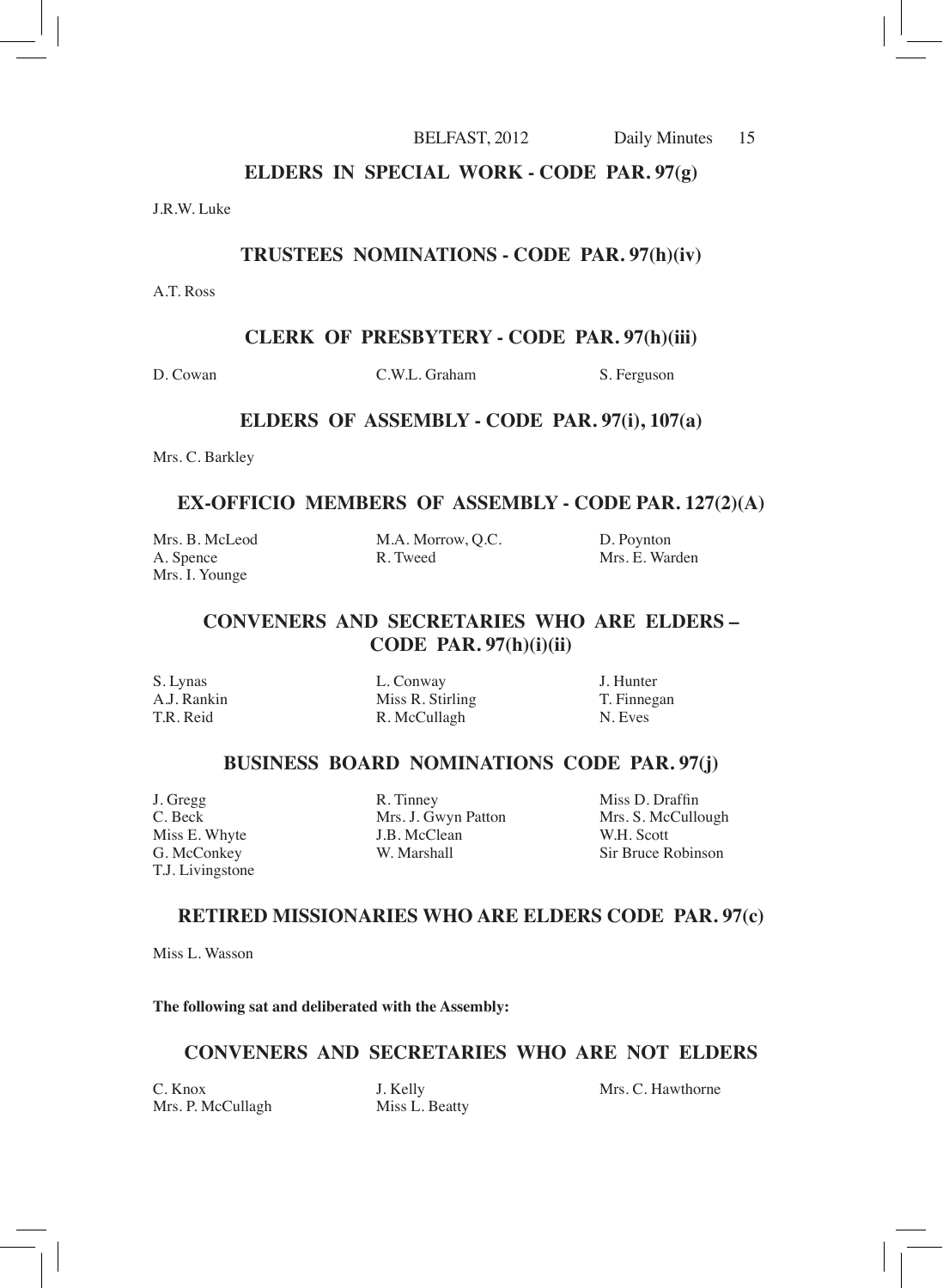## ELDERS IN SPECIAL WORK - CODE PAR. 97(g)

J.R.W. Luke

## TRUSTEES NOMINATIONS - CODE PAR. 97(h)(iv)

A.T. Ross

## CLERK OF PRESBYTERY - CODE PAR. 97(h)(iii)

D. Cowan, C.W.L. Graham, S. Ferguson

## ELDERS OF ASSEMBLY - CODE PAR. 97(i), 107(a)

Mrs. C. Barkley

## EX-OFFICIO MEMBERS OF ASSEMBLY - CODE PAR. 127(2)(A)

Mrs. B. McLeod, M.A. Morrow, Q.C., D. Poynton, A. Spence, R. Tweed, Mrs. E. Warden, Mrs. I. Younge

## CONVENERS AND SECRETARIES WHO ARE ELDERS – CODE PAR. 97(h)(i)(ii)

S. Lynas, L. Conway, J. Hunter, A.J. Rankin, Miss R. Stirling, T. Finnegan, T.R. Reid, R. McCullagh, N. Eves

## BUSINESS BOARD NOMINATIONS CODE PAR. 97(j)

J. Gregg, R. Tinney, Miss D. Draffin, C. Beck, Mrs. J. Gwyn Patton, Mrs. S. McCullough, Miss E. Whyte, J.B. McClean, W.H. Scott, G. McConkey, W. Marshall, Sir Bruce Robinson, T.J. Livingstone

## RETIRED MISSIONARIES WHO ARE ELDERS CODE PAR. 97(c)

Miss L. Wasson

**The following sat and deliberated with the Assembly:**

## CONVENERS AND SECRETARIES WHO ARE NOT ELDERS

C. Knox, J. Kelly, Mrs. C. Hawthorne, Mrs. P. McCullagh, Miss L. Beatty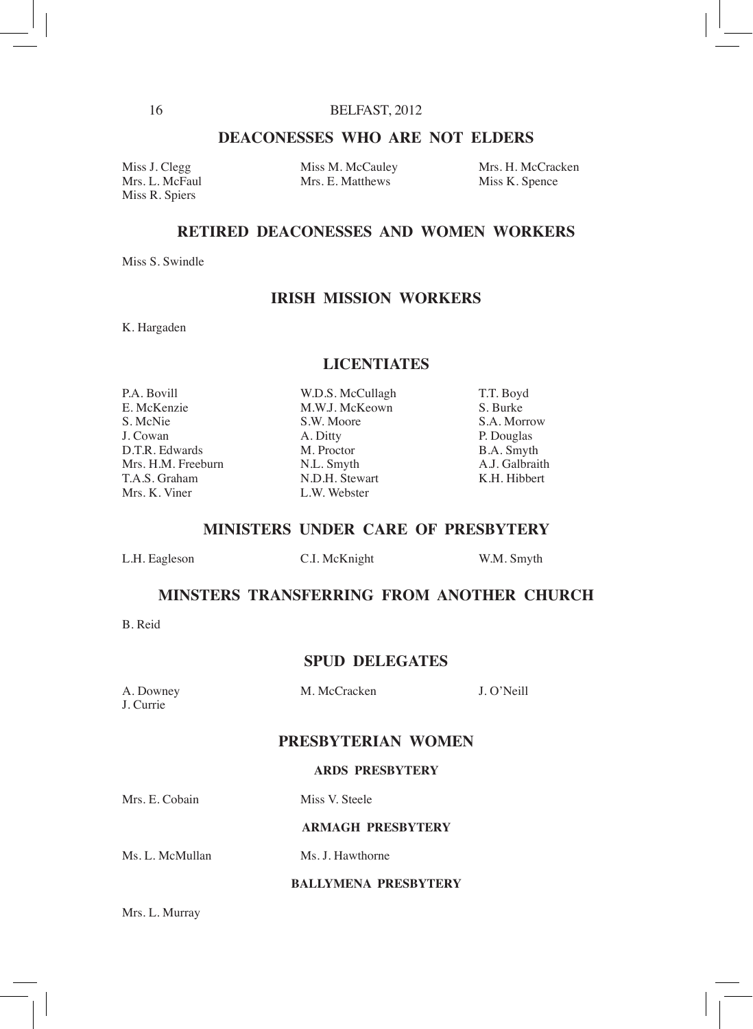## DEACONESSES WHO ARE NOT ELDERS

Miss J. Clegg
Miss M. McCauley
Mrs. H. McCracken
Mrs. L. McFaul
Mrs. E. Matthews
Miss K. Spence
Miss R. Spiers

## RETIRED DEACONESSES AND WOMEN WORKERS

Miss S. Swindle

## IRISH MISSION WORKERS

K. Hargaden

## LICENTIATES

P.A. Bovill
W.D.S. McCullagh
T.T. Boyd
E. McKenzie
M.W.J. McKeown
S. Burke
S. McNie
S.W. Moore
S.A. Morrow
J. Cowan
A. Ditty
P. Douglas
D.T.R. Edwards
M. Proctor
B.A. Smyth
Mrs. H.M. Freeburn
N.L. Smyth
A.J. Galbraith
T.A.S. Graham
N.D.H. Stewart
K.H. Hibbert
Mrs. K. Viner
L.W. Webster

## MINISTERS UNDER CARE OF PRESBYTERY

L.H. Eagleson
C.I. McKnight
W.M. Smyth

## MINSTERS TRANSFERRING FROM ANOTHER CHURCH

B. Reid

## SPUD DELEGATES

A. Downey
M. McCracken
J. O'Neill
J. Currie

## PRESBYTERIAN WOMEN

### ARDS PRESBYTERY

Mrs. E. Cobain
Miss V. Steele

### ARMAGH PRESBYTERY

Ms. L. McMullan
Ms. J. Hawthorne

### BALLYMENA PRESBYTERY

Mrs. L. Murray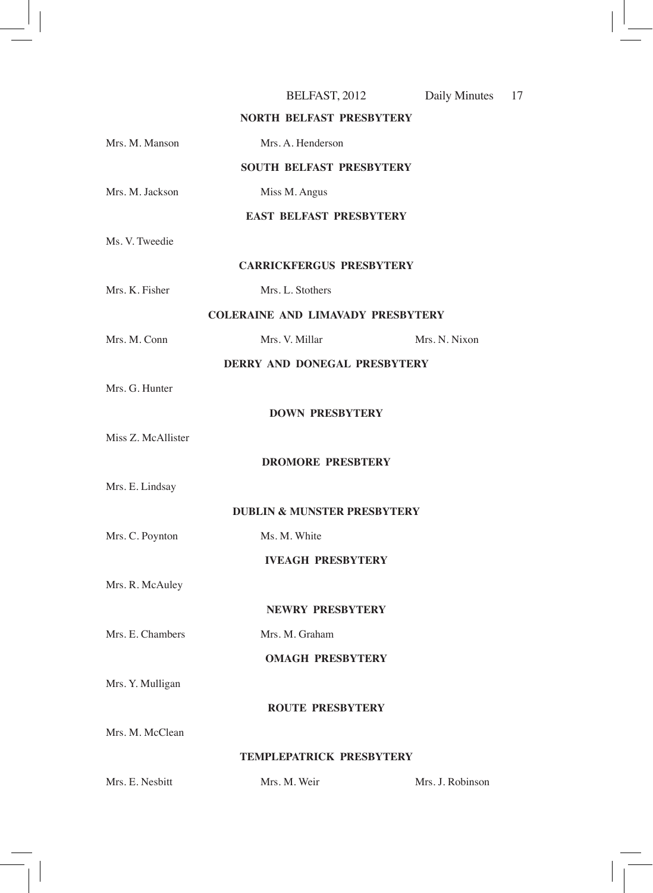**NORTH BELFAST PRESBYTERY**

Mrs. M. Manson Mrs. A. Henderson

**SOUTH BELFAST PRESBYTERY**

Mrs. M. Jackson Miss M. Angus

**EAST BELFAST PRESBYTERY**

Ms. V. Tweedie

**CARRICKFERGUS PRESBYTERY**

Mrs. K. Fisher Mrs. L. Stothers

**COLERAINE AND LIMAVADY PRESBYTERY**

Mrs. M. Conn Mrs. V. Millar Mrs. N. Nixon

**DERRY AND DONEGAL PRESBYTERY**

Mrs. G. Hunter

**DOWN PRESBYTERY**

Miss Z. McAllister

**DROMORE PRESBTERY**

Mrs. E. Lindsay

**DUBLIN & MUNSTER PRESBYTERY**

Mrs. C. Poynton Ms. M. White

**IVEAGH PRESBYTERY**

Mrs. R. McAuley

**NEWRY PRESBYTERY**

Mrs. E. Chambers Mrs. M. Graham

**OMAGH PRESBYTERY**

Mrs. Y. Mulligan

**ROUTE PRESBYTERY**

Mrs. M. McClean

**TEMPLEPATRICK PRESBYTERY**

Mrs. E. Nesbitt Mrs. M. Weir Mrs. J. Robinson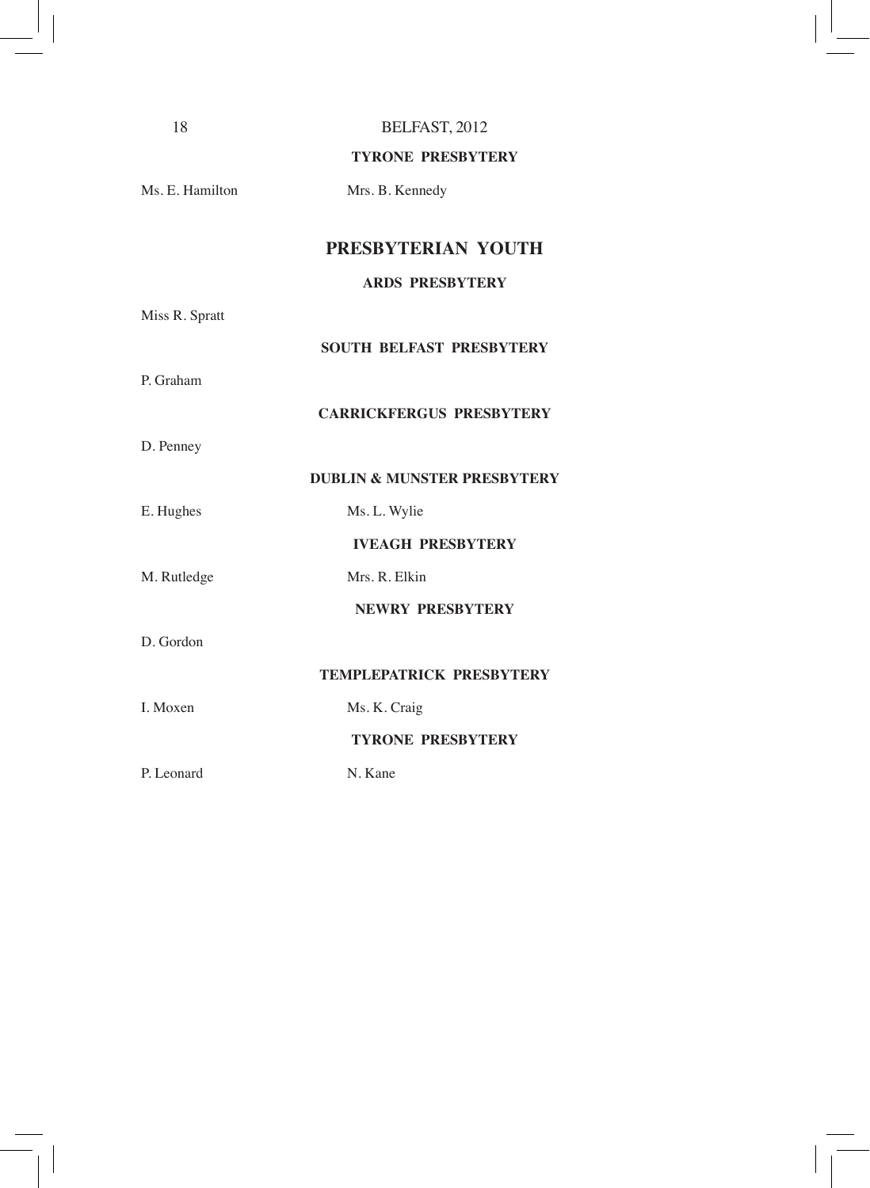### TYRONE PRESBYTERY

Ms. E. Hamilton  Mrs. B. Kennedy

## PRESBYTERIAN YOUTH

### ARDS PRESBYTERY

Miss R. Spratt

### SOUTH BELFAST PRESBYTERY

P. Graham

### CARRICKFERGUS PRESBYTERY

D. Penney

### DUBLIN & MUNSTER PRESBYTERY

E. Hughes  Ms. L. Wylie

### IVEAGH PRESBYTERY

M. Rutledge  Mrs. R. Elkin

### NEWRY PRESBYTERY

D. Gordon

### TEMPLEPATRICK PRESBYTERY

I. Moxen  Ms. K. Craig

### TYRONE PRESBYTERY

P. Leonard  N. Kane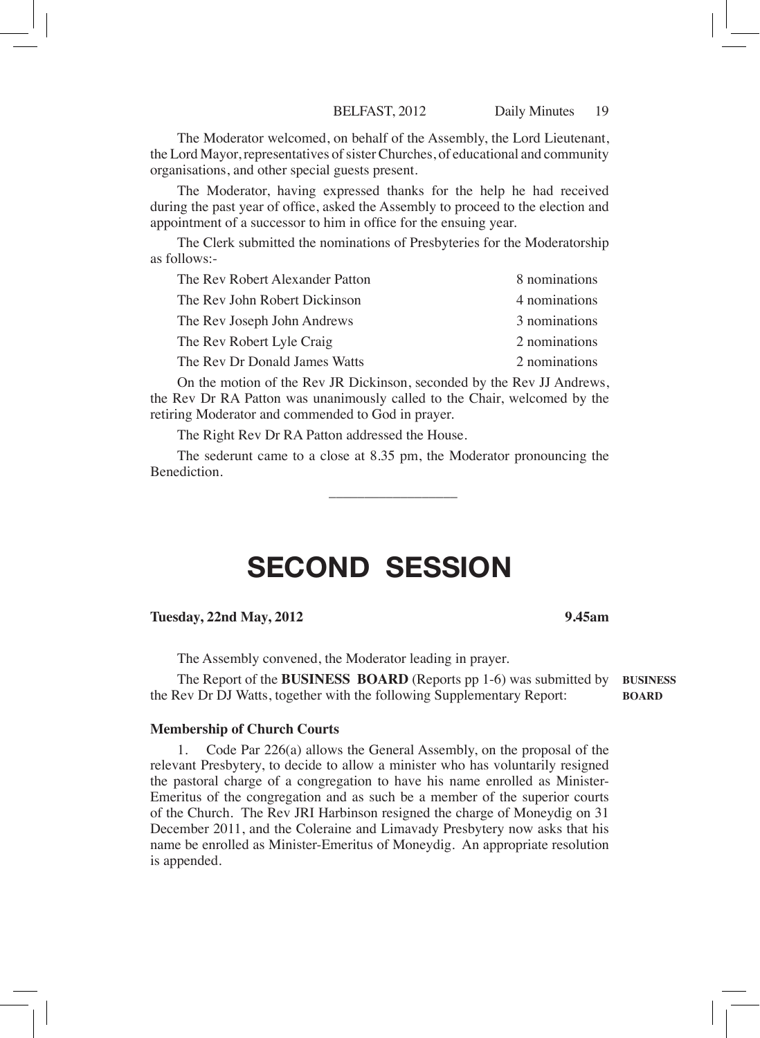The Moderator welcomed, on behalf of the Assembly, the Lord Lieutenant, the Lord Mayor, representatives of sister Churches, of educational and community organisations, and other special guests present.

The Moderator, having expressed thanks for the help he had received during the past year of office, asked the Assembly to proceed to the election and appointment of a successor to him in office for the ensuing year.

The Clerk submitted the nominations of Presbyteries for the Moderatorship as follows:-

| | |
|---|---|
| The Rev Robert Alexander Patton | 8 nominations |
| The Rev John Robert Dickinson | 4 nominations |
| The Rev Joseph John Andrews | 3 nominations |
| The Rev Robert Lyle Craig | 2 nominations |
| The Rev Dr Donald James Watts | 2 nominations |

On the motion of the Rev JR Dickinson, seconded by the Rev JJ Andrews, the Rev Dr RA Patton was unanimously called to the Chair, welcomed by the retiring Moderator and commended to God in prayer.

The Right Rev Dr RA Patton addressed the House.

The sederunt came to a close at 8.35 pm, the Moderator pronouncing the Benediction.

---

# SECOND SESSION

**Tuesday, 22nd May, 2012** **9.45am**

The Assembly convened, the Moderator leading in prayer.

**BUSINESS BOARD**

The Report of the **BUSINESS BOARD** (Reports pp 1-6) was submitted by the Rev Dr DJ Watts, together with the following Supplementary Report:

**Membership of Church Courts**

1. Code Par 226(a) allows the General Assembly, on the proposal of the relevant Presbytery, to decide to allow a minister who has voluntarily resigned the pastoral charge of a congregation to have his name enrolled as Minister-Emeritus of the congregation and as such be a member of the superior courts of the Church. The Rev JRI Harbinson resigned the charge of Moneydig on 31 December 2011, and the Coleraine and Limavady Presbytery now asks that his name be enrolled as Minister-Emeritus of Moneydig. An appropriate resolution is appended.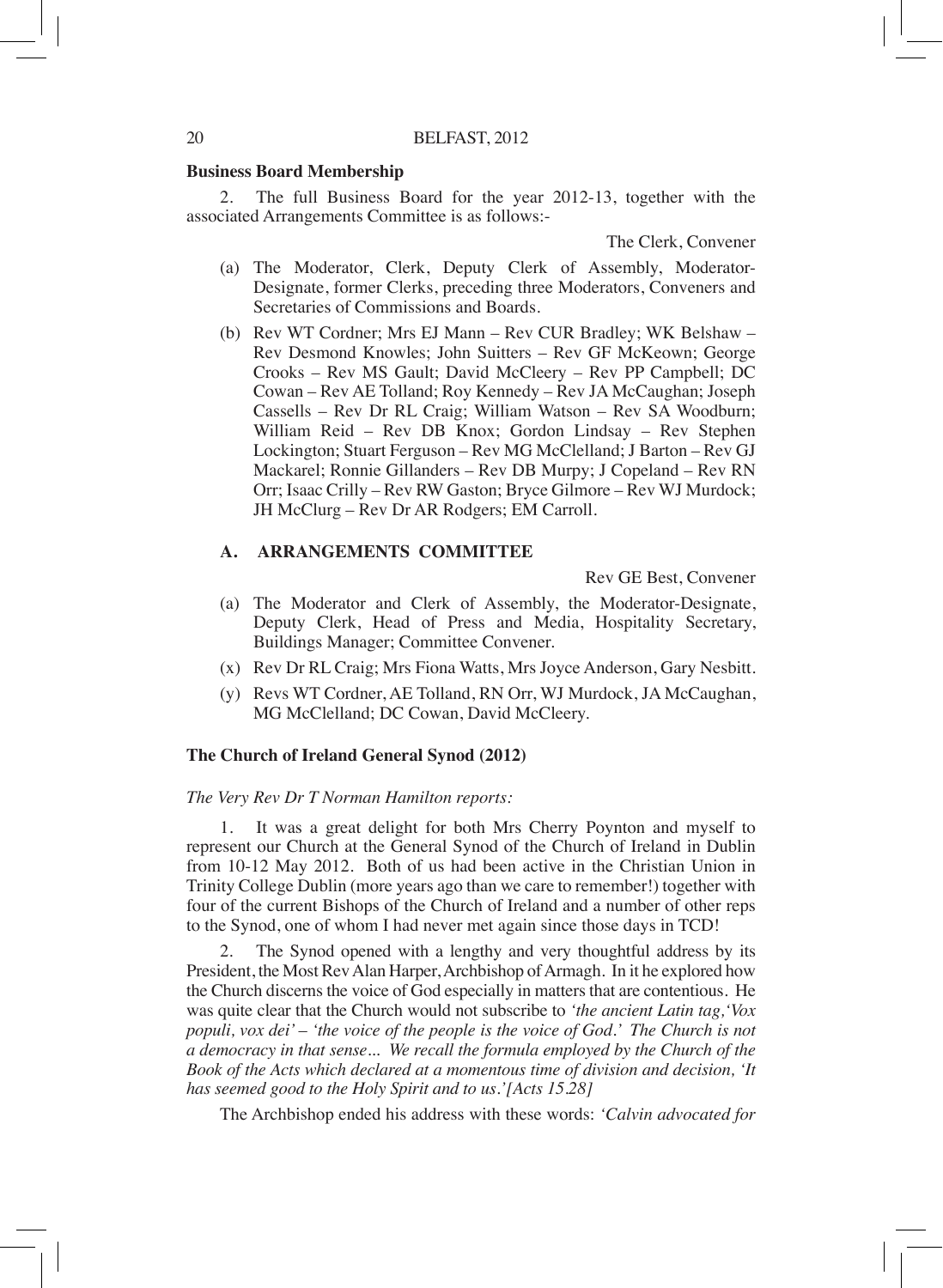**Business Board Membership**

2. The full Business Board for the year 2012-13, together with the associated Arrangements Committee is as follows:-

The Clerk, Convener

(a) The Moderator, Clerk, Deputy Clerk of Assembly, Moderator-Designate, former Clerks, preceding three Moderators, Conveners and Secretaries of Commissions and Boards.

(b) Rev WT Cordner; Mrs EJ Mann – Rev CUR Bradley; WK Belshaw – Rev Desmond Knowles; John Suitters – Rev GF McKeown; George Crooks – Rev MS Gault; David McCleery – Rev PP Campbell; DC Cowan – Rev AE Tolland; Roy Kennedy – Rev JA McCaughan; Joseph Cassells – Rev Dr RL Craig; William Watson – Rev SA Woodburn; William Reid – Rev DB Knox; Gordon Lindsay – Rev Stephen Lockington; Stuart Ferguson – Rev MG McClelland; J Barton – Rev GJ Mackarel; Ronnie Gillanders – Rev DB Murpy; J Copeland – Rev RN Orr; Isaac Crilly – Rev RW Gaston; Bryce Gilmore – Rev WJ Murdock; JH McClurg – Rev Dr AR Rodgers; EM Carroll.

## A. ARRANGEMENTS COMMITTEE

Rev GE Best, Convener

(a) The Moderator and Clerk of Assembly, the Moderator-Designate, Deputy Clerk, Head of Press and Media, Hospitality Secretary, Buildings Manager; Committee Convener.

(x) Rev Dr RL Craig; Mrs Fiona Watts, Mrs Joyce Anderson, Gary Nesbitt.

(y) Revs WT Cordner, AE Tolland, RN Orr, WJ Murdock, JA McCaughan, MG McClelland; DC Cowan, David McCleery.

**The Church of Ireland General Synod (2012)**

*The Very Rev Dr T Norman Hamilton reports:*

1. It was a great delight for both Mrs Cherry Poynton and myself to represent our Church at the General Synod of the Church of Ireland in Dublin from 10-12 May 2012. Both of us had been active in the Christian Union in Trinity College Dublin (more years ago than we care to remember!) together with four of the current Bishops of the Church of Ireland and a number of other reps to the Synod, one of whom I had never met again since those days in TCD!

2. The Synod opened with a lengthy and very thoughtful address by its President, the Most Rev Alan Harper, Archbishop of Armagh. In it he explored how the Church discerns the voice of God especially in matters that are contentious. He was quite clear that the Church would not subscribe to *'the ancient Latin tag, 'Vox populi, vox dei' – 'the voice of the people is the voice of God.' The Church is not a democracy in that sense... We recall the formula employed by the Church of the Book of the Acts which declared at a momentous time of division and decision, 'It has seemed good to the Holy Spirit and to us.'[Acts 15.28]*

The Archbishop ended his address with these words: *'Calvin advocated for*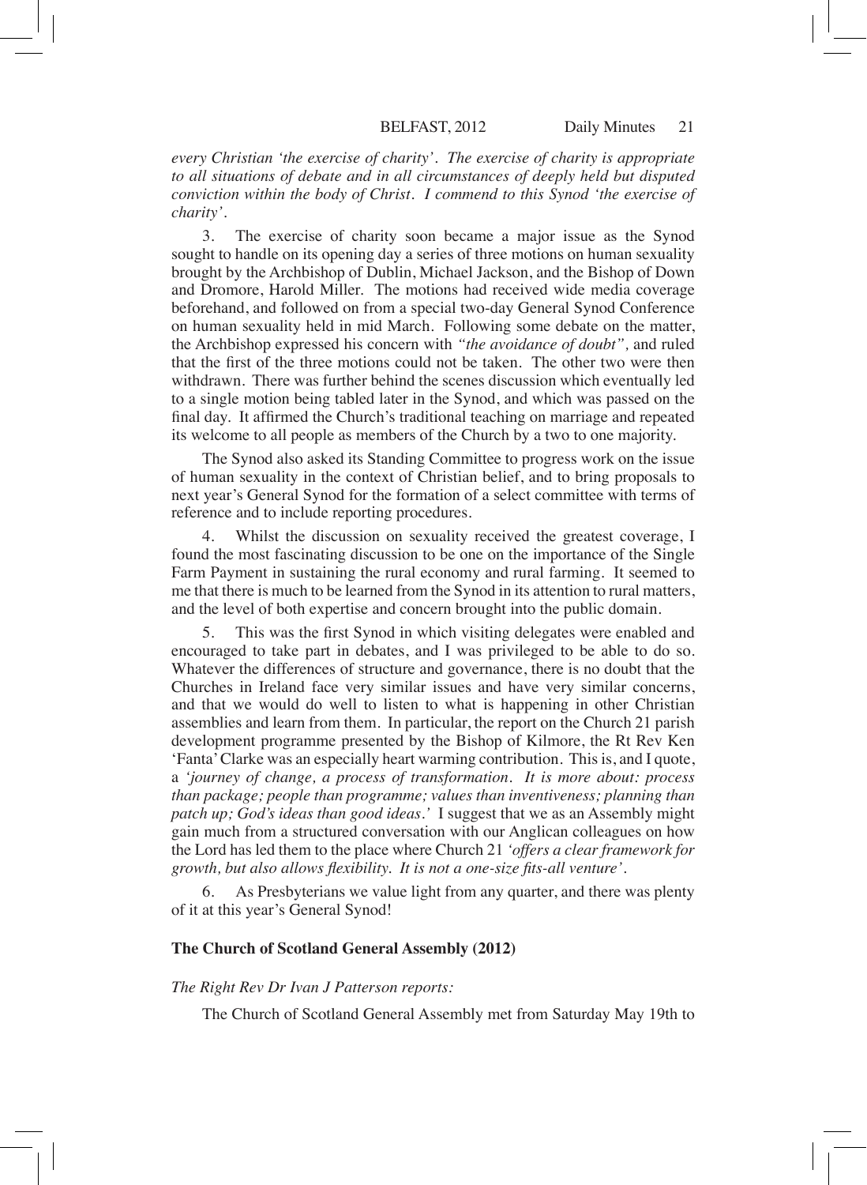*every Christian 'the exercise of charity'. The exercise of charity is appropriate to all situations of debate and in all circumstances of deeply held but disputed conviction within the body of Christ. I commend to this Synod 'the exercise of charity'.*

3. The exercise of charity soon became a major issue as the Synod sought to handle on its opening day a series of three motions on human sexuality brought by the Archbishop of Dublin, Michael Jackson, and the Bishop of Down and Dromore, Harold Miller. The motions had received wide media coverage beforehand, and followed on from a special two-day General Synod Conference on human sexuality held in mid March. Following some debate on the matter, the Archbishop expressed his concern with *"the avoidance of doubt",* and ruled that the first of the three motions could not be taken. The other two were then withdrawn. There was further behind the scenes discussion which eventually led to a single motion being tabled later in the Synod, and which was passed on the final day. It affirmed the Church's traditional teaching on marriage and repeated its welcome to all people as members of the Church by a two to one majority.

The Synod also asked its Standing Committee to progress work on the issue of human sexuality in the context of Christian belief, and to bring proposals to next year's General Synod for the formation of a select committee with terms of reference and to include reporting procedures.

4. Whilst the discussion on sexuality received the greatest coverage, I found the most fascinating discussion to be one on the importance of the Single Farm Payment in sustaining the rural economy and rural farming. It seemed to me that there is much to be learned from the Synod in its attention to rural matters, and the level of both expertise and concern brought into the public domain.

5. This was the first Synod in which visiting delegates were enabled and encouraged to take part in debates, and I was privileged to be able to do so. Whatever the differences of structure and governance, there is no doubt that the Churches in Ireland face very similar issues and have very similar concerns, and that we would do well to listen to what is happening in other Christian assemblies and learn from them. In particular, the report on the Church 21 parish development programme presented by the Bishop of Kilmore, the Rt Rev Ken 'Fanta' Clarke was an especially heart warming contribution. This is, and I quote, a *'journey of change, a process of transformation. It is more about: process than package; people than programme; values than inventiveness; planning than patch up; God's ideas than good ideas.'* I suggest that we as an Assembly might gain much from a structured conversation with our Anglican colleagues on how the Lord has led them to the place where Church 21 *'offers a clear framework for growth, but also allows flexibility. It is not a one-size fits-all venture'.*

6. As Presbyterians we value light from any quarter, and there was plenty of it at this year's General Synod!

**The Church of Scotland General Assembly (2012)**

*The Right Rev Dr Ivan J Patterson reports:*

The Church of Scotland General Assembly met from Saturday May 19th to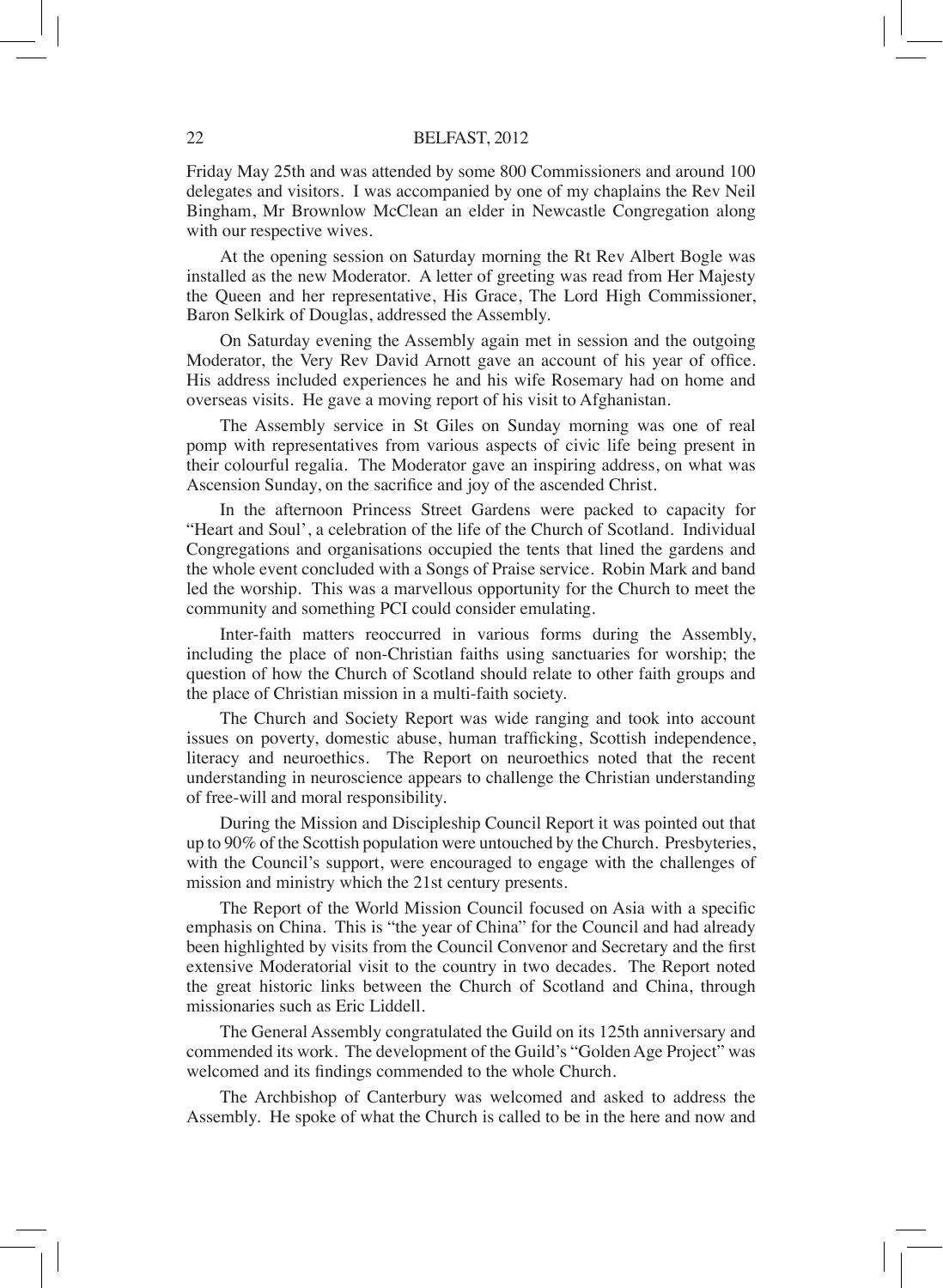Friday May 25th and was attended by some 800 Commissioners and around 100 delegates and visitors. I was accompanied by one of my chaplains the Rev Neil Bingham, Mr Brownlow McClean an elder in Newcastle Congregation along with our respective wives.

At the opening session on Saturday morning the Rt Rev Albert Bogle was installed as the new Moderator. A letter of greeting was read from Her Majesty the Queen and her representative, His Grace, The Lord High Commissioner, Baron Selkirk of Douglas, addressed the Assembly.

On Saturday evening the Assembly again met in session and the outgoing Moderator, the Very Rev David Arnott gave an account of his year of office. His address included experiences he and his wife Rosemary had on home and overseas visits. He gave a moving report of his visit to Afghanistan.

The Assembly service in St Giles on Sunday morning was one of real pomp with representatives from various aspects of civic life being present in their colourful regalia. The Moderator gave an inspiring address, on what was Ascension Sunday, on the sacrifice and joy of the ascended Christ.

In the afternoon Princess Street Gardens were packed to capacity for "Heart and Soul', a celebration of the life of the Church of Scotland. Individual Congregations and organisations occupied the tents that lined the gardens and the whole event concluded with a Songs of Praise service. Robin Mark and band led the worship. This was a marvellous opportunity for the Church to meet the community and something PCI could consider emulating.

Inter-faith matters reoccurred in various forms during the Assembly, including the place of non-Christian faiths using sanctuaries for worship; the question of how the Church of Scotland should relate to other faith groups and the place of Christian mission in a multi-faith society.

The Church and Society Report was wide ranging and took into account issues on poverty, domestic abuse, human trafficking, Scottish independence, literacy and neuroethics. The Report on neuroethics noted that the recent understanding in neuroscience appears to challenge the Christian understanding of free-will and moral responsibility.

During the Mission and Discipleship Council Report it was pointed out that up to 90% of the Scottish population were untouched by the Church. Presbyteries, with the Council's support, were encouraged to engage with the challenges of mission and ministry which the 21st century presents.

The Report of the World Mission Council focused on Asia with a specific emphasis on China. This is "the year of China" for the Council and had already been highlighted by visits from the Council Convenor and Secretary and the first extensive Moderatorial visit to the country in two decades. The Report noted the great historic links between the Church of Scotland and China, through missionaries such as Eric Liddell.

The General Assembly congratulated the Guild on its 125th anniversary and commended its work. The development of the Guild's "Golden Age Project" was welcomed and its findings commended to the whole Church.

The Archbishop of Canterbury was welcomed and asked to address the Assembly. He spoke of what the Church is called to be in the here and now and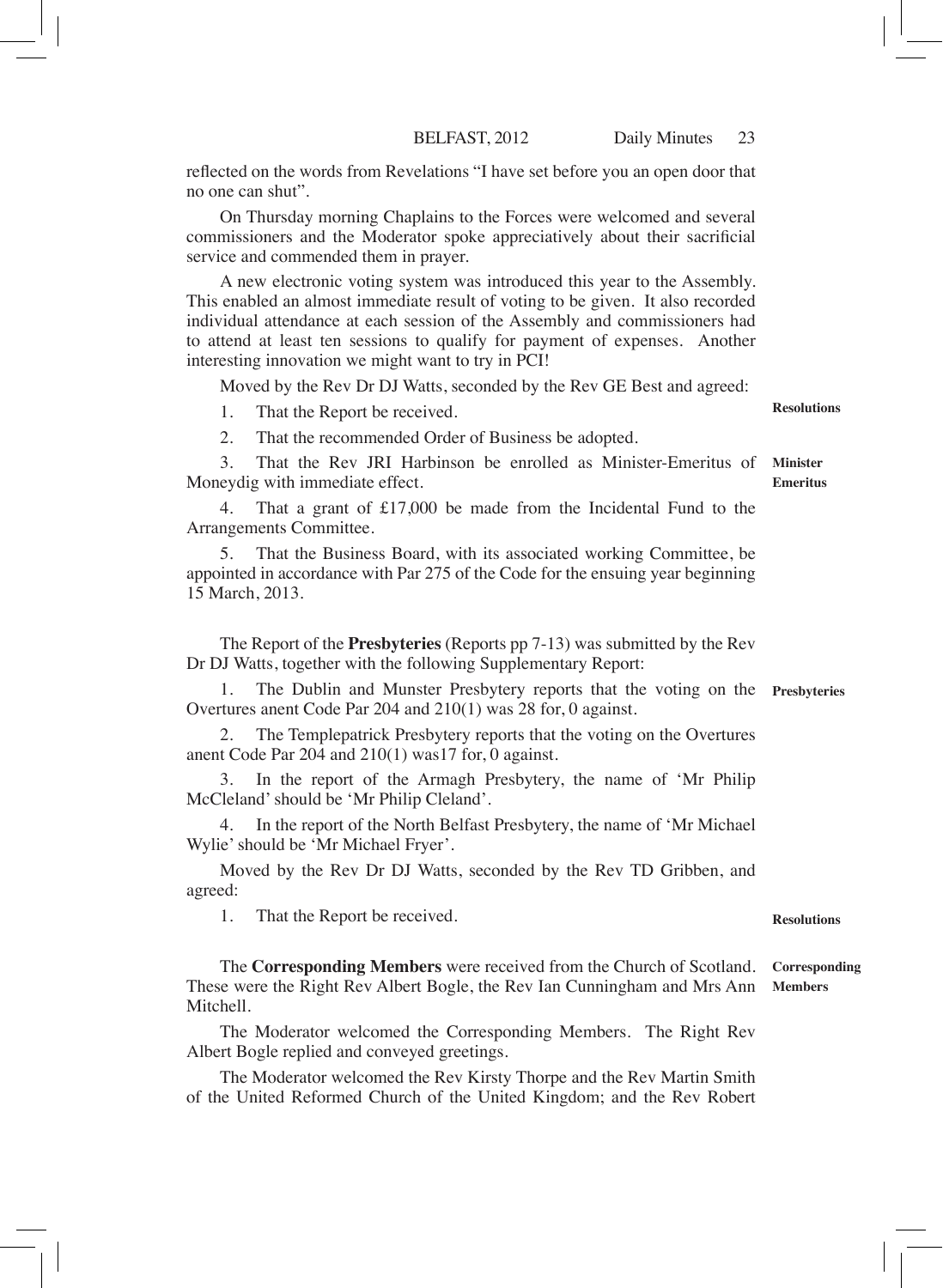reflected on the words from Revelations "I have set before you an open door that no one can shut".

On Thursday morning Chaplains to the Forces were welcomed and several commissioners and the Moderator spoke appreciatively about their sacrificial service and commended them in prayer.

A new electronic voting system was introduced this year to the Assembly. This enabled an almost immediate result of voting to be given. It also recorded individual attendance at each session of the Assembly and commissioners had to attend at least ten sessions to qualify for payment of expenses. Another interesting innovation we might want to try in PCI!

Moved by the Rev Dr DJ Watts, seconded by the Rev GE Best and agreed:

**Resolutions**

1. That the Report be received.

2. That the recommended Order of Business be adopted.

**Minister Emeritus**

3. That the Rev JRI Harbinson be enrolled as Minister-Emeritus of Moneydig with immediate effect.

4. That a grant of £17,000 be made from the Incidental Fund to the Arrangements Committee.

5. That the Business Board, with its associated working Committee, be appointed in accordance with Par 275 of the Code for the ensuing year beginning 15 March, 2013.

The Report of the **Presbyteries** (Reports pp 7-13) was submitted by the Rev Dr DJ Watts, together with the following Supplementary Report:

**Presbyteries**

1. The Dublin and Munster Presbytery reports that the voting on the Overtures anent Code Par 204 and 210(1) was 28 for, 0 against.

2. The Templepatrick Presbytery reports that the voting on the Overtures anent Code Par 204 and 210(1) was17 for, 0 against.

3. In the report of the Armagh Presbytery, the name of 'Mr Philip McCleland' should be 'Mr Philip Cleland'.

4. In the report of the North Belfast Presbytery, the name of 'Mr Michael Wylie' should be 'Mr Michael Fryer'.

Moved by the Rev Dr DJ Watts, seconded by the Rev TD Gribben, and agreed:

**Resolutions**

1. That the Report be received.

**Corresponding Members**

The **Corresponding Members** were received from the Church of Scotland. These were the Right Rev Albert Bogle, the Rev Ian Cunningham and Mrs Ann Mitchell.

The Moderator welcomed the Corresponding Members. The Right Rev Albert Bogle replied and conveyed greetings.

The Moderator welcomed the Rev Kirsty Thorpe and the Rev Martin Smith of the United Reformed Church of the United Kingdom; and the Rev Robert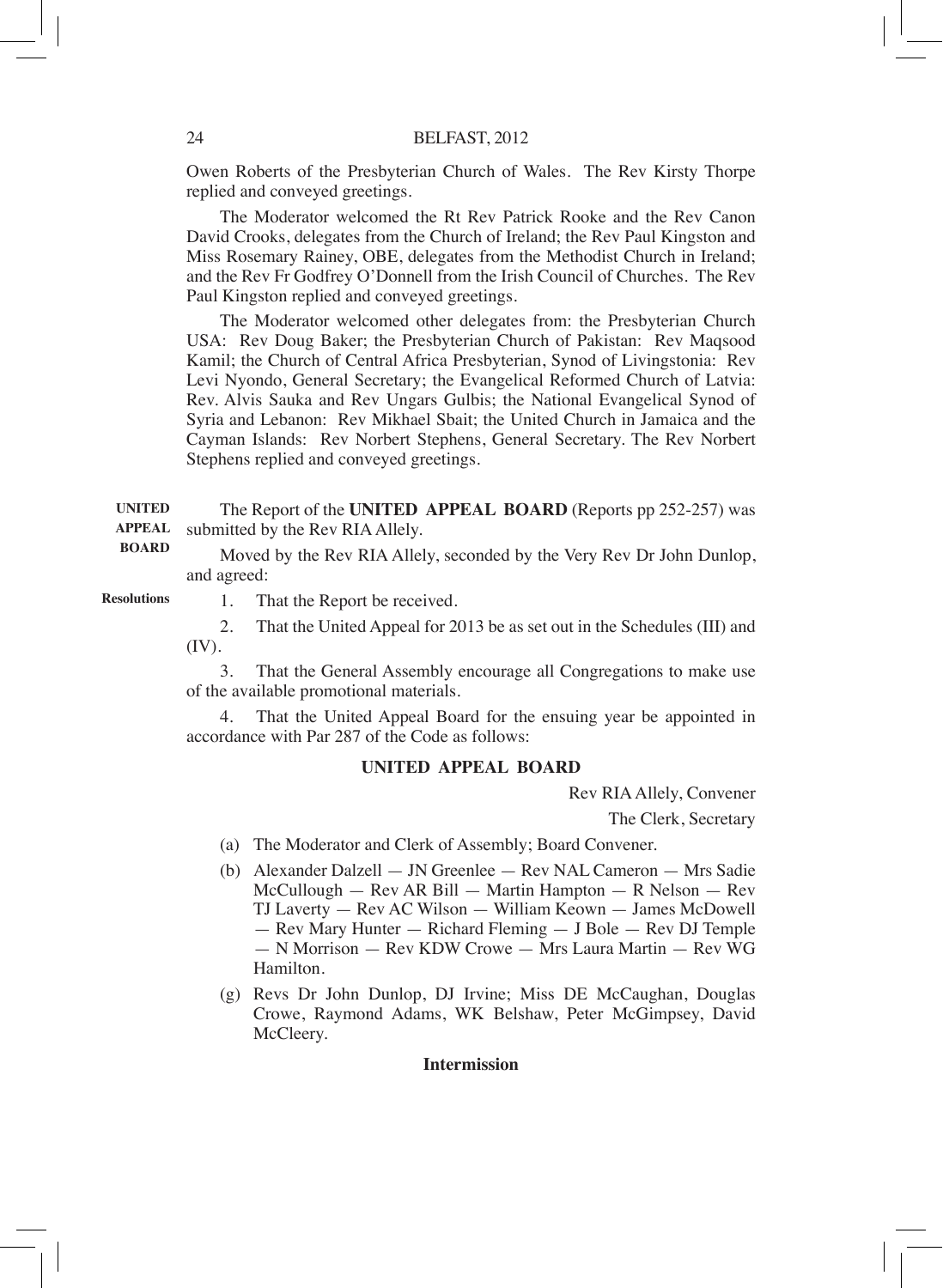Owen Roberts of the Presbyterian Church of Wales. The Rev Kirsty Thorpe replied and conveyed greetings.

The Moderator welcomed the Rt Rev Patrick Rooke and the Rev Canon David Crooks, delegates from the Church of Ireland; the Rev Paul Kingston and Miss Rosemary Rainey, OBE, delegates from the Methodist Church in Ireland; and the Rev Fr Godfrey O'Donnell from the Irish Council of Churches. The Rev Paul Kingston replied and conveyed greetings.

The Moderator welcomed other delegates from: the Presbyterian Church USA: Rev Doug Baker; the Presbyterian Church of Pakistan: Rev Maqsood Kamil; the Church of Central Africa Presbyterian, Synod of Livingstonia: Rev Levi Nyondo, General Secretary; the Evangelical Reformed Church of Latvia: Rev. Alvis Sauka and Rev Ungars Gulbis; the National Evangelical Synod of Syria and Lebanon: Rev Mikhael Sbait; the United Church in Jamaica and the Cayman Islands: Rev Norbert Stephens, General Secretary. The Rev Norbert Stephens replied and conveyed greetings.

**UNITED APPEAL BOARD**

The Report of the **UNITED APPEAL BOARD** (Reports pp 252-257) was submitted by the Rev RIA Allely.

Moved by the Rev RIA Allely, seconded by the Very Rev Dr John Dunlop, and agreed:

**Resolutions**

1. That the Report be received.

2. That the United Appeal for 2013 be as set out in the Schedules (III) and (IV).

3. That the General Assembly encourage all Congregations to make use of the available promotional materials.

4. That the United Appeal Board for the ensuing year be appointed in accordance with Par 287 of the Code as follows:

**UNITED APPEAL BOARD**

Rev RIA Allely, Convener

The Clerk, Secretary

(a) The Moderator and Clerk of Assembly; Board Convener.

(b) Alexander Dalzell — JN Greenlee — Rev NAL Cameron — Mrs Sadie McCullough — Rev AR Bill — Martin Hampton — R Nelson — Rev TJ Laverty — Rev AC Wilson — William Keown — James McDowell — Rev Mary Hunter — Richard Fleming — J Bole — Rev DJ Temple — N Morrison — Rev KDW Crowe — Mrs Laura Martin — Rev WG Hamilton.

(g) Revs Dr John Dunlop, DJ Irvine; Miss DE McCaughan, Douglas Crowe, Raymond Adams, WK Belshaw, Peter McGimpsey, David McCleery.

**Intermission**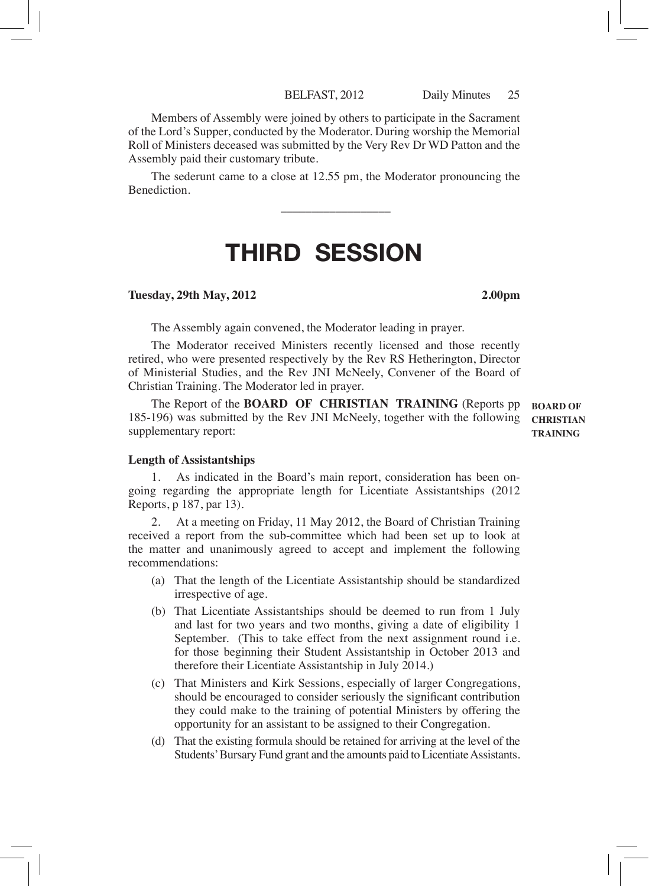Members of Assembly were joined by others to participate in the Sacrament of the Lord's Supper, conducted by the Moderator. During worship the Memorial Roll of Ministers deceased was submitted by the Very Rev Dr WD Patton and the Assembly paid their customary tribute.

The sederunt came to a close at 12.55 pm, the Moderator pronouncing the Benediction.

---

# THIRD SESSION

**Tuesday, 29th May, 2012** **2.00pm**

The Assembly again convened, the Moderator leading in prayer.

The Moderator received Ministers recently licensed and those recently retired, who were presented respectively by the Rev RS Hetherington, Director of Ministerial Studies, and the Rev JNI McNeely, Convener of the Board of Christian Training. The Moderator led in prayer.

**BOARD OF CHRISTIAN TRAINING**

The Report of the **BOARD OF CHRISTIAN TRAINING** (Reports pp 185-196) was submitted by the Rev JNI McNeely, together with the following supplementary report:

**Length of Assistantships**

1. As indicated in the Board's main report, consideration has been ongoing regarding the appropriate length for Licentiate Assistantships (2012 Reports, p 187, par 13).

2. At a meeting on Friday, 11 May 2012, the Board of Christian Training received a report from the sub-committee which had been set up to look at the matter and unanimously agreed to accept and implement the following recommendations:

(a) That the length of the Licentiate Assistantship should be standardized irrespective of age.

(b) That Licentiate Assistantships should be deemed to run from 1 July and last for two years and two months, giving a date of eligibility 1 September. (This to take effect from the next assignment round i.e. for those beginning their Student Assistantship in October 2013 and therefore their Licentiate Assistantship in July 2014.)

(c) That Ministers and Kirk Sessions, especially of larger Congregations, should be encouraged to consider seriously the significant contribution they could make to the training of potential Ministers by offering the opportunity for an assistant to be assigned to their Congregation.

(d) That the existing formula should be retained for arriving at the level of the Students' Bursary Fund grant and the amounts paid to Licentiate Assistants.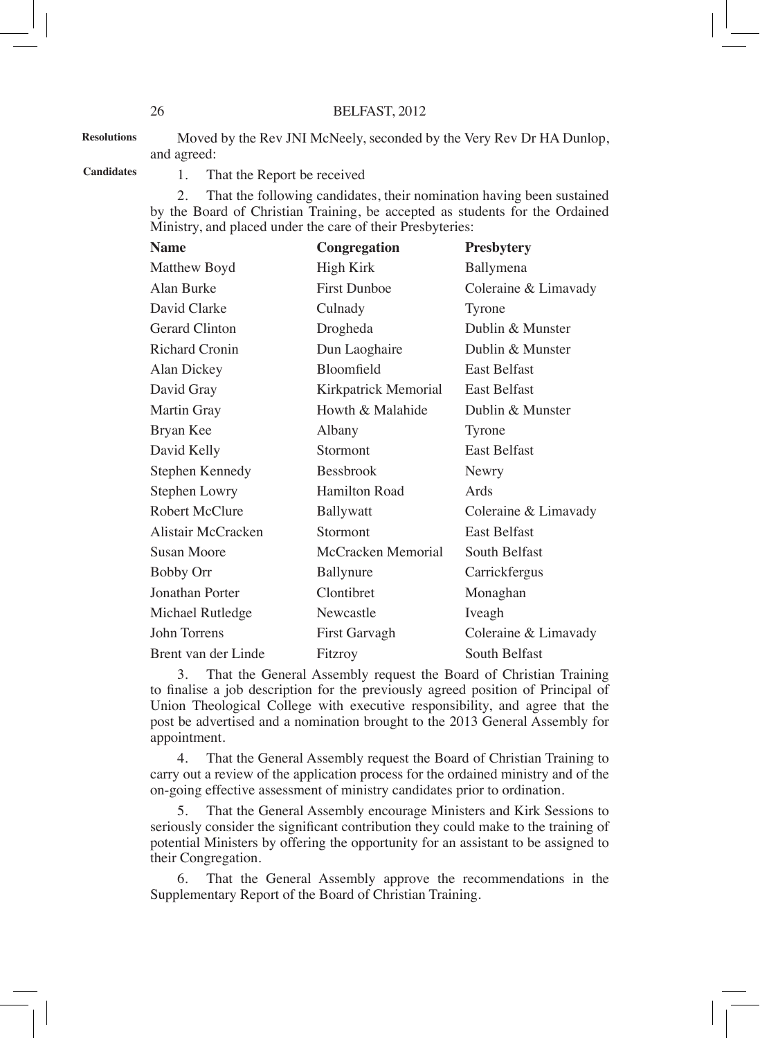**Resolutions**

Moved by the Rev JNI McNeely, seconded by the Very Rev Dr HA Dunlop, and agreed:

**Candidates**

1. That the Report be received

2. That the following candidates, their nomination having been sustained by the Board of Christian Training, be accepted as students for the Ordained Ministry, and placed under the care of their Presbyteries:

| Name | Congregation | Presbytery |
|---|---|---|
| Matthew Boyd | High Kirk | Ballymena |
| Alan Burke | First Dunboe | Coleraine & Limavady |
| David Clarke | Culnady | Tyrone |
| Gerard Clinton | Drogheda | Dublin & Munster |
| Richard Cronin | Dun Laoghaire | Dublin & Munster |
| Alan Dickey | Bloomfield | East Belfast |
| David Gray | Kirkpatrick Memorial | East Belfast |
| Martin Gray | Howth & Malahide | Dublin & Munster |
| Bryan Kee | Albany | Tyrone |
| David Kelly | Stormont | East Belfast |
| Stephen Kennedy | Bessbrook | Newry |
| Stephen Lowry | Hamilton Road | Ards |
| Robert McClure | Ballywatt | Coleraine & Limavady |
| Alistair McCracken | Stormont | East Belfast |
| Susan Moore | McCracken Memorial | South Belfast |
| Bobby Orr | Ballynure | Carrickfergus |
| Jonathan Porter | Clontibret | Monaghan |
| Michael Rutledge | Newcastle | Iveagh |
| John Torrens | First Garvagh | Coleraine & Limavady |
| Brent van der Linde | Fitzroy | South Belfast |

3. That the General Assembly request the Board of Christian Training to finalise a job description for the previously agreed position of Principal of Union Theological College with executive responsibility, and agree that the post be advertised and a nomination brought to the 2013 General Assembly for appointment.

4. That the General Assembly request the Board of Christian Training to carry out a review of the application process for the ordained ministry and of the on-going effective assessment of ministry candidates prior to ordination.

5. That the General Assembly encourage Ministers and Kirk Sessions to seriously consider the significant contribution they could make to the training of potential Ministers by offering the opportunity for an assistant to be assigned to their Congregation.

6. That the General Assembly approve the recommendations in the Supplementary Report of the Board of Christian Training.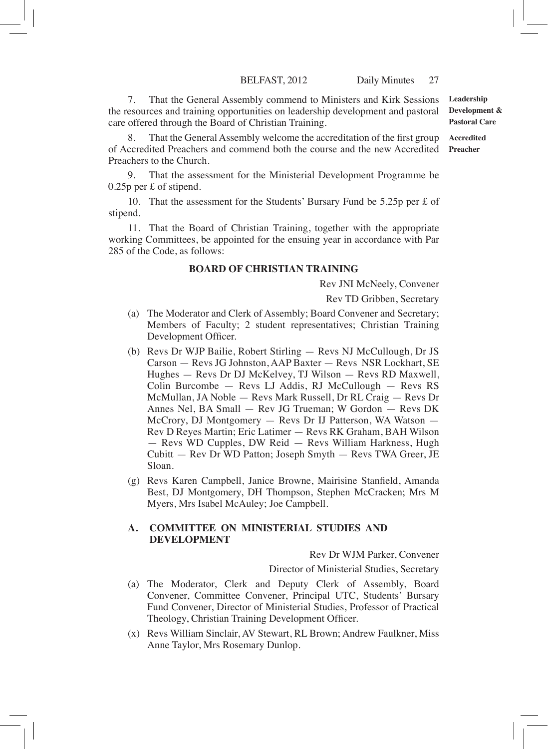7. That the General Assembly commend to Ministers and Kirk Sessions the resources and training opportunities on leadership development and pastoral care offered through the Board of Christian Training.

**Leadership Development & Pastoral Care**

8. That the General Assembly welcome the accreditation of the first group of Accredited Preachers and commend both the course and the new Accredited Preachers to the Church.

**Accredited Preacher**

9. That the assessment for the Ministerial Development Programme be 0.25p per £ of stipend.

10. That the assessment for the Students' Bursary Fund be 5.25p per £ of stipend.

11. That the Board of Christian Training, together with the appropriate working Committees, be appointed for the ensuing year in accordance with Par 285 of the Code, as follows:

**BOARD OF CHRISTIAN TRAINING**

Rev JNI McNeely, Convener

Rev TD Gribben, Secretary

(a) The Moderator and Clerk of Assembly; Board Convener and Secretary; Members of Faculty; 2 student representatives; Christian Training Development Officer.

(b) Revs Dr WJP Bailie, Robert Stirling — Revs NJ McCullough, Dr JS Carson — Revs JG Johnston, AAP Baxter — Revs NSR Lockhart, SE Hughes — Revs Dr DJ McKelvey, TJ Wilson — Revs RD Maxwell, Colin Burcombe — Revs LJ Addis, RJ McCullough — Revs RS McMullan, JA Noble — Revs Mark Russell, Dr RL Craig — Revs Dr Annes Nel, BA Small — Rev JG Trueman; W Gordon — Revs DK McCrory, DJ Montgomery — Revs Dr IJ Patterson, WA Watson — Rev D Reyes Martin; Eric Latimer — Revs RK Graham, BAH Wilson — Revs WD Cupples, DW Reid — Revs William Harkness, Hugh Cubitt — Rev Dr WD Patton; Joseph Smyth — Revs TWA Greer, JE Sloan.

(g) Revs Karen Campbell, Janice Browne, Mairisine Stanfield, Amanda Best, DJ Montgomery, DH Thompson, Stephen McCracken; Mrs M Myers, Mrs Isabel McAuley; Joe Campbell.

**A. COMMITTEE ON MINISTERIAL STUDIES AND DEVELOPMENT**

Rev Dr WJM Parker, Convener

Director of Ministerial Studies, Secretary

(a) The Moderator, Clerk and Deputy Clerk of Assembly, Board Convener, Committee Convener, Principal UTC, Students' Bursary Fund Convener, Director of Ministerial Studies, Professor of Practical Theology, Christian Training Development Officer.

(x) Revs William Sinclair, AV Stewart, RL Brown; Andrew Faulkner, Miss Anne Taylor, Mrs Rosemary Dunlop.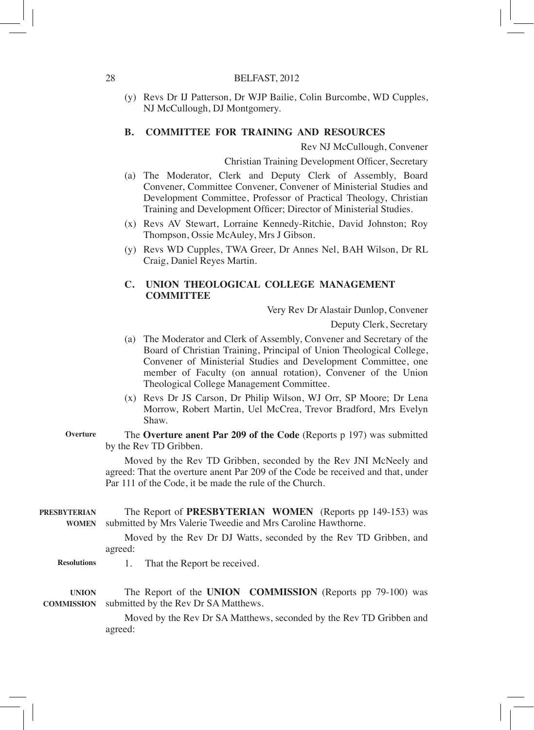(y) Revs Dr IJ Patterson, Dr WJP Bailie, Colin Burcombe, WD Cupples, NJ McCullough, DJ Montgomery.

### B. COMMITTEE FOR TRAINING AND RESOURCES

Rev NJ McCullough, Convener

Christian Training Development Officer, Secretary

(a) The Moderator, Clerk and Deputy Clerk of Assembly, Board Convener, Committee Convener, Convener of Ministerial Studies and Development Committee, Professor of Practical Theology, Christian Training and Development Officer; Director of Ministerial Studies.

(x) Revs AV Stewart, Lorraine Kennedy-Ritchie, David Johnston; Roy Thompson, Ossie McAuley, Mrs J Gibson.

(y) Revs WD Cupples, TWA Greer, Dr Annes Nel, BAH Wilson, Dr RL Craig, Daniel Reyes Martin.

### C. UNION THEOLOGICAL COLLEGE MANAGEMENT COMMITTEE

Very Rev Dr Alastair Dunlop, Convener

Deputy Clerk, Secretary

(a) The Moderator and Clerk of Assembly, Convener and Secretary of the Board of Christian Training, Principal of Union Theological College, Convener of Ministerial Studies and Development Committee, one member of Faculty (on annual rotation), Convener of the Union Theological College Management Committee.

(x) Revs Dr JS Carson, Dr Philip Wilson, WJ Orr, SP Moore; Dr Lena Morrow, Robert Martin, Uel McCrea, Trevor Bradford, Mrs Evelyn Shaw.

**Overture**

The **Overture anent Par 209 of the Code** (Reports p 197) was submitted by the Rev TD Gribben.

Moved by the Rev TD Gribben, seconded by the Rev JNI McNeely and agreed: That the overture anent Par 209 of the Code be received and that, under Par 111 of the Code, it be made the rule of the Church.

**PRESBYTERIAN WOMEN**

The Report of **PRESBYTERIAN WOMEN** (Reports pp 149-153) was submitted by Mrs Valerie Tweedie and Mrs Caroline Hawthorne.

Moved by the Rev Dr DJ Watts, seconded by the Rev TD Gribben, and agreed:

**Resolutions**

1. That the Report be received.

**UNION COMMISSION**

The Report of the **UNION COMMISSION** (Reports pp 79-100) was submitted by the Rev Dr SA Matthews.

Moved by the Rev Dr SA Matthews, seconded by the Rev TD Gribben and agreed: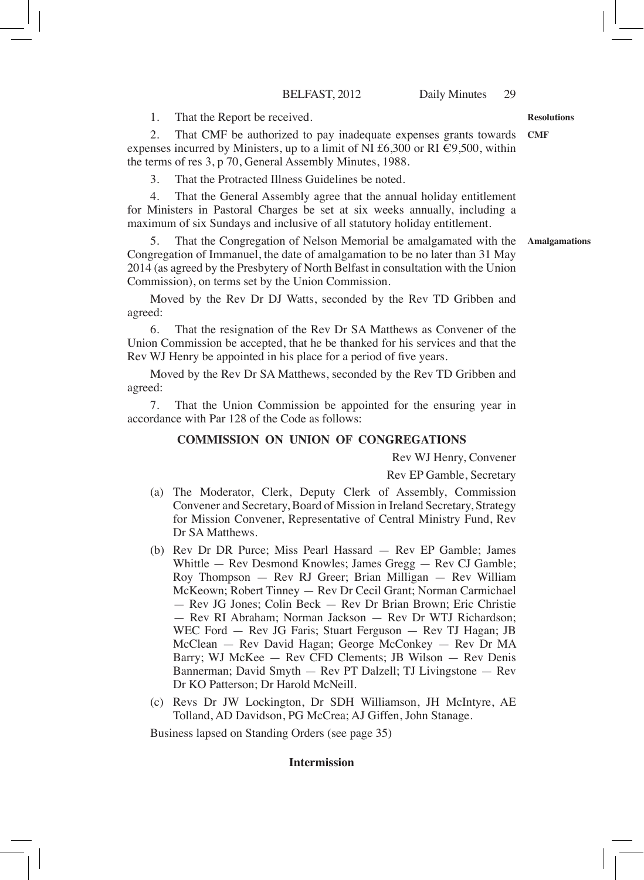1. That the Report be received.

**Resolutions**

**CMF**

2. That CMF be authorized to pay inadequate expenses grants towards expenses incurred by Ministers, up to a limit of NI £6,300 or RI €9,500, within the terms of res 3, p 70, General Assembly Minutes, 1988.

3. That the Protracted Illness Guidelines be noted.

4. That the General Assembly agree that the annual holiday entitlement for Ministers in Pastoral Charges be set at six weeks annually, including a maximum of six Sundays and inclusive of all statutory holiday entitlement.

**Amalgamations**

5. That the Congregation of Nelson Memorial be amalgamated with the Congregation of Immanuel, the date of amalgamation to be no later than 31 May 2014 (as agreed by the Presbytery of North Belfast in consultation with the Union Commission), on terms set by the Union Commission.

Moved by the Rev Dr DJ Watts, seconded by the Rev TD Gribben and agreed:

6. That the resignation of the Rev Dr SA Matthews as Convener of the Union Commission be accepted, that he be thanked for his services and that the Rev WJ Henry be appointed in his place for a period of five years.

Moved by the Rev Dr SA Matthews, seconded by the Rev TD Gribben and agreed:

7. That the Union Commission be appointed for the ensuring year in accordance with Par 128 of the Code as follows:

**COMMISSION ON UNION OF CONGREGATIONS**

Rev WJ Henry, Convener

Rev EP Gamble, Secretary

(a) The Moderator, Clerk, Deputy Clerk of Assembly, Commission Convener and Secretary, Board of Mission in Ireland Secretary, Strategy for Mission Convener, Representative of Central Ministry Fund, Rev Dr SA Matthews.

(b) Rev Dr DR Purce; Miss Pearl Hassard — Rev EP Gamble; James Whittle — Rev Desmond Knowles; James Gregg — Rev CJ Gamble; Roy Thompson — Rev RJ Greer; Brian Milligan — Rev William McKeown; Robert Tinney — Rev Dr Cecil Grant; Norman Carmichael — Rev JG Jones; Colin Beck — Rev Dr Brian Brown; Eric Christie — Rev RI Abraham; Norman Jackson — Rev Dr WTJ Richardson; WEC Ford — Rev JG Faris; Stuart Ferguson — Rev TJ Hagan; JB McClean — Rev David Hagan; George McConkey — Rev Dr MA Barry; WJ McKee — Rev CFD Clements; JB Wilson — Rev Denis Bannerman; David Smyth — Rev PT Dalzell; TJ Livingstone — Rev Dr KO Patterson; Dr Harold McNeill.

(c) Revs Dr JW Lockington, Dr SDH Williamson, JH McIntyre, AE Tolland, AD Davidson, PG McCrea; AJ Giffen, John Stanage.

Business lapsed on Standing Orders (see page 35)

**Intermission**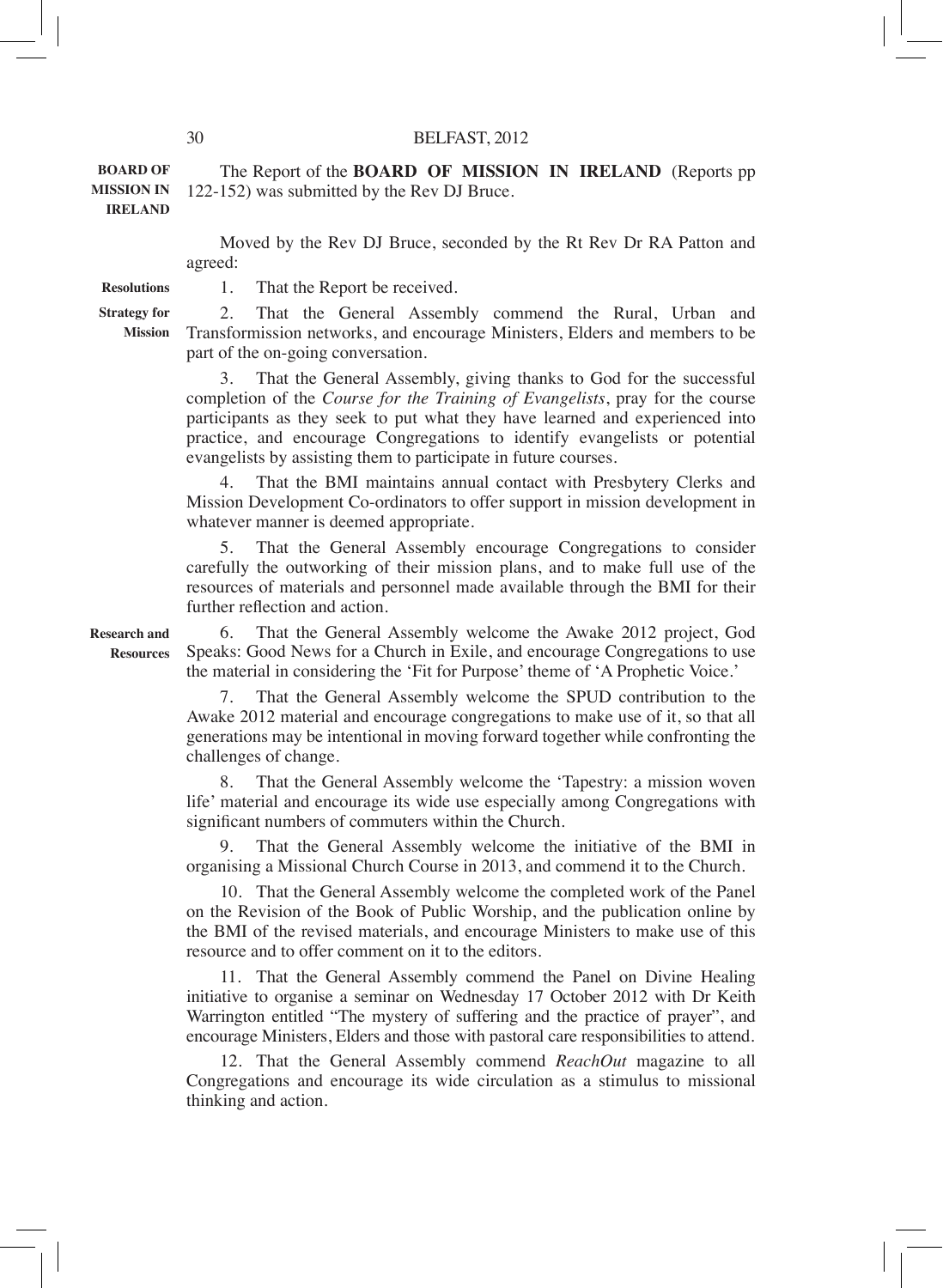**BOARD OF MISSION IN IRELAND**

The Report of the **BOARD OF MISSION IN IRELAND** (Reports pp 122-152) was submitted by the Rev DJ Bruce.

Moved by the Rev DJ Bruce, seconded by the Rt Rev Dr RA Patton and agreed:

**Resolutions**

1. That the Report be received.

**Strategy for Mission**

2. That the General Assembly commend the Rural, Urban and Transformission networks, and encourage Ministers, Elders and members to be part of the on-going conversation.

3. That the General Assembly, giving thanks to God for the successful completion of the *Course for the Training of Evangelists*, pray for the course participants as they seek to put what they have learned and experienced into practice, and encourage Congregations to identify evangelists or potential evangelists by assisting them to participate in future courses.

4. That the BMI maintains annual contact with Presbytery Clerks and Mission Development Co-ordinators to offer support in mission development in whatever manner is deemed appropriate.

5. That the General Assembly encourage Congregations to consider carefully the outworking of their mission plans, and to make full use of the resources of materials and personnel made available through the BMI for their further reflection and action.

**Research and Resources**

6. That the General Assembly welcome the Awake 2012 project, God Speaks: Good News for a Church in Exile, and encourage Congregations to use the material in considering the 'Fit for Purpose' theme of 'A Prophetic Voice.'

7. That the General Assembly welcome the SPUD contribution to the Awake 2012 material and encourage congregations to make use of it, so that all generations may be intentional in moving forward together while confronting the challenges of change.

8. That the General Assembly welcome the 'Tapestry: a mission woven life' material and encourage its wide use especially among Congregations with significant numbers of commuters within the Church.

9. That the General Assembly welcome the initiative of the BMI in organising a Missional Church Course in 2013, and commend it to the Church.

10. That the General Assembly welcome the completed work of the Panel on the Revision of the Book of Public Worship, and the publication online by the BMI of the revised materials, and encourage Ministers to make use of this resource and to offer comment on it to the editors.

11. That the General Assembly commend the Panel on Divine Healing initiative to organise a seminar on Wednesday 17 October 2012 with Dr Keith Warrington entitled "The mystery of suffering and the practice of prayer", and encourage Ministers, Elders and those with pastoral care responsibilities to attend.

12. That the General Assembly commend *ReachOut* magazine to all Congregations and encourage its wide circulation as a stimulus to missional thinking and action.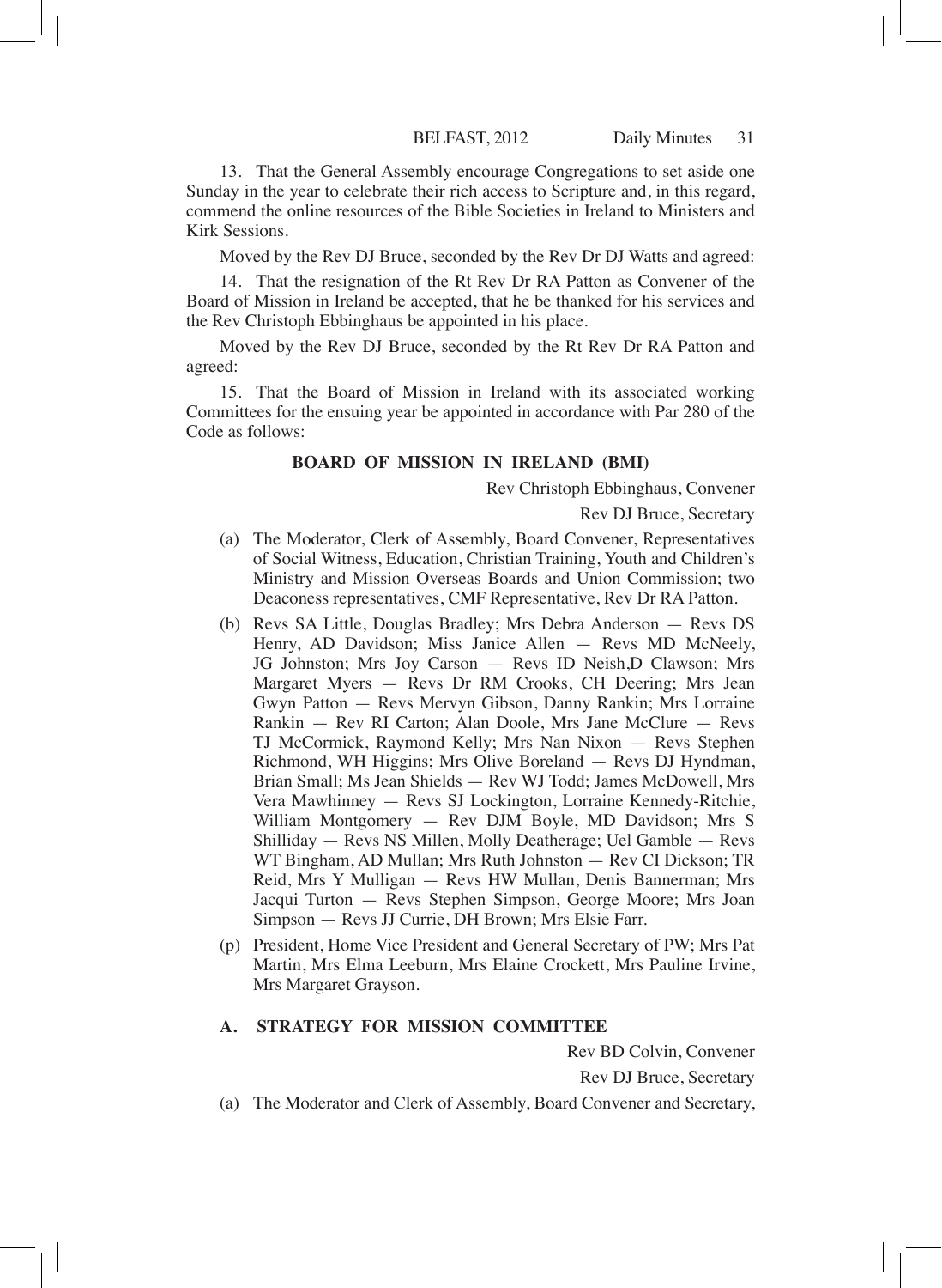13. That the General Assembly encourage Congregations to set aside one Sunday in the year to celebrate their rich access to Scripture and, in this regard, commend the online resources of the Bible Societies in Ireland to Ministers and Kirk Sessions.

Moved by the Rev DJ Bruce, seconded by the Rev Dr DJ Watts and agreed:

14. That the resignation of the Rt Rev Dr RA Patton as Convener of the Board of Mission in Ireland be accepted, that he be thanked for his services and the Rev Christoph Ebbinghaus be appointed in his place.

Moved by the Rev DJ Bruce, seconded by the Rt Rev Dr RA Patton and agreed:

15. That the Board of Mission in Ireland with its associated working Committees for the ensuing year be appointed in accordance with Par 280 of the Code as follows:

**BOARD OF MISSION IN IRELAND (BMI)**

Rev Christoph Ebbinghaus, Convener

Rev DJ Bruce, Secretary

(a) The Moderator, Clerk of Assembly, Board Convener, Representatives of Social Witness, Education, Christian Training, Youth and Children's Ministry and Mission Overseas Boards and Union Commission; two Deaconess representatives, CMF Representative, Rev Dr RA Patton.

(b) Revs SA Little, Douglas Bradley; Mrs Debra Anderson — Revs DS Henry, AD Davidson; Miss Janice Allen — Revs MD McNeely, JG Johnston; Mrs Joy Carson — Revs ID Neish,D Clawson; Mrs Margaret Myers — Revs Dr RM Crooks, CH Deering; Mrs Jean Gwyn Patton — Revs Mervyn Gibson, Danny Rankin; Mrs Lorraine Rankin — Rev RI Carton; Alan Doole, Mrs Jane McClure — Revs TJ McCormick, Raymond Kelly; Mrs Nan Nixon — Revs Stephen Richmond, WH Higgins; Mrs Olive Boreland — Revs DJ Hyndman, Brian Small; Ms Jean Shields — Rev WJ Todd; James McDowell, Mrs Vera Mawhinney — Revs SJ Lockington, Lorraine Kennedy-Ritchie, William Montgomery — Rev DJM Boyle, MD Davidson; Mrs S Shilliday — Revs NS Millen, Molly Deatherage; Uel Gamble — Revs WT Bingham, AD Mullan; Mrs Ruth Johnston — Rev CI Dickson; TR Reid, Mrs Y Mulligan — Revs HW Mullan, Denis Bannerman; Mrs Jacqui Turton — Revs Stephen Simpson, George Moore; Mrs Joan Simpson — Revs JJ Currie, DH Brown; Mrs Elsie Farr.

(p) President, Home Vice President and General Secretary of PW; Mrs Pat Martin, Mrs Elma Leeburn, Mrs Elaine Crockett, Mrs Pauline Irvine, Mrs Margaret Grayson.

**A. STRATEGY FOR MISSION COMMITTEE**

Rev BD Colvin, Convener

Rev DJ Bruce, Secretary

(a) The Moderator and Clerk of Assembly, Board Convener and Secretary,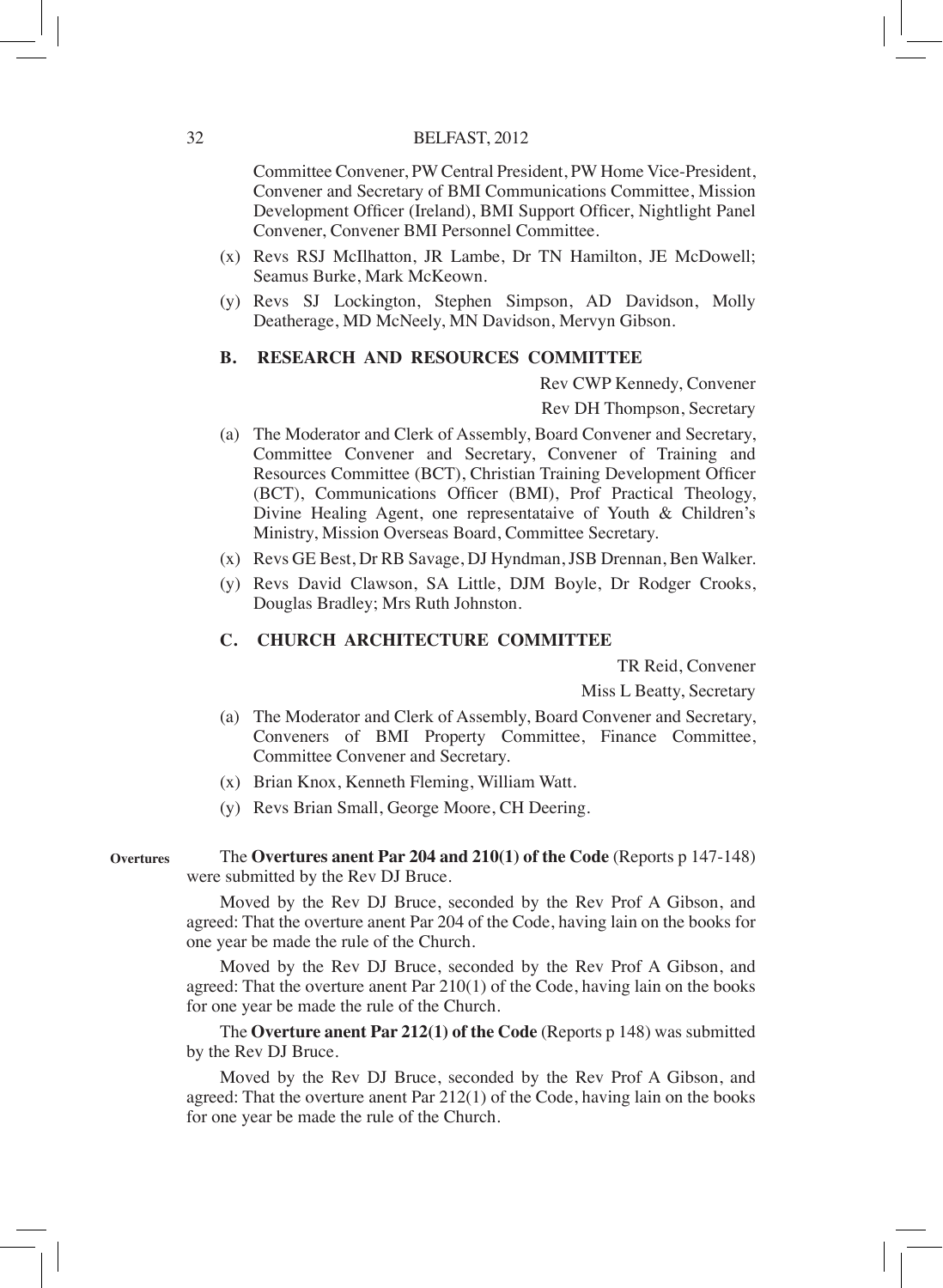Committee Convener, PW Central President, PW Home Vice-President, Convener and Secretary of BMI Communications Committee, Mission Development Officer (Ireland), BMI Support Officer, Nightlight Panel Convener, Convener BMI Personnel Committee.

(x) Revs RSJ McIlhatton, JR Lambe, Dr TN Hamilton, JE McDowell; Seamus Burke, Mark McKeown.

(y) Revs SJ Lockington, Stephen Simpson, AD Davidson, Molly Deatherage, MD McNeely, MN Davidson, Mervyn Gibson.

### B. RESEARCH AND RESOURCES COMMITTEE

Rev CWP Kennedy, Convener

Rev DH Thompson, Secretary

(a) The Moderator and Clerk of Assembly, Board Convener and Secretary, Committee Convener and Secretary, Convener of Training and Resources Committee (BCT), Christian Training Development Officer (BCT), Communications Officer (BMI), Prof Practical Theology, Divine Healing Agent, one representataive of Youth & Children's Ministry, Mission Overseas Board, Committee Secretary.

(x) Revs GE Best, Dr RB Savage, DJ Hyndman, JSB Drennan, Ben Walker.

(y) Revs David Clawson, SA Little, DJM Boyle, Dr Rodger Crooks, Douglas Bradley; Mrs Ruth Johnston.

### C. CHURCH ARCHITECTURE COMMITTEE

TR Reid, Convener

Miss L Beatty, Secretary

(a) The Moderator and Clerk of Assembly, Board Convener and Secretary, Conveners of BMI Property Committee, Finance Committee, Committee Convener and Secretary.

(x) Brian Knox, Kenneth Fleming, William Watt.

(y) Revs Brian Small, George Moore, CH Deering.

**Overtures**

The **Overtures anent Par 204 and 210(1) of the Code** (Reports p 147-148) were submitted by the Rev DJ Bruce.

Moved by the Rev DJ Bruce, seconded by the Rev Prof A Gibson, and agreed: That the overture anent Par 204 of the Code, having lain on the books for one year be made the rule of the Church.

Moved by the Rev DJ Bruce, seconded by the Rev Prof A Gibson, and agreed: That the overture anent Par 210(1) of the Code, having lain on the books for one year be made the rule of the Church.

The **Overture anent Par 212(1) of the Code** (Reports p 148) was submitted by the Rev DJ Bruce.

Moved by the Rev DJ Bruce, seconded by the Rev Prof A Gibson, and agreed: That the overture anent Par 212(1) of the Code, having lain on the books for one year be made the rule of the Church.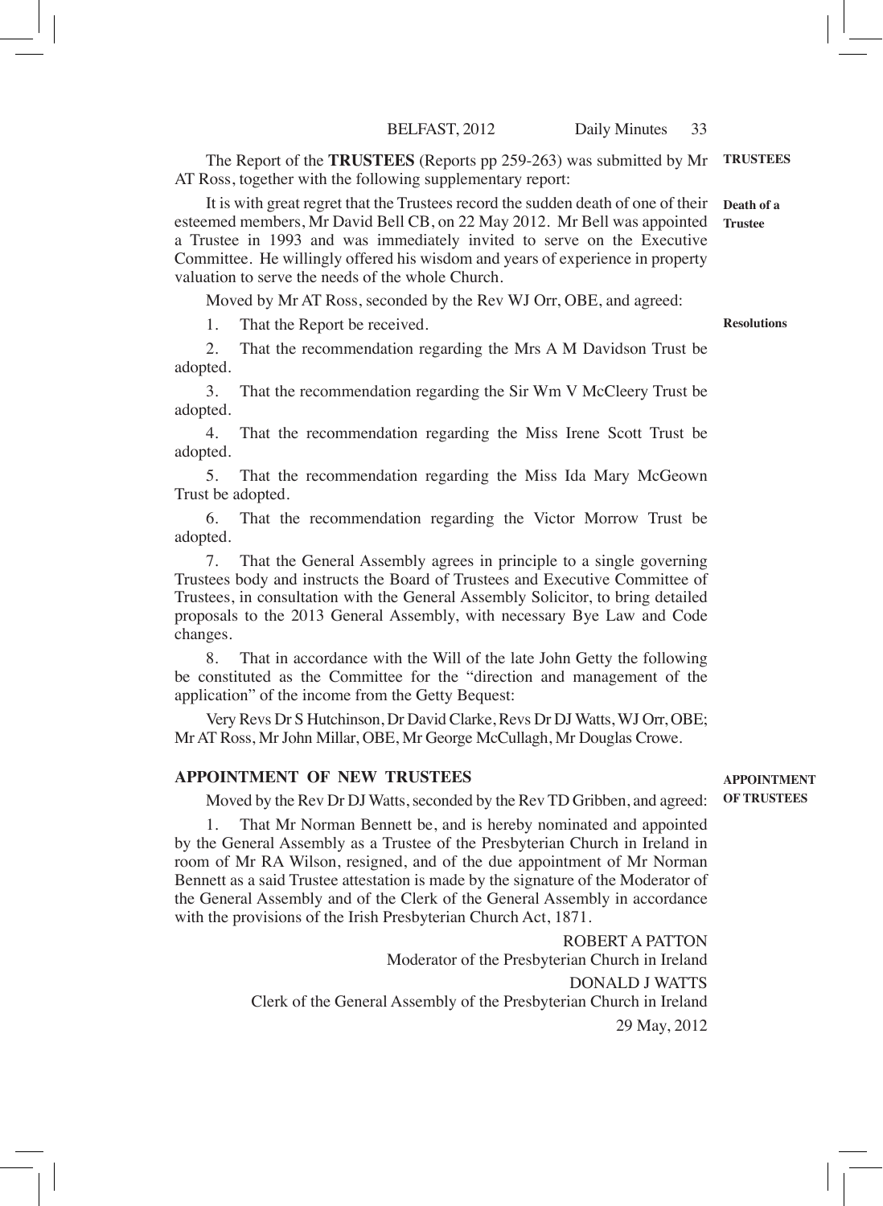The Report of the **TRUSTEES** (Reports pp 259-263) was submitted by Mr AT Ross, together with the following supplementary report:

**TRUSTEES**

It is with great regret that the Trustees record the sudden death of one of their esteemed members, Mr David Bell CB, on 22 May 2012. Mr Bell was appointed a Trustee in 1993 and was immediately invited to serve on the Executive Committee. He willingly offered his wisdom and years of experience in property valuation to serve the needs of the whole Church.

**Death of a Trustee**

Moved by Mr AT Ross, seconded by the Rev WJ Orr, OBE, and agreed:

**Resolutions**

1. That the Report be received.

2. That the recommendation regarding the Mrs A M Davidson Trust be adopted.

3. That the recommendation regarding the Sir Wm V McCleery Trust be adopted.

4. That the recommendation regarding the Miss Irene Scott Trust be adopted.

5. That the recommendation regarding the Miss Ida Mary McGeown Trust be adopted.

6. That the recommendation regarding the Victor Morrow Trust be adopted.

7. That the General Assembly agrees in principle to a single governing Trustees body and instructs the Board of Trustees and Executive Committee of Trustees, in consultation with the General Assembly Solicitor, to bring detailed proposals to the 2013 General Assembly, with necessary Bye Law and Code changes.

8. That in accordance with the Will of the late John Getty the following be constituted as the Committee for the "direction and management of the application" of the income from the Getty Bequest:

Very Revs Dr S Hutchinson, Dr David Clarke, Revs Dr DJ Watts, WJ Orr, OBE; Mr AT Ross, Mr John Millar, OBE, Mr George McCullagh, Mr Douglas Crowe.

## APPOINTMENT OF NEW TRUSTEES

**APPOINTMENT OF TRUSTEES**

Moved by the Rev Dr DJ Watts, seconded by the Rev TD Gribben, and agreed:

1. That Mr Norman Bennett be, and is hereby nominated and appointed by the General Assembly as a Trustee of the Presbyterian Church in Ireland in room of Mr RA Wilson, resigned, and of the due appointment of Mr Norman Bennett as a said Trustee attestation is made by the signature of the Moderator of the General Assembly and of the Clerk of the General Assembly in accordance with the provisions of the Irish Presbyterian Church Act, 1871.

ROBERT A PATTON
Moderator of the Presbyterian Church in Ireland

DONALD J WATTS
Clerk of the General Assembly of the Presbyterian Church in Ireland

29 May, 2012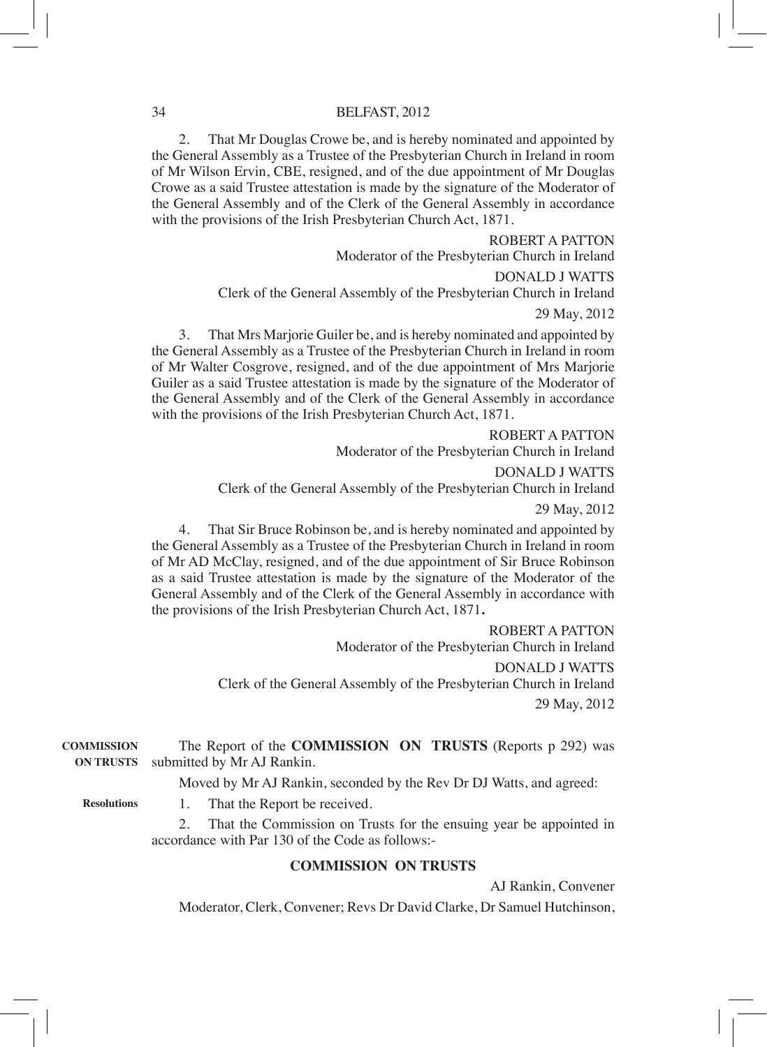2. That Mr Douglas Crowe be, and is hereby nominated and appointed by the General Assembly as a Trustee of the Presbyterian Church in Ireland in room of Mr Wilson Ervin, CBE, resigned, and of the due appointment of Mr Douglas Crowe as a said Trustee attestation is made by the signature of the Moderator of the General Assembly and of the Clerk of the General Assembly in accordance with the provisions of the Irish Presbyterian Church Act, 1871.

ROBERT A PATTON
Moderator of the Presbyterian Church in Ireland

DONALD J WATTS
Clerk of the General Assembly of the Presbyterian Church in Ireland

29 May, 2012

3. That Mrs Marjorie Guiler be, and is hereby nominated and appointed by the General Assembly as a Trustee of the Presbyterian Church in Ireland in room of Mr Walter Cosgrove, resigned, and of the due appointment of Mrs Marjorie Guiler as a said Trustee attestation is made by the signature of the Moderator of the General Assembly and of the Clerk of the General Assembly in accordance with the provisions of the Irish Presbyterian Church Act, 1871.

ROBERT A PATTON
Moderator of the Presbyterian Church in Ireland

DONALD J WATTS
Clerk of the General Assembly of the Presbyterian Church in Ireland

29 May, 2012

4. That Sir Bruce Robinson be, and is hereby nominated and appointed by the General Assembly as a Trustee of the Presbyterian Church in Ireland in room of Mr AD McClay, resigned, and of the due appointment of Sir Bruce Robinson as a said Trustee attestation is made by the signature of the Moderator of the General Assembly and of the Clerk of the General Assembly in accordance with the provisions of the Irish Presbyterian Church Act, 1871**.**

ROBERT A PATTON
Moderator of the Presbyterian Church in Ireland

DONALD J WATTS
Clerk of the General Assembly of the Presbyterian Church in Ireland

29 May, 2012

**COMMISSION ON TRUSTS**

The Report of the **COMMISSION ON TRUSTS** (Reports p 292) was submitted by Mr AJ Rankin.

Moved by Mr AJ Rankin, seconded by the Rev Dr DJ Watts, and agreed:

**Resolutions**

1. That the Report be received.

2. That the Commission on Trusts for the ensuing year be appointed in accordance with Par 130 of the Code as follows:-

**COMMISSION ON TRUSTS**

AJ Rankin, Convener

Moderator, Clerk, Convener; Revs Dr David Clarke, Dr Samuel Hutchinson,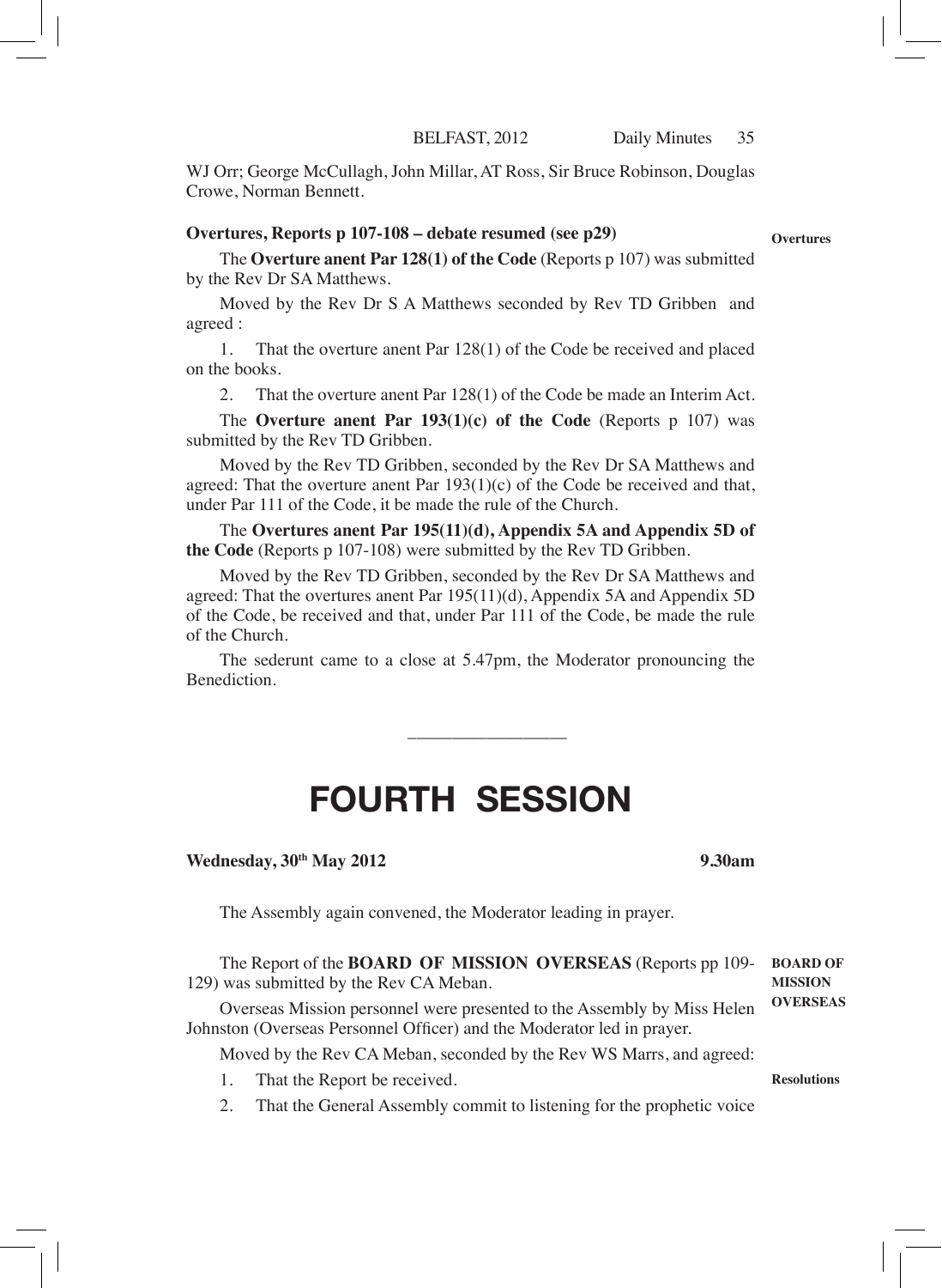WJ Orr; George McCullagh, John Millar, AT Ross, Sir Bruce Robinson, Douglas Crowe, Norman Bennett.

**Overtures, Reports p 107-108 – debate resumed (see p29)**

**Overtures**

The **Overture anent Par 128(1) of the Code** (Reports p 107) was submitted by the Rev Dr SA Matthews.

Moved by the Rev Dr S A Matthews seconded by Rev TD Gribben and agreed :

1. That the overture anent Par 128(1) of the Code be received and placed on the books.

2. That the overture anent Par 128(1) of the Code be made an Interim Act.

The **Overture anent Par 193(1)(c) of the Code** (Reports p 107) was submitted by the Rev TD Gribben.

Moved by the Rev TD Gribben, seconded by the Rev Dr SA Matthews and agreed: That the overture anent Par 193(1)(c) of the Code be received and that, under Par 111 of the Code, it be made the rule of the Church.

The **Overtures anent Par 195(11)(d), Appendix 5A and Appendix 5D of the Code** (Reports p 107-108) were submitted by the Rev TD Gribben.

Moved by the Rev TD Gribben, seconded by the Rev Dr SA Matthews and agreed: That the overtures anent Par 195(11)(d), Appendix 5A and Appendix 5D of the Code, be received and that, under Par 111 of the Code, be made the rule of the Church.

The sederunt came to a close at 5.47pm, the Moderator pronouncing the Benediction.

---

# FOURTH SESSION

**Wednesday, 30th May 2012** **9.30am**

The Assembly again convened, the Moderator leading in prayer.

**BOARD OF MISSION OVERSEAS**

The Report of the **BOARD OF MISSION OVERSEAS** (Reports pp 109-129) was submitted by the Rev CA Meban.

Overseas Mission personnel were presented to the Assembly by Miss Helen Johnston (Overseas Personnel Officer) and the Moderator led in prayer.

Moved by the Rev CA Meban, seconded by the Rev WS Marrs, and agreed:

**Resolutions**

1. That the Report be received.

2. That the General Assembly commit to listening for the prophetic voice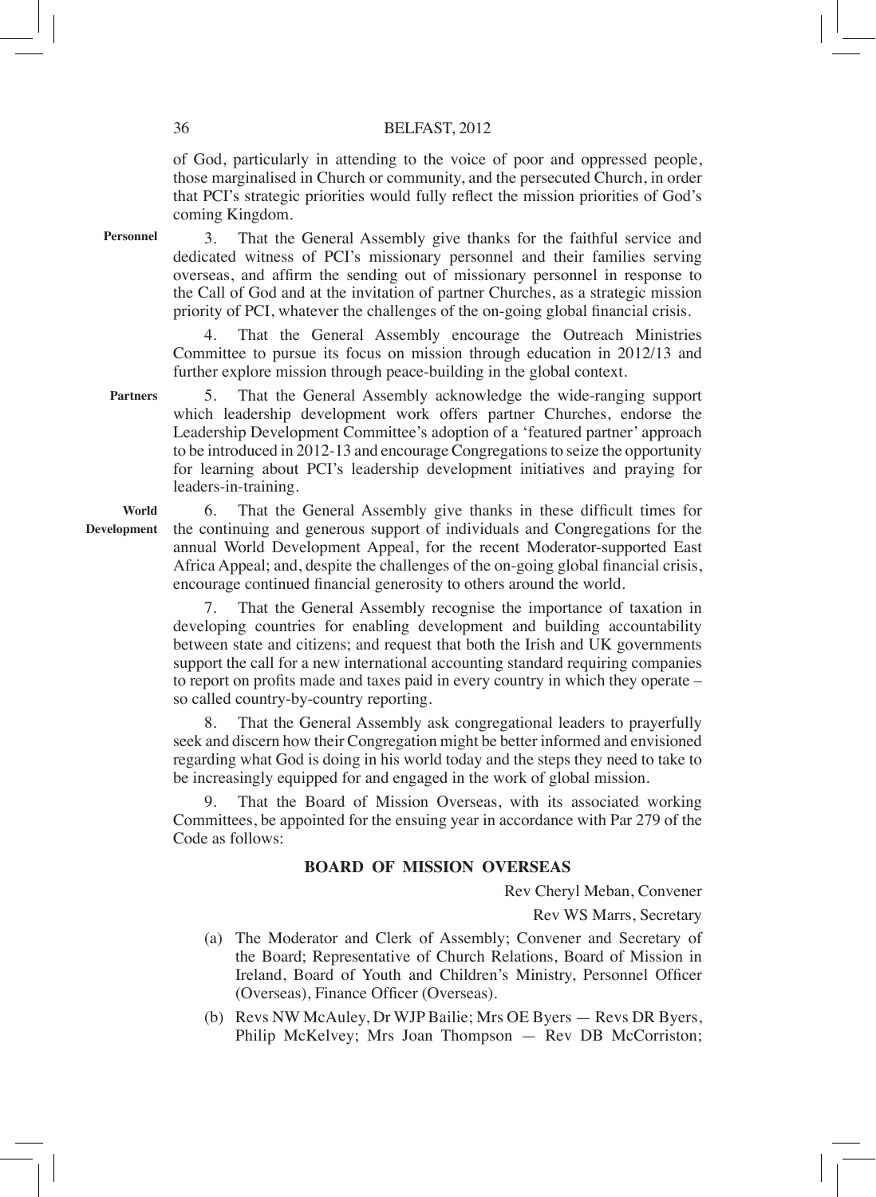of God, particularly in attending to the voice of poor and oppressed people, those marginalised in Church or community, and the persecuted Church, in order that PCI's strategic priorities would fully reflect the mission priorities of God's coming Kingdom.

**Personnel**

3. That the General Assembly give thanks for the faithful service and dedicated witness of PCI's missionary personnel and their families serving overseas, and affirm the sending out of missionary personnel in response to the Call of God and at the invitation of partner Churches, as a strategic mission priority of PCI, whatever the challenges of the on-going global financial crisis.

4. That the General Assembly encourage the Outreach Ministries Committee to pursue its focus on mission through education in 2012/13 and further explore mission through peace-building in the global context.

**Partners**

5. That the General Assembly acknowledge the wide-ranging support which leadership development work offers partner Churches, endorse the Leadership Development Committee's adoption of a 'featured partner' approach to be introduced in 2012-13 and encourage Congregations to seize the opportunity for learning about PCI's leadership development initiatives and praying for leaders-in-training.

**World Development**

6. That the General Assembly give thanks in these difficult times for the continuing and generous support of individuals and Congregations for the annual World Development Appeal, for the recent Moderator-supported East Africa Appeal; and, despite the challenges of the on-going global financial crisis, encourage continued financial generosity to others around the world.

7. That the General Assembly recognise the importance of taxation in developing countries for enabling development and building accountability between state and citizens; and request that both the Irish and UK governments support the call for a new international accounting standard requiring companies to report on profits made and taxes paid in every country in which they operate – so called country-by-country reporting.

8. That the General Assembly ask congregational leaders to prayerfully seek and discern how their Congregation might be better informed and envisioned regarding what God is doing in his world today and the steps they need to take to be increasingly equipped for and engaged in the work of global mission.

9. That the Board of Mission Overseas, with its associated working Committees, be appointed for the ensuing year in accordance with Par 279 of the Code as follows:

## BOARD OF MISSION OVERSEAS

Rev Cheryl Meban, Convener

Rev WS Marrs, Secretary

(a) The Moderator and Clerk of Assembly; Convener and Secretary of the Board; Representative of Church Relations, Board of Mission in Ireland, Board of Youth and Children's Ministry, Personnel Officer (Overseas), Finance Officer (Overseas).

(b) Revs NW McAuley, Dr WJP Bailie; Mrs OE Byers — Revs DR Byers, Philip McKelvey; Mrs Joan Thompson — Rev DB McCorriston;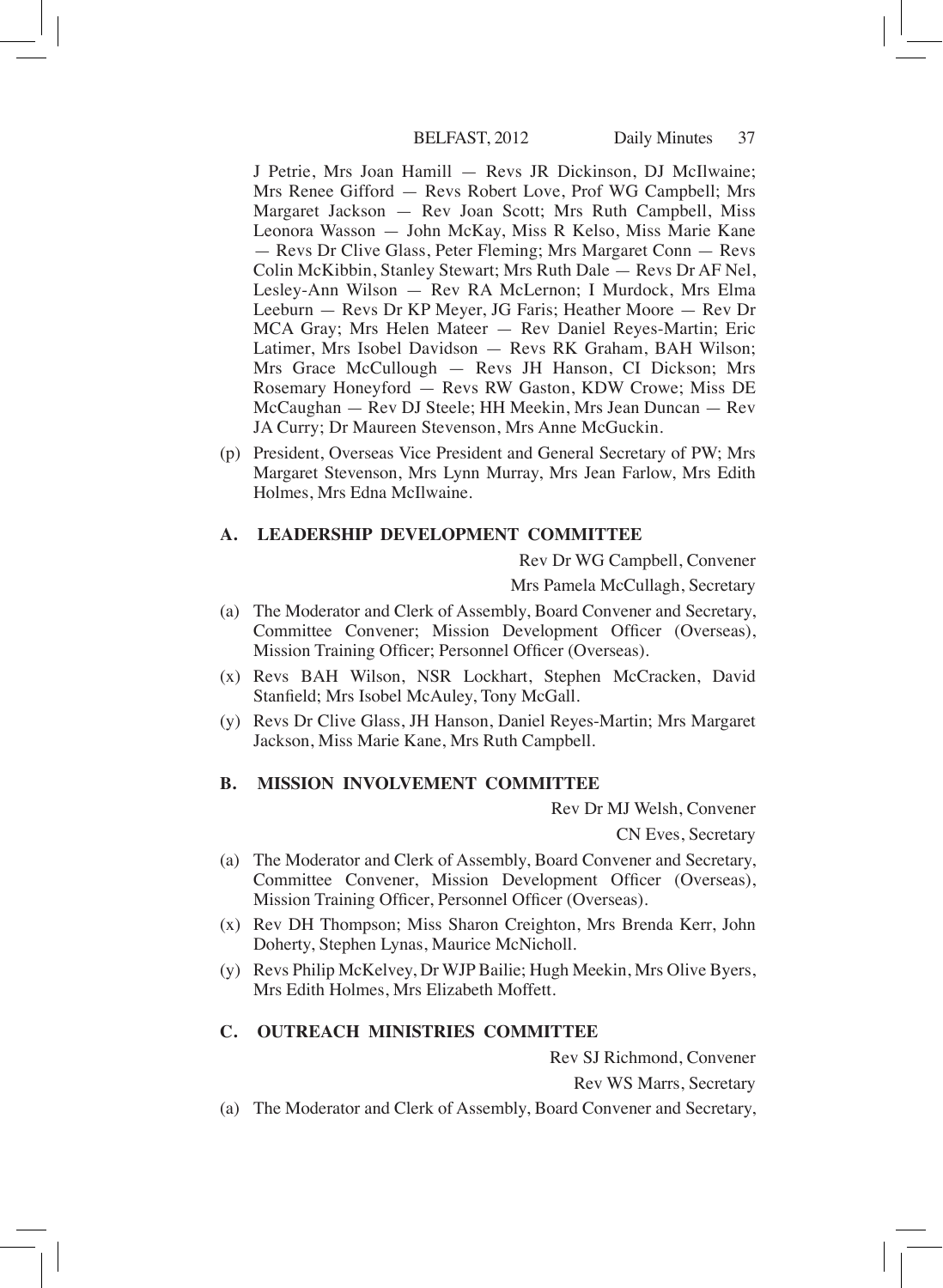J Petrie, Mrs Joan Hamill — Revs JR Dickinson, DJ McIlwaine; Mrs Renee Gifford — Revs Robert Love, Prof WG Campbell; Mrs Margaret Jackson — Rev Joan Scott; Mrs Ruth Campbell, Miss Leonora Wasson — John McKay, Miss R Kelso, Miss Marie Kane — Revs Dr Clive Glass, Peter Fleming; Mrs Margaret Conn — Revs Colin McKibbin, Stanley Stewart; Mrs Ruth Dale — Revs Dr AF Nel, Lesley-Ann Wilson — Rev RA McLernon; I Murdock, Mrs Elma Leeburn — Revs Dr KP Meyer, JG Faris; Heather Moore — Rev Dr MCA Gray; Mrs Helen Mateer — Rev Daniel Reyes-Martin; Eric Latimer, Mrs Isobel Davidson — Revs RK Graham, BAH Wilson; Mrs Grace McCullough — Revs JH Hanson, CI Dickson; Mrs Rosemary Honeyford — Revs RW Gaston, KDW Crowe; Miss DE McCaughan — Rev DJ Steele; HH Meekin, Mrs Jean Duncan — Rev JA Curry; Dr Maureen Stevenson, Mrs Anne McGuckin.

(p) President, Overseas Vice President and General Secretary of PW; Mrs Margaret Stevenson, Mrs Lynn Murray, Mrs Jean Farlow, Mrs Edith Holmes, Mrs Edna McIlwaine.

## A. LEADERSHIP DEVELOPMENT COMMITTEE

Rev Dr WG Campbell, Convener

Mrs Pamela McCullagh, Secretary

(a) The Moderator and Clerk of Assembly, Board Convener and Secretary, Committee Convener; Mission Development Officer (Overseas), Mission Training Officer; Personnel Officer (Overseas).

(x) Revs BAH Wilson, NSR Lockhart, Stephen McCracken, David Stanfield; Mrs Isobel McAuley, Tony McGall.

(y) Revs Dr Clive Glass, JH Hanson, Daniel Reyes-Martin; Mrs Margaret Jackson, Miss Marie Kane, Mrs Ruth Campbell.

## B. MISSION INVOLVEMENT COMMITTEE

Rev Dr MJ Welsh, Convener

CN Eves, Secretary

(a) The Moderator and Clerk of Assembly, Board Convener and Secretary, Committee Convener, Mission Development Officer (Overseas), Mission Training Officer, Personnel Officer (Overseas).

(x) Rev DH Thompson; Miss Sharon Creighton, Mrs Brenda Kerr, John Doherty, Stephen Lynas, Maurice McNicholl.

(y) Revs Philip McKelvey, Dr WJP Bailie; Hugh Meekin, Mrs Olive Byers, Mrs Edith Holmes, Mrs Elizabeth Moffett.

## C. OUTREACH MINISTRIES COMMITTEE

Rev SJ Richmond, Convener

Rev WS Marrs, Secretary

(a) The Moderator and Clerk of Assembly, Board Convener and Secretary,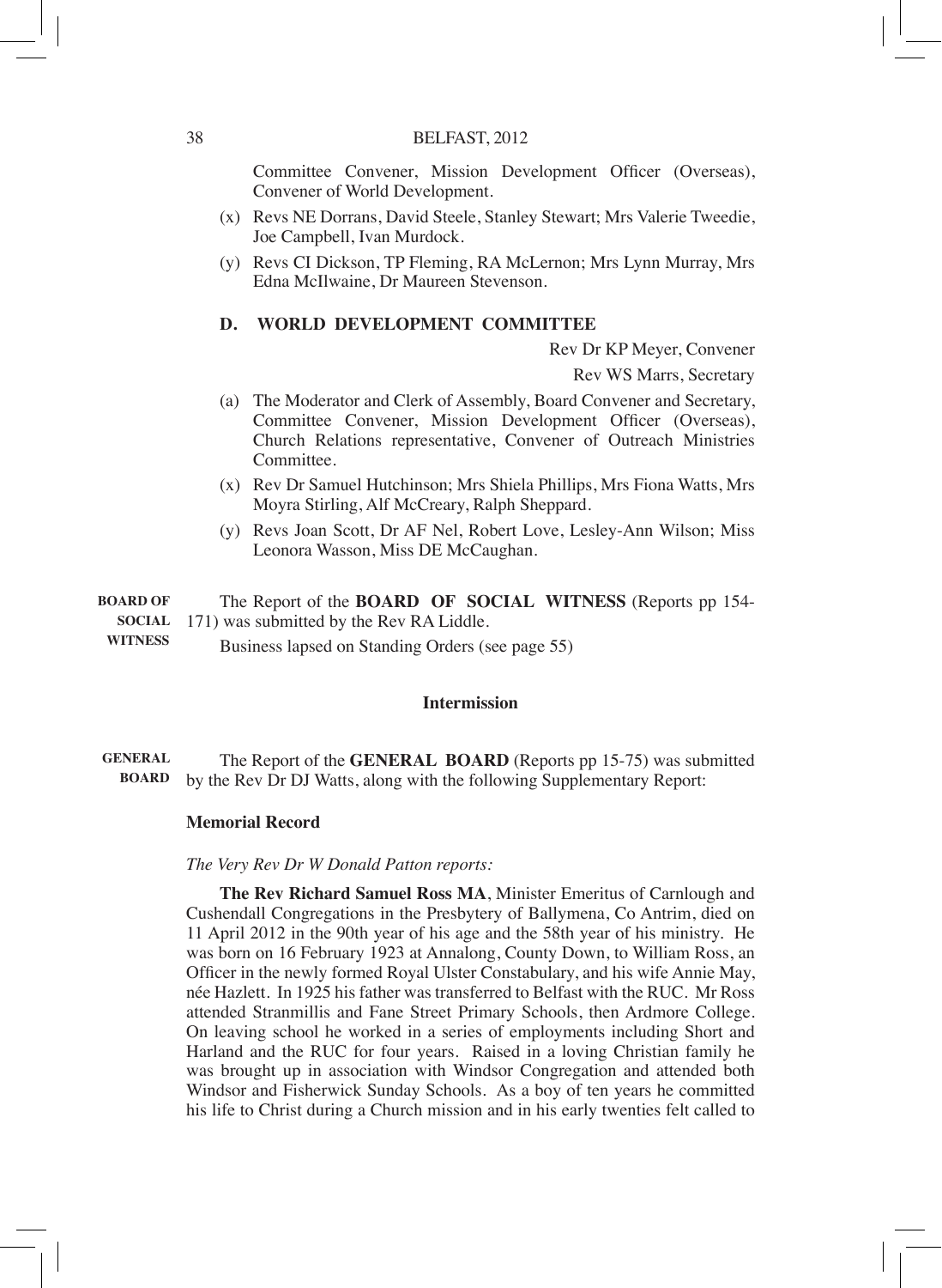Committee Convener, Mission Development Officer (Overseas), Convener of World Development.

(x) Revs NE Dorrans, David Steele, Stanley Stewart; Mrs Valerie Tweedie, Joe Campbell, Ivan Murdock.

(y) Revs CI Dickson, TP Fleming, RA McLernon; Mrs Lynn Murray, Mrs Edna McIlwaine, Dr Maureen Stevenson.

### D. WORLD DEVELOPMENT COMMITTEE

Rev Dr KP Meyer, Convener

Rev WS Marrs, Secretary

(a) The Moderator and Clerk of Assembly, Board Convener and Secretary, Committee Convener, Mission Development Officer (Overseas), Church Relations representative, Convener of Outreach Ministries Committee.

(x) Rev Dr Samuel Hutchinson; Mrs Shiela Phillips, Mrs Fiona Watts, Mrs Moyra Stirling, Alf McCreary, Ralph Sheppard.

(y) Revs Joan Scott, Dr AF Nel, Robert Love, Lesley-Ann Wilson; Miss Leonora Wasson, Miss DE McCaughan.

**BOARD OF SOCIAL WITNESS**

The Report of the **BOARD OF SOCIAL WITNESS** (Reports pp 154-171) was submitted by the Rev RA Liddle.

Business lapsed on Standing Orders (see page 55)

**Intermission**

**GENERAL BOARD**

The Report of the **GENERAL BOARD** (Reports pp 15-75) was submitted by the Rev Dr DJ Watts, along with the following Supplementary Report:

**Memorial Record**

*The Very Rev Dr W Donald Patton reports:*

**The Rev Richard Samuel Ross MA**, Minister Emeritus of Carnlough and Cushendall Congregations in the Presbytery of Ballymena, Co Antrim, died on 11 April 2012 in the 90th year of his age and the 58th year of his ministry. He was born on 16 February 1923 at Annalong, County Down, to William Ross, an Officer in the newly formed Royal Ulster Constabulary, and his wife Annie May, née Hazlett. In 1925 his father was transferred to Belfast with the RUC. Mr Ross attended Stranmillis and Fane Street Primary Schools, then Ardmore College. On leaving school he worked in a series of employments including Short and Harland and the RUC for four years. Raised in a loving Christian family he was brought up in association with Windsor Congregation and attended both Windsor and Fisherwick Sunday Schools. As a boy of ten years he committed his life to Christ during a Church mission and in his early twenties felt called to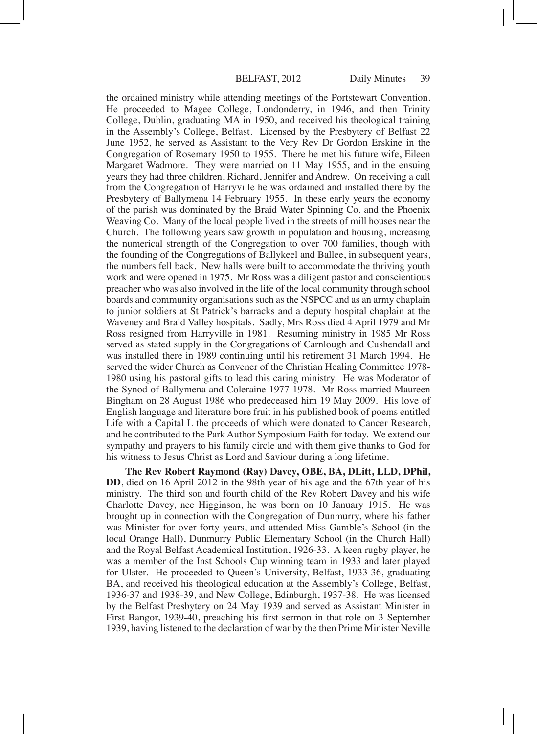the ordained ministry while attending meetings of the Portstewart Convention. He proceeded to Magee College, Londonderry, in 1946, and then Trinity College, Dublin, graduating MA in 1950, and received his theological training in the Assembly's College, Belfast. Licensed by the Presbytery of Belfast 22 June 1952, he served as Assistant to the Very Rev Dr Gordon Erskine in the Congregation of Rosemary 1950 to 1955. There he met his future wife, Eileen Margaret Wadmore. They were married on 11 May 1955, and in the ensuing years they had three children, Richard, Jennifer and Andrew. On receiving a call from the Congregation of Harryville he was ordained and installed there by the Presbytery of Ballymena 14 February 1955. In these early years the economy of the parish was dominated by the Braid Water Spinning Co. and the Phoenix Weaving Co. Many of the local people lived in the streets of mill houses near the Church. The following years saw growth in population and housing, increasing the numerical strength of the Congregation to over 700 families, though with the founding of the Congregations of Ballykeel and Ballee, in subsequent years, the numbers fell back. New halls were built to accommodate the thriving youth work and were opened in 1975. Mr Ross was a diligent pastor and conscientious preacher who was also involved in the life of the local community through school boards and community organisations such as the NSPCC and as an army chaplain to junior soldiers at St Patrick's barracks and a deputy hospital chaplain at the Waveney and Braid Valley hospitals. Sadly, Mrs Ross died 4 April 1979 and Mr Ross resigned from Harryville in 1981. Resuming ministry in 1985 Mr Ross served as stated supply in the Congregations of Carnlough and Cushendall and was installed there in 1989 continuing until his retirement 31 March 1994. He served the wider Church as Convener of the Christian Healing Committee 1978-1980 using his pastoral gifts to lead this caring ministry. He was Moderator of the Synod of Ballymena and Coleraine 1977-1978. Mr Ross married Maureen Bingham on 28 August 1986 who predeceased him 19 May 2009. His love of English language and literature bore fruit in his published book of poems entitled Life with a Capital L the proceeds of which were donated to Cancer Research, and he contributed to the Park Author Symposium Faith for today. We extend our sympathy and prayers to his family circle and with them give thanks to God for his witness to Jesus Christ as Lord and Saviour during a long lifetime.

**The Rev Robert Raymond (Ray) Davey, OBE, BA, DLitt, LLD, DPhil, DD**, died on 16 April 2012 in the 98th year of his age and the 67th year of his ministry. The third son and fourth child of the Rev Robert Davey and his wife Charlotte Davey, nee Higginson, he was born on 10 January 1915. He was brought up in connection with the Congregation of Dunmurry, where his father was Minister for over forty years, and attended Miss Gamble's School (in the local Orange Hall), Dunmurry Public Elementary School (in the Church Hall) and the Royal Belfast Academical Institution, 1926-33. A keen rugby player, he was a member of the Inst Schools Cup winning team in 1933 and later played for Ulster. He proceeded to Queen's University, Belfast, 1933-36, graduating BA, and received his theological education at the Assembly's College, Belfast, 1936-37 and 1938-39, and New College, Edinburgh, 1937-38. He was licensed by the Belfast Presbytery on 24 May 1939 and served as Assistant Minister in First Bangor, 1939-40, preaching his first sermon in that role on 3 September 1939, having listened to the declaration of war by the then Prime Minister Neville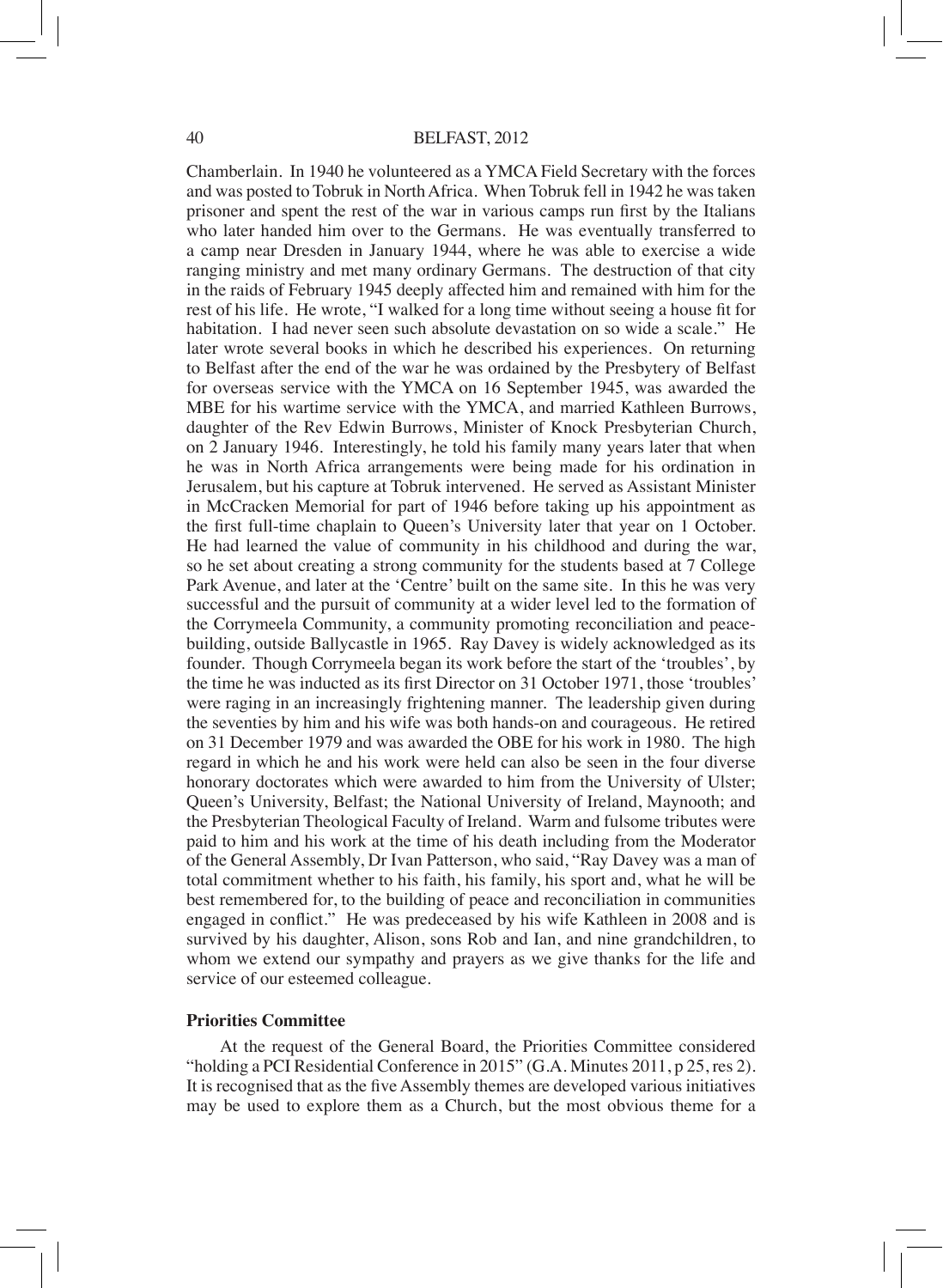Chamberlain. In 1940 he volunteered as a YMCA Field Secretary with the forces and was posted to Tobruk in North Africa. When Tobruk fell in 1942 he was taken prisoner and spent the rest of the war in various camps run first by the Italians who later handed him over to the Germans. He was eventually transferred to a camp near Dresden in January 1944, where he was able to exercise a wide ranging ministry and met many ordinary Germans. The destruction of that city in the raids of February 1945 deeply affected him and remained with him for the rest of his life. He wrote, "I walked for a long time without seeing a house fit for habitation. I had never seen such absolute devastation on so wide a scale." He later wrote several books in which he described his experiences. On returning to Belfast after the end of the war he was ordained by the Presbytery of Belfast for overseas service with the YMCA on 16 September 1945, was awarded the MBE for his wartime service with the YMCA, and married Kathleen Burrows, daughter of the Rev Edwin Burrows, Minister of Knock Presbyterian Church, on 2 January 1946. Interestingly, he told his family many years later that when he was in North Africa arrangements were being made for his ordination in Jerusalem, but his capture at Tobruk intervened. He served as Assistant Minister in McCracken Memorial for part of 1946 before taking up his appointment as the first full-time chaplain to Queen's University later that year on 1 October. He had learned the value of community in his childhood and during the war, so he set about creating a strong community for the students based at 7 College Park Avenue, and later at the 'Centre' built on the same site. In this he was very successful and the pursuit of community at a wider level led to the formation of the Corrymeela Community, a community promoting reconciliation and peace-building, outside Ballycastle in 1965. Ray Davey is widely acknowledged as its founder. Though Corrymeela began its work before the start of the 'troubles', by the time he was inducted as its first Director on 31 October 1971, those 'troubles' were raging in an increasingly frightening manner. The leadership given during the seventies by him and his wife was both hands-on and courageous. He retired on 31 December 1979 and was awarded the OBE for his work in 1980. The high regard in which he and his work were held can also be seen in the four diverse honorary doctorates which were awarded to him from the University of Ulster; Queen's University, Belfast; the National University of Ireland, Maynooth; and the Presbyterian Theological Faculty of Ireland. Warm and fulsome tributes were paid to him and his work at the time of his death including from the Moderator of the General Assembly, Dr Ivan Patterson, who said, "Ray Davey was a man of total commitment whether to his faith, his family, his sport and, what he will be best remembered for, to the building of peace and reconciliation in communities engaged in conflict." He was predeceased by his wife Kathleen in 2008 and is survived by his daughter, Alison, sons Rob and Ian, and nine grandchildren, to whom we extend our sympathy and prayers as we give thanks for the life and service of our esteemed colleague.

**Priorities Committee**

At the request of the General Board, the Priorities Committee considered "holding a PCI Residential Conference in 2015" (G.A. Minutes 2011, p 25, res 2). It is recognised that as the five Assembly themes are developed various initiatives may be used to explore them as a Church, but the most obvious theme for a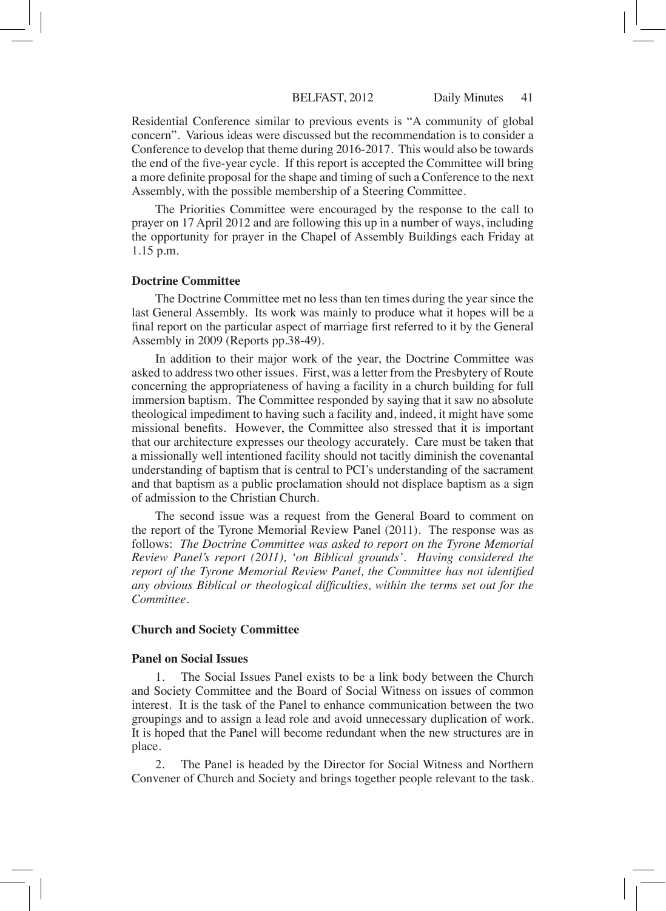Residential Conference similar to previous events is "A community of global concern". Various ideas were discussed but the recommendation is to consider a Conference to develop that theme during 2016-2017. This would also be towards the end of the five-year cycle. If this report is accepted the Committee will bring a more definite proposal for the shape and timing of such a Conference to the next Assembly, with the possible membership of a Steering Committee.

The Priorities Committee were encouraged by the response to the call to prayer on 17 April 2012 and are following this up in a number of ways, including the opportunity for prayer in the Chapel of Assembly Buildings each Friday at 1.15 p.m.

**Doctrine Committee**

The Doctrine Committee met no less than ten times during the year since the last General Assembly. Its work was mainly to produce what it hopes will be a final report on the particular aspect of marriage first referred to it by the General Assembly in 2009 (Reports pp.38-49).

In addition to their major work of the year, the Doctrine Committee was asked to address two other issues. First, was a letter from the Presbytery of Route concerning the appropriateness of having a facility in a church building for full immersion baptism. The Committee responded by saying that it saw no absolute theological impediment to having such a facility and, indeed, it might have some missional benefits. However, the Committee also stressed that it is important that our architecture expresses our theology accurately. Care must be taken that a missionally well intentioned facility should not tacitly diminish the covenantal understanding of baptism that is central to PCI's understanding of the sacrament and that baptism as a public proclamation should not displace baptism as a sign of admission to the Christian Church.

The second issue was a request from the General Board to comment on the report of the Tyrone Memorial Review Panel (2011). The response was as follows: *The Doctrine Committee was asked to report on the Tyrone Memorial Review Panel's report (2011), 'on Biblical grounds'. Having considered the report of the Tyrone Memorial Review Panel, the Committee has not identified any obvious Biblical or theological difficulties, within the terms set out for the Committee.*

**Church and Society Committee**

**Panel on Social Issues**

1. The Social Issues Panel exists to be a link body between the Church and Society Committee and the Board of Social Witness on issues of common interest. It is the task of the Panel to enhance communication between the two groupings and to assign a lead role and avoid unnecessary duplication of work. It is hoped that the Panel will become redundant when the new structures are in place.

2. The Panel is headed by the Director for Social Witness and Northern Convener of Church and Society and brings together people relevant to the task.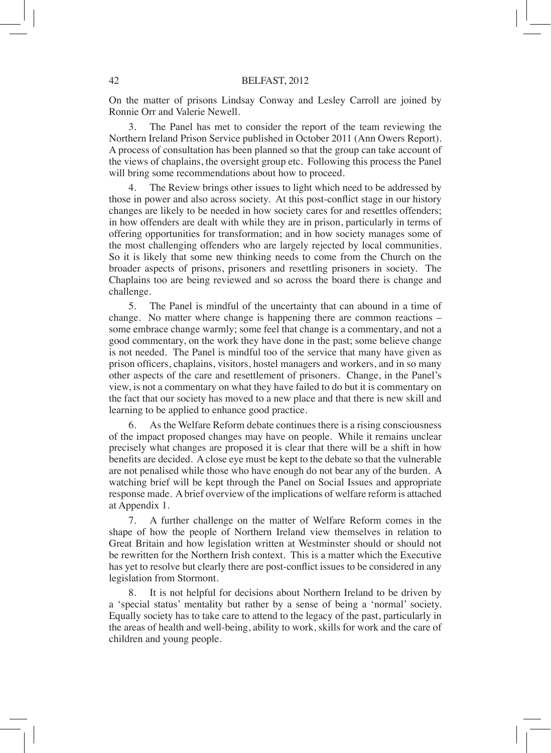On the matter of prisons Lindsay Conway and Lesley Carroll are joined by Ronnie Orr and Valerie Newell.

3. The Panel has met to consider the report of the team reviewing the Northern Ireland Prison Service published in October 2011 (Ann Owers Report). A process of consultation has been planned so that the group can take account of the views of chaplains, the oversight group etc. Following this process the Panel will bring some recommendations about how to proceed.

4. The Review brings other issues to light which need to be addressed by those in power and also across society. At this post-conflict stage in our history changes are likely to be needed in how society cares for and resettles offenders; in how offenders are dealt with while they are in prison, particularly in terms of offering opportunities for transformation; and in how society manages some of the most challenging offenders who are largely rejected by local communities. So it is likely that some new thinking needs to come from the Church on the broader aspects of prisons, prisoners and resettling prisoners in society. The Chaplains too are being reviewed and so across the board there is change and challenge.

5. The Panel is mindful of the uncertainty that can abound in a time of change. No matter where change is happening there are common reactions – some embrace change warmly; some feel that change is a commentary, and not a good commentary, on the work they have done in the past; some believe change is not needed. The Panel is mindful too of the service that many have given as prison officers, chaplains, visitors, hostel managers and workers, and in so many other aspects of the care and resettlement of prisoners. Change, in the Panel's view, is not a commentary on what they have failed to do but it is commentary on the fact that our society has moved to a new place and that there is new skill and learning to be applied to enhance good practice.

6. As the Welfare Reform debate continues there is a rising consciousness of the impact proposed changes may have on people. While it remains unclear precisely what changes are proposed it is clear that there will be a shift in how benefits are decided. A close eye must be kept to the debate so that the vulnerable are not penalised while those who have enough do not bear any of the burden. A watching brief will be kept through the Panel on Social Issues and appropriate response made. A brief overview of the implications of welfare reform is attached at Appendix 1.

7. A further challenge on the matter of Welfare Reform comes in the shape of how the people of Northern Ireland view themselves in relation to Great Britain and how legislation written at Westminster should or should not be rewritten for the Northern Irish context. This is a matter which the Executive has yet to resolve but clearly there are post-conflict issues to be considered in any legislation from Stormont.

8. It is not helpful for decisions about Northern Ireland to be driven by a 'special status' mentality but rather by a sense of being a 'normal' society. Equally society has to take care to attend to the legacy of the past, particularly in the areas of health and well-being, ability to work, skills for work and the care of children and young people.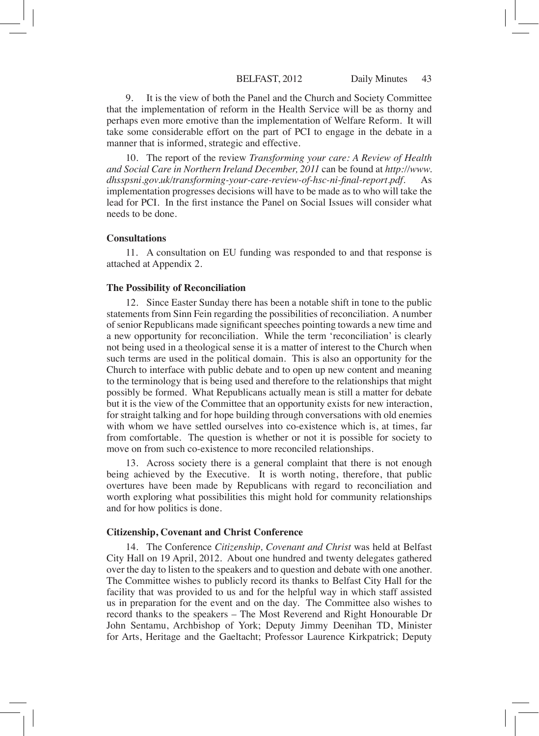9. It is the view of both the Panel and the Church and Society Committee that the implementation of reform in the Health Service will be as thorny and perhaps even more emotive than the implementation of Welfare Reform. It will take some considerable effort on the part of PCI to engage in the debate in a manner that is informed, strategic and effective.

10. The report of the review *Transforming your care: A Review of Health and Social Care in Northern Ireland December, 2011* can be found at *http://www.dhsspsni.gov.uk/transforming-your-care-review-of-hsc-ni-final-report.pdf*. As implementation progresses decisions will have to be made as to who will take the lead for PCI. In the first instance the Panel on Social Issues will consider what needs to be done.

**Consultations**

11. A consultation on EU funding was responded to and that response is attached at Appendix 2.

**The Possibility of Reconciliation**

12. Since Easter Sunday there has been a notable shift in tone to the public statements from Sinn Fein regarding the possibilities of reconciliation. A number of senior Republicans made significant speeches pointing towards a new time and a new opportunity for reconciliation. While the term 'reconciliation' is clearly not being used in a theological sense it is a matter of interest to the Church when such terms are used in the political domain. This is also an opportunity for the Church to interface with public debate and to open up new content and meaning to the terminology that is being used and therefore to the relationships that might possibly be formed. What Republicans actually mean is still a matter for debate but it is the view of the Committee that an opportunity exists for new interaction, for straight talking and for hope building through conversations with old enemies with whom we have settled ourselves into co-existence which is, at times, far from comfortable. The question is whether or not it is possible for society to move on from such co-existence to more reconciled relationships.

13. Across society there is a general complaint that there is not enough being achieved by the Executive. It is worth noting, therefore, that public overtures have been made by Republicans with regard to reconciliation and worth exploring what possibilities this might hold for community relationships and for how politics is done.

**Citizenship, Covenant and Christ Conference**

14. The Conference *Citizenship, Covenant and Christ* was held at Belfast City Hall on 19 April, 2012. About one hundred and twenty delegates gathered over the day to listen to the speakers and to question and debate with one another. The Committee wishes to publicly record its thanks to Belfast City Hall for the facility that was provided to us and for the helpful way in which staff assisted us in preparation for the event and on the day. The Committee also wishes to record thanks to the speakers – The Most Reverend and Right Honourable Dr John Sentamu, Archbishop of York; Deputy Jimmy Deenihan TD, Minister for Arts, Heritage and the Gaeltacht; Professor Laurence Kirkpatrick; Deputy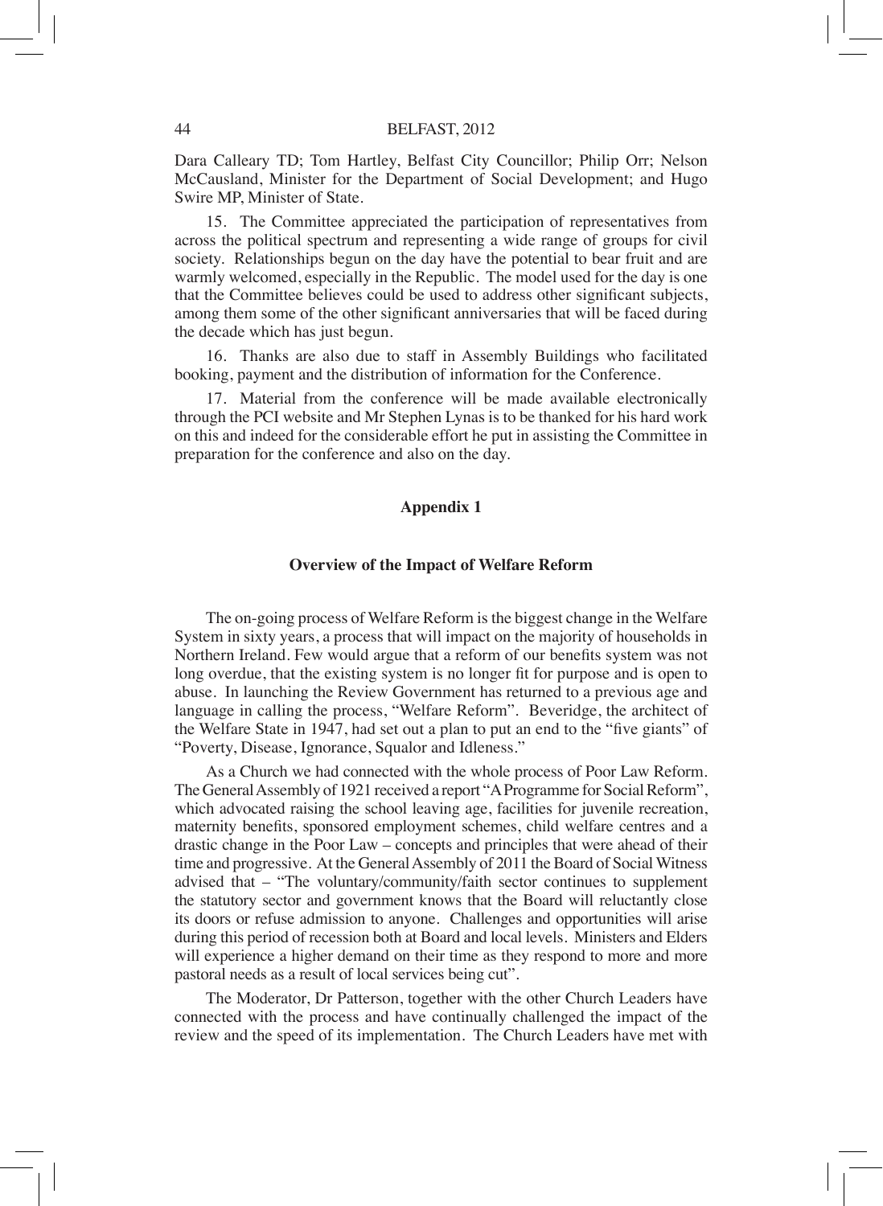Dara Calleary TD; Tom Hartley, Belfast City Councillor; Philip Orr; Nelson McCausland, Minister for the Department of Social Development; and Hugo Swire MP, Minister of State.

15. The Committee appreciated the participation of representatives from across the political spectrum and representing a wide range of groups for civil society. Relationships begun on the day have the potential to bear fruit and are warmly welcomed, especially in the Republic. The model used for the day is one that the Committee believes could be used to address other significant subjects, among them some of the other significant anniversaries that will be faced during the decade which has just begun.

16. Thanks are also due to staff in Assembly Buildings who facilitated booking, payment and the distribution of information for the Conference.

17. Material from the conference will be made available electronically through the PCI website and Mr Stephen Lynas is to be thanked for his hard work on this and indeed for the considerable effort he put in assisting the Committee in preparation for the conference and also on the day.

## Appendix 1

### Overview of the Impact of Welfare Reform

The on-going process of Welfare Reform is the biggest change in the Welfare System in sixty years, a process that will impact on the majority of households in Northern Ireland. Few would argue that a reform of our benefits system was not long overdue, that the existing system is no longer fit for purpose and is open to abuse. In launching the Review Government has returned to a previous age and language in calling the process, "Welfare Reform". Beveridge, the architect of the Welfare State in 1947, had set out a plan to put an end to the "five giants" of "Poverty, Disease, Ignorance, Squalor and Idleness."

As a Church we had connected with the whole process of Poor Law Reform. The General Assembly of 1921 received a report "A Programme for Social Reform", which advocated raising the school leaving age, facilities for juvenile recreation, maternity benefits, sponsored employment schemes, child welfare centres and a drastic change in the Poor Law – concepts and principles that were ahead of their time and progressive. At the General Assembly of 2011 the Board of Social Witness advised that – "The voluntary/community/faith sector continues to supplement the statutory sector and government knows that the Board will reluctantly close its doors or refuse admission to anyone. Challenges and opportunities will arise during this period of recession both at Board and local levels. Ministers and Elders will experience a higher demand on their time as they respond to more and more pastoral needs as a result of local services being cut".

The Moderator, Dr Patterson, together with the other Church Leaders have connected with the process and have continually challenged the impact of the review and the speed of its implementation. The Church Leaders have met with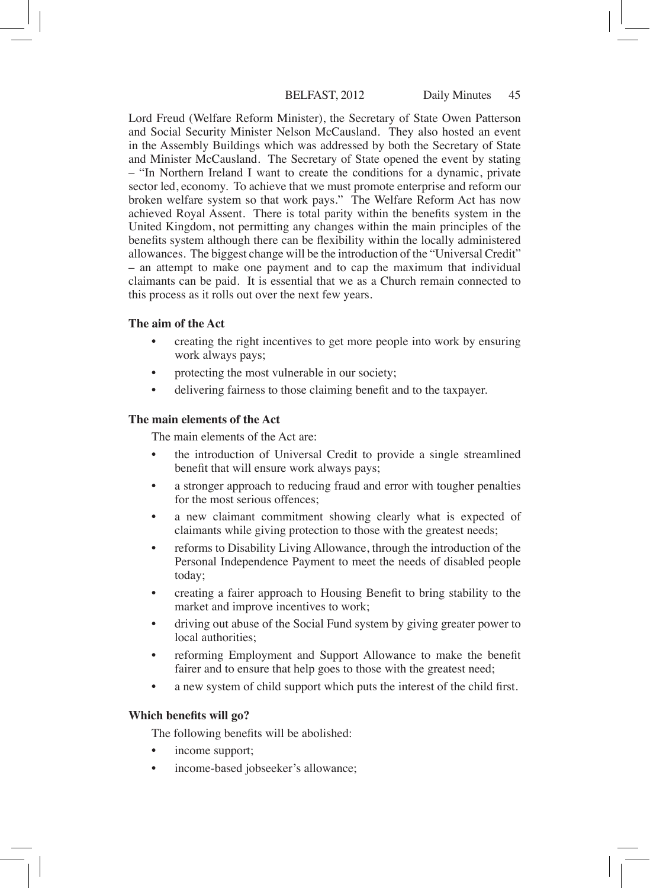Lord Freud (Welfare Reform Minister), the Secretary of State Owen Patterson and Social Security Minister Nelson McCausland. They also hosted an event in the Assembly Buildings which was addressed by both the Secretary of State and Minister McCausland. The Secretary of State opened the event by stating – "In Northern Ireland I want to create the conditions for a dynamic, private sector led, economy. To achieve that we must promote enterprise and reform our broken welfare system so that work pays." The Welfare Reform Act has now achieved Royal Assent. There is total parity within the benefits system in the United Kingdom, not permitting any changes within the main principles of the benefits system although there can be flexibility within the locally administered allowances. The biggest change will be the introduction of the "Universal Credit" – an attempt to make one payment and to cap the maximum that individual claimants can be paid. It is essential that we as a Church remain connected to this process as it rolls out over the next few years.

**The aim of the Act**

- creating the right incentives to get more people into work by ensuring work always pays;
- protecting the most vulnerable in our society;
- delivering fairness to those claiming benefit and to the taxpayer.

**The main elements of the Act**

The main elements of the Act are:

- the introduction of Universal Credit to provide a single streamlined benefit that will ensure work always pays;
- a stronger approach to reducing fraud and error with tougher penalties for the most serious offences;
- a new claimant commitment showing clearly what is expected of claimants while giving protection to those with the greatest needs;
- reforms to Disability Living Allowance, through the introduction of the Personal Independence Payment to meet the needs of disabled people today;
- creating a fairer approach to Housing Benefit to bring stability to the market and improve incentives to work;
- driving out abuse of the Social Fund system by giving greater power to local authorities;
- reforming Employment and Support Allowance to make the benefit fairer and to ensure that help goes to those with the greatest need;
- a new system of child support which puts the interest of the child first.

**Which benefits will go?**

The following benefits will be abolished:

- income support;
- income-based jobseeker's allowance;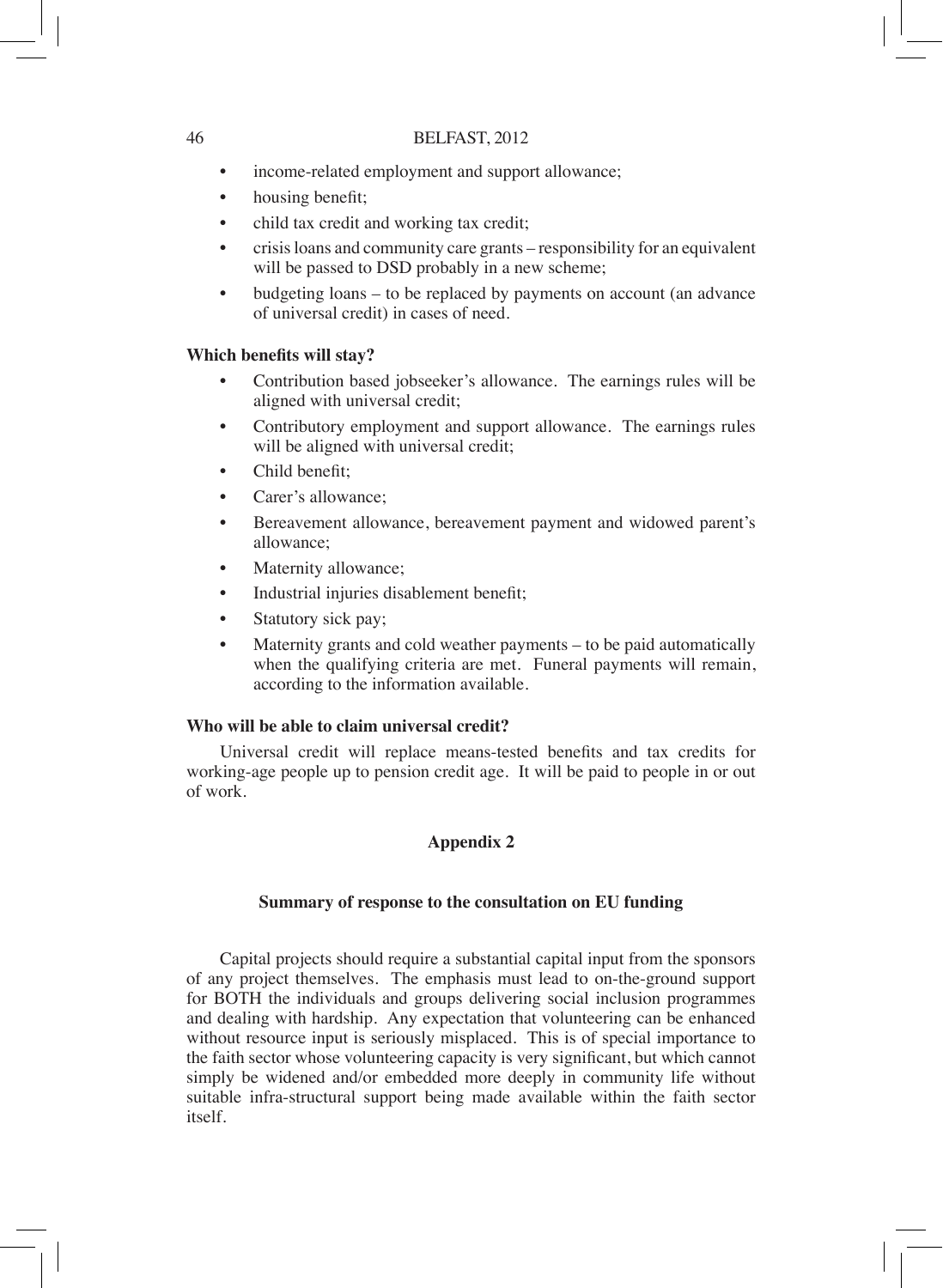- income-related employment and support allowance;
- housing benefit;
- child tax credit and working tax credit;
- crisis loans and community care grants – responsibility for an equivalent will be passed to DSD probably in a new scheme;
- budgeting loans – to be replaced by payments on account (an advance of universal credit) in cases of need.

**Which benefits will stay?**

- Contribution based jobseeker's allowance. The earnings rules will be aligned with universal credit;
- Contributory employment and support allowance. The earnings rules will be aligned with universal credit;
- Child benefit;
- Carer's allowance;
- Bereavement allowance, bereavement payment and widowed parent's allowance;
- Maternity allowance;
- Industrial injuries disablement benefit;
- Statutory sick pay;
- Maternity grants and cold weather payments – to be paid automatically when the qualifying criteria are met. Funeral payments will remain, according to the information available.

**Who will be able to claim universal credit?**

Universal credit will replace means-tested benefits and tax credits for working-age people up to pension credit age. It will be paid to people in or out of work.

## Appendix 2

### Summary of response to the consultation on EU funding

Capital projects should require a substantial capital input from the sponsors of any project themselves. The emphasis must lead to on-the-ground support for BOTH the individuals and groups delivering social inclusion programmes and dealing with hardship. Any expectation that volunteering can be enhanced without resource input is seriously misplaced. This is of special importance to the faith sector whose volunteering capacity is very significant, but which cannot simply be widened and/or embedded more deeply in community life without suitable infra-structural support being made available within the faith sector itself.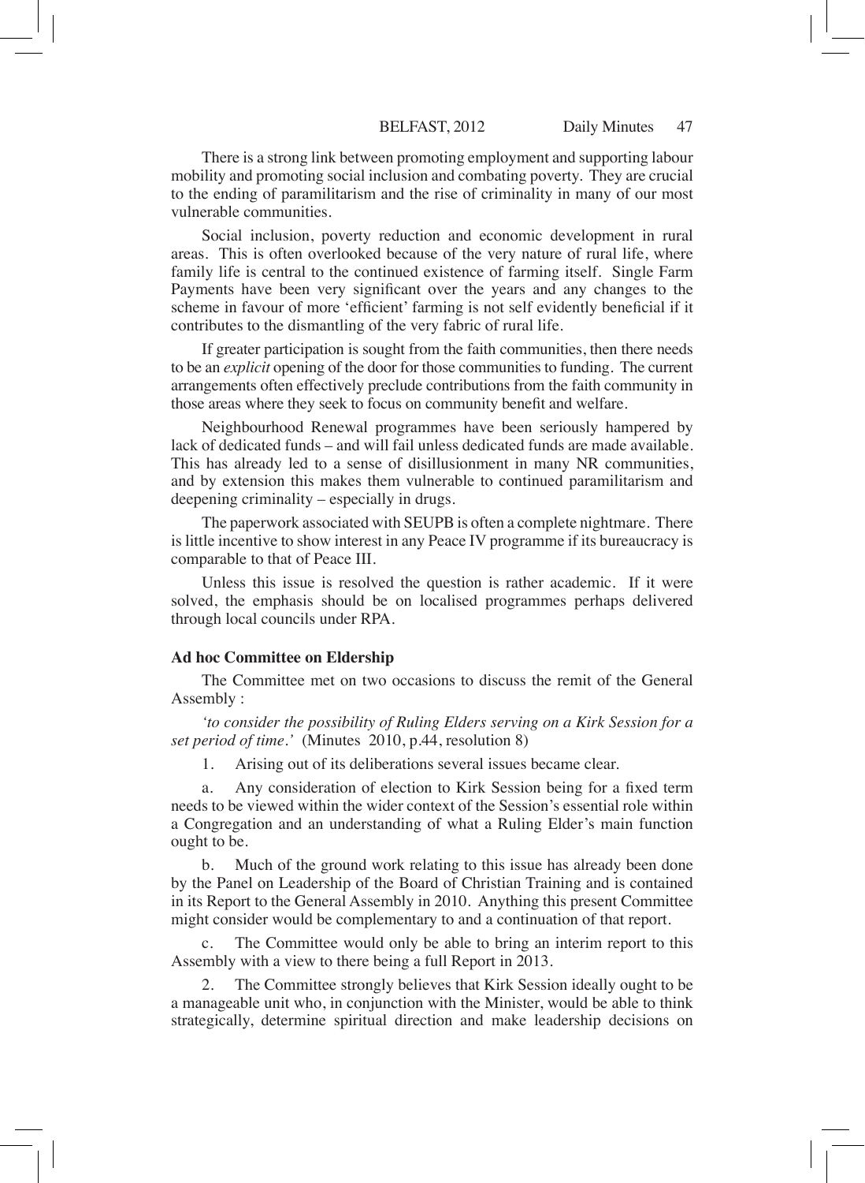There is a strong link between promoting employment and supporting labour mobility and promoting social inclusion and combating poverty. They are crucial to the ending of paramilitarism and the rise of criminality in many of our most vulnerable communities.

Social inclusion, poverty reduction and economic development in rural areas. This is often overlooked because of the very nature of rural life, where family life is central to the continued existence of farming itself. Single Farm Payments have been very significant over the years and any changes to the scheme in favour of more 'efficient' farming is not self evidently beneficial if it contributes to the dismantling of the very fabric of rural life.

If greater participation is sought from the faith communities, then there needs to be an *explicit* opening of the door for those communities to funding. The current arrangements often effectively preclude contributions from the faith community in those areas where they seek to focus on community benefit and welfare.

Neighbourhood Renewal programmes have been seriously hampered by lack of dedicated funds – and will fail unless dedicated funds are made available. This has already led to a sense of disillusionment in many NR communities, and by extension this makes them vulnerable to continued paramilitarism and deepening criminality – especially in drugs.

The paperwork associated with SEUPB is often a complete nightmare. There is little incentive to show interest in any Peace IV programme if its bureaucracy is comparable to that of Peace III.

Unless this issue is resolved the question is rather academic. If it were solved, the emphasis should be on localised programmes perhaps delivered through local councils under RPA.

**Ad hoc Committee on Eldership**

The Committee met on two occasions to discuss the remit of the General Assembly :

*'to consider the possibility of Ruling Elders serving on a Kirk Session for a set period of time.'* (Minutes 2010, p.44, resolution 8)

1. Arising out of its deliberations several issues became clear.

a. Any consideration of election to Kirk Session being for a fixed term needs to be viewed within the wider context of the Session's essential role within a Congregation and an understanding of what a Ruling Elder's main function ought to be.

b. Much of the ground work relating to this issue has already been done by the Panel on Leadership of the Board of Christian Training and is contained in its Report to the General Assembly in 2010. Anything this present Committee might consider would be complementary to and a continuation of that report.

c. The Committee would only be able to bring an interim report to this Assembly with a view to there being a full Report in 2013.

2. The Committee strongly believes that Kirk Session ideally ought to be a manageable unit who, in conjunction with the Minister, would be able to think strategically, determine spiritual direction and make leadership decisions on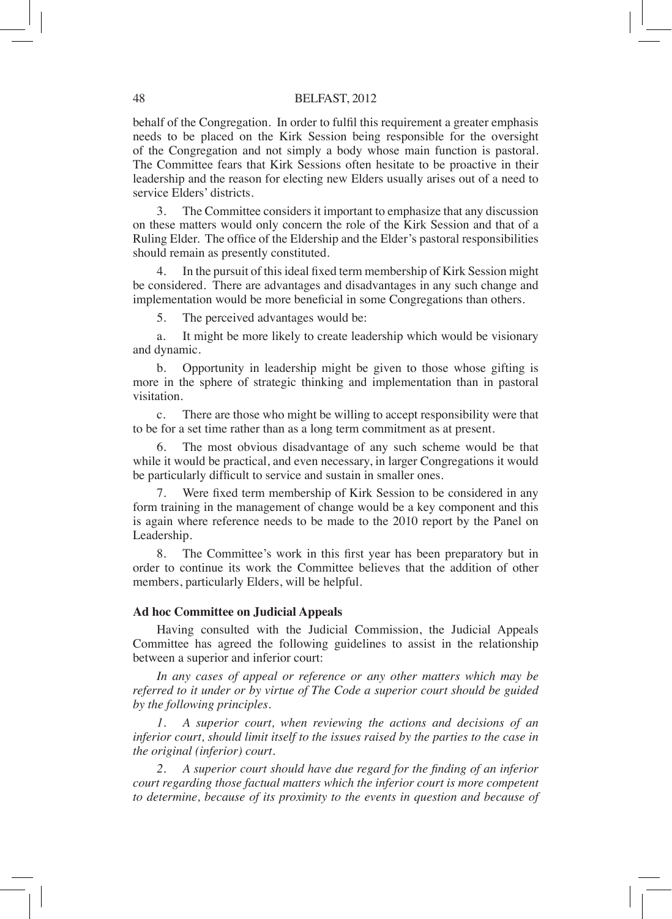behalf of the Congregation. In order to fulfil this requirement a greater emphasis needs to be placed on the Kirk Session being responsible for the oversight of the Congregation and not simply a body whose main function is pastoral. The Committee fears that Kirk Sessions often hesitate to be proactive in their leadership and the reason for electing new Elders usually arises out of a need to service Elders' districts.

3. The Committee considers it important to emphasize that any discussion on these matters would only concern the role of the Kirk Session and that of a Ruling Elder. The office of the Eldership and the Elder's pastoral responsibilities should remain as presently constituted.

4. In the pursuit of this ideal fixed term membership of Kirk Session might be considered. There are advantages and disadvantages in any such change and implementation would be more beneficial in some Congregations than others.

5. The perceived advantages would be:

a. It might be more likely to create leadership which would be visionary and dynamic.

b. Opportunity in leadership might be given to those whose gifting is more in the sphere of strategic thinking and implementation than in pastoral visitation.

c. There are those who might be willing to accept responsibility were that to be for a set time rather than as a long term commitment as at present.

6. The most obvious disadvantage of any such scheme would be that while it would be practical, and even necessary, in larger Congregations it would be particularly difficult to service and sustain in smaller ones.

7. Were fixed term membership of Kirk Session to be considered in any form training in the management of change would be a key component and this is again where reference needs to be made to the 2010 report by the Panel on Leadership.

8. The Committee's work in this first year has been preparatory but in order to continue its work the Committee believes that the addition of other members, particularly Elders, will be helpful.

**Ad hoc Committee on Judicial Appeals**

Having consulted with the Judicial Commission, the Judicial Appeals Committee has agreed the following guidelines to assist in the relationship between a superior and inferior court:

*In any cases of appeal or reference or any other matters which may be referred to it under or by virtue of The Code a superior court should be guided by the following principles.*

*1. A superior court, when reviewing the actions and decisions of an inferior court, should limit itself to the issues raised by the parties to the case in the original (inferior) court.*

*2. A superior court should have due regard for the finding of an inferior court regarding those factual matters which the inferior court is more competent to determine, because of its proximity to the events in question and because of*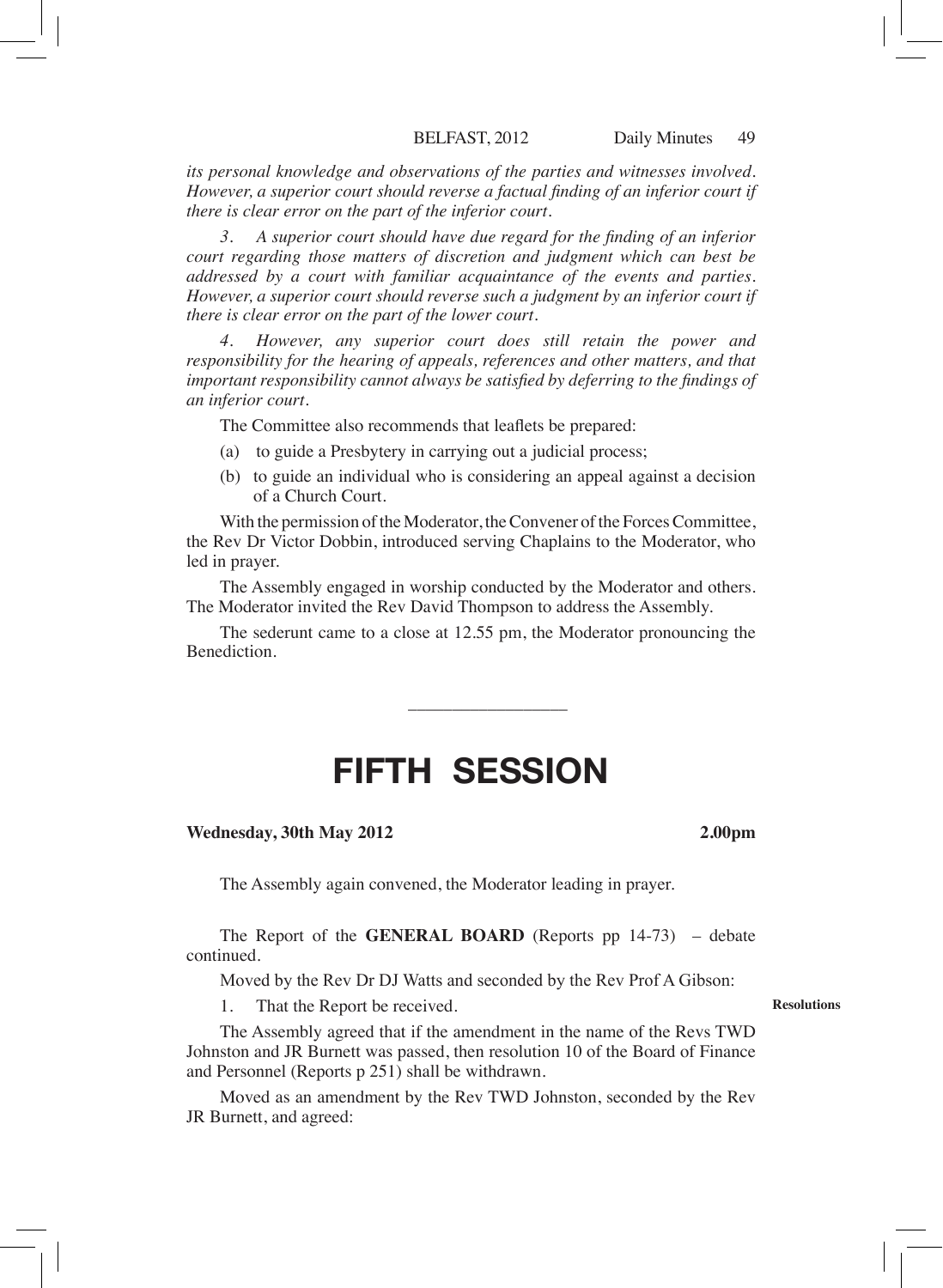*its personal knowledge and observations of the parties and witnesses involved. However, a superior court should reverse a factual finding of an inferior court if there is clear error on the part of the inferior court.*

*3. A superior court should have due regard for the finding of an inferior court regarding those matters of discretion and judgment which can best be addressed by a court with familiar acquaintance of the events and parties. However, a superior court should reverse such a judgment by an inferior court if there is clear error on the part of the lower court.*

*4. However, any superior court does still retain the power and responsibility for the hearing of appeals, references and other matters, and that important responsibility cannot always be satisfied by deferring to the findings of an inferior court.*

The Committee also recommends that leaflets be prepared:

(a) to guide a Presbytery in carrying out a judicial process;

(b) to guide an individual who is considering an appeal against a decision of a Church Court.

With the permission of the Moderator, the Convener of the Forces Committee, the Rev Dr Victor Dobbin, introduced serving Chaplains to the Moderator, who led in prayer.

The Assembly engaged in worship conducted by the Moderator and others. The Moderator invited the Rev David Thompson to address the Assembly.

The sederunt came to a close at 12.55 pm, the Moderator pronouncing the Benediction.

---

# FIFTH SESSION

**Wednesday, 30th May 2012** **2.00pm**

The Assembly again convened, the Moderator leading in prayer.

The Report of the **GENERAL BOARD** (Reports pp 14-73) – debate continued.

Moved by the Rev Dr DJ Watts and seconded by the Rev Prof A Gibson:

**Resolutions**

1. That the Report be received.

The Assembly agreed that if the amendment in the name of the Revs TWD Johnston and JR Burnett was passed, then resolution 10 of the Board of Finance and Personnel (Reports p 251) shall be withdrawn.

Moved as an amendment by the Rev TWD Johnston, seconded by the Rev JR Burnett, and agreed: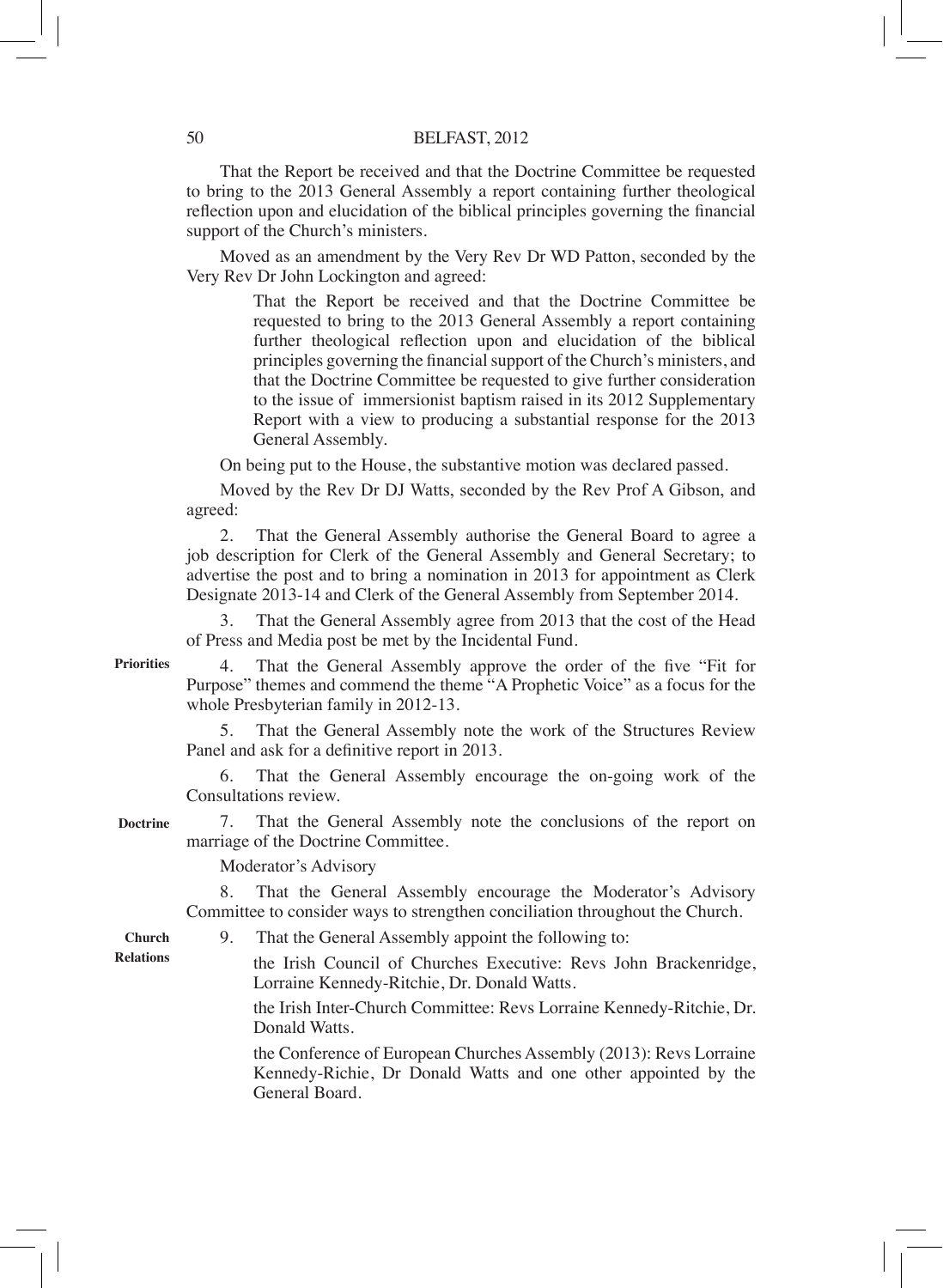That the Report be received and that the Doctrine Committee be requested to bring to the 2013 General Assembly a report containing further theological reflection upon and elucidation of the biblical principles governing the financial support of the Church's ministers.

Moved as an amendment by the Very Rev Dr WD Patton, seconded by the Very Rev Dr John Lockington and agreed:

> That the Report be received and that the Doctrine Committee be requested to bring to the 2013 General Assembly a report containing further theological reflection upon and elucidation of the biblical principles governing the financial support of the Church's ministers, and that the Doctrine Committee be requested to give further consideration to the issue of immersionist baptism raised in its 2012 Supplementary Report with a view to producing a substantial response for the 2013 General Assembly.

On being put to the House, the substantive motion was declared passed.

Moved by the Rev Dr DJ Watts, seconded by the Rev Prof A Gibson, and agreed:

2. That the General Assembly authorise the General Board to agree a job description for Clerk of the General Assembly and General Secretary; to advertise the post and to bring a nomination in 2013 for appointment as Clerk Designate 2013-14 and Clerk of the General Assembly from September 2014.

3. That the General Assembly agree from 2013 that the cost of the Head of Press and Media post be met by the Incidental Fund.

**Priorities**

4. That the General Assembly approve the order of the five "Fit for Purpose" themes and commend the theme "A Prophetic Voice" as a focus for the whole Presbyterian family in 2012-13.

5. That the General Assembly note the work of the Structures Review Panel and ask for a definitive report in 2013.

6. That the General Assembly encourage the on-going work of the Consultations review.

**Doctrine**

7. That the General Assembly note the conclusions of the report on marriage of the Doctrine Committee.

Moderator's Advisory

8. That the General Assembly encourage the Moderator's Advisory Committee to consider ways to strengthen conciliation throughout the Church.

**Church Relations**

9. That the General Assembly appoint the following to:

> the Irish Council of Churches Executive: Revs John Brackenridge, Lorraine Kennedy-Ritchie, Dr. Donald Watts.
>
> the Irish Inter-Church Committee: Revs Lorraine Kennedy-Ritchie, Dr. Donald Watts.
>
> the Conference of European Churches Assembly (2013): Revs Lorraine Kennedy-Richie, Dr Donald Watts and one other appointed by the General Board.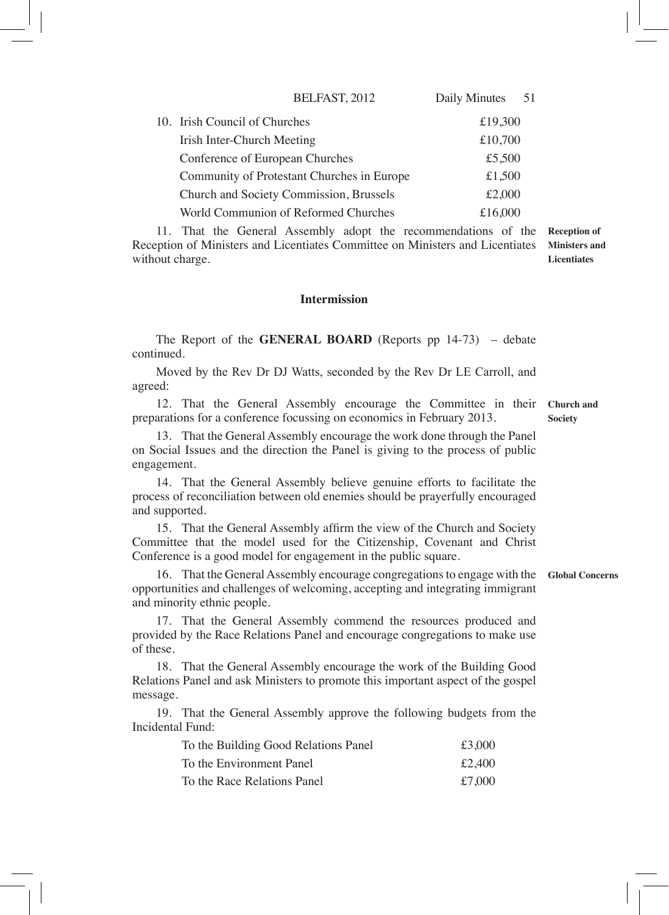10. Irish Council of Churches £19,300

| | |
|---|---|
| Irish Council of Churches | £19,300 |
| Irish Inter-Church Meeting | £10,700 |
| Conference of European Churches | £5,500 |
| Community of Protestant Churches in Europe | £1,500 |
| Church and Society Commission, Brussels | £2,000 |
| World Communion of Reformed Churches | £16,000 |

**Reception of Ministers and Licentiates**

11. That the General Assembly adopt the recommendations of the Reception of Ministers and Licentiates Committee on Ministers and Licentiates without charge.

### Intermission

The Report of the **GENERAL BOARD** (Reports pp 14-73) – debate continued.

Moved by the Rev Dr DJ Watts, seconded by the Rev Dr LE Carroll, and agreed:

**Church and Society**

12. That the General Assembly encourage the Committee in their preparations for a conference focussing on economics in February 2013.

13. That the General Assembly encourage the work done through the Panel on Social Issues and the direction the Panel is giving to the process of public engagement.

14. That the General Assembly believe genuine efforts to facilitate the process of reconciliation between old enemies should be prayerfully encouraged and supported.

15. That the General Assembly affirm the view of the Church and Society Committee that the model used for the Citizenship, Covenant and Christ Conference is a good model for engagement in the public square.

**Global Concerns**

16. That the General Assembly encourage congregations to engage with the opportunities and challenges of welcoming, accepting and integrating immigrant and minority ethnic people.

17. That the General Assembly commend the resources produced and provided by the Race Relations Panel and encourage congregations to make use of these.

18. That the General Assembly encourage the work of the Building Good Relations Panel and ask Ministers to promote this important aspect of the gospel message.

19. That the General Assembly approve the following budgets from the Incidental Fund:

| | |
|---|---|
| To the Building Good Relations Panel | £3,000 |
| To the Environment Panel | £2,400 |
| To the Race Relations Panel | £7,000 |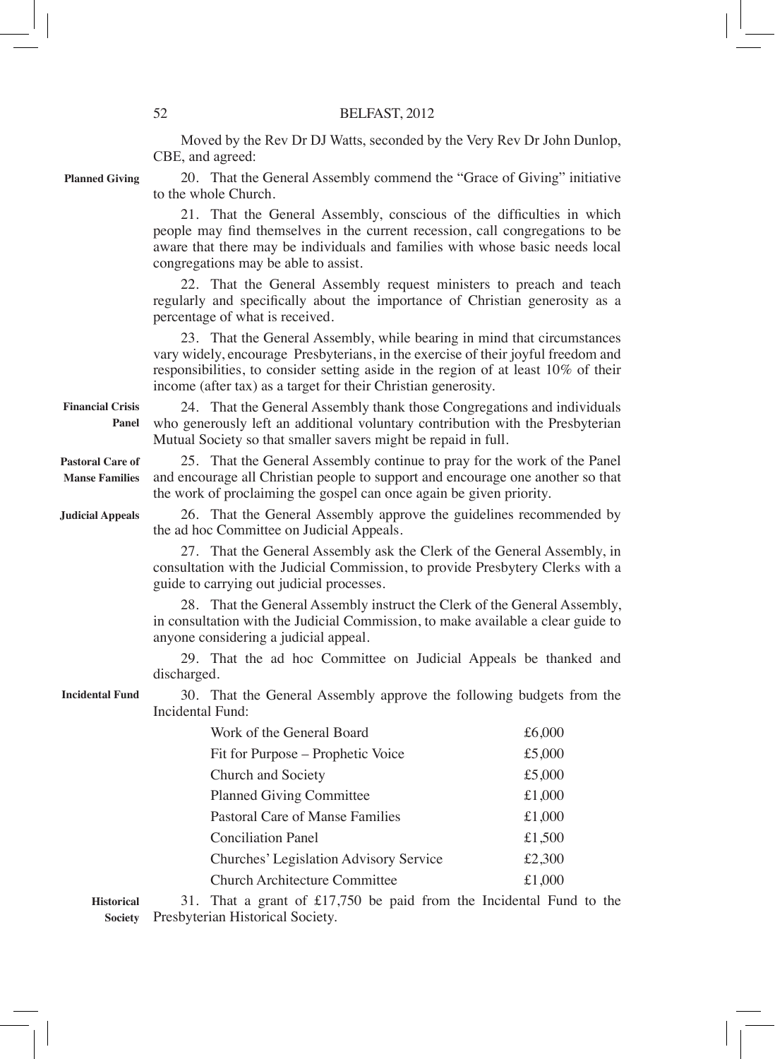Moved by the Rev Dr DJ Watts, seconded by the Very Rev Dr John Dunlop, CBE, and agreed:

**Planned Giving**

20. That the General Assembly commend the "Grace of Giving" initiative to the whole Church.

21. That the General Assembly, conscious of the difficulties in which people may find themselves in the current recession, call congregations to be aware that there may be individuals and families with whose basic needs local congregations may be able to assist.

22. That the General Assembly request ministers to preach and teach regularly and specifically about the importance of Christian generosity as a percentage of what is received.

23. That the General Assembly, while bearing in mind that circumstances vary widely, encourage Presbyterians, in the exercise of their joyful freedom and responsibilities, to consider setting aside in the region of at least 10% of their income (after tax) as a target for their Christian generosity.

**Financial Crisis Panel**

24. That the General Assembly thank those Congregations and individuals who generously left an additional voluntary contribution with the Presbyterian Mutual Society so that smaller savers might be repaid in full.

**Pastoral Care of Manse Families**

25. That the General Assembly continue to pray for the work of the Panel and encourage all Christian people to support and encourage one another so that the work of proclaiming the gospel can once again be given priority.

**Judicial Appeals**

26. That the General Assembly approve the guidelines recommended by the ad hoc Committee on Judicial Appeals.

27. That the General Assembly ask the Clerk of the General Assembly, in consultation with the Judicial Commission, to provide Presbytery Clerks with a guide to carrying out judicial processes.

28. That the General Assembly instruct the Clerk of the General Assembly, in consultation with the Judicial Commission, to make available a clear guide to anyone considering a judicial appeal.

29. That the ad hoc Committee on Judicial Appeals be thanked and discharged.

**Incidental Fund**

30. That the General Assembly approve the following budgets from the Incidental Fund:

| | |
|---|---|
| Work of the General Board | £6,000 |
| Fit for Purpose – Prophetic Voice | £5,000 |
| Church and Society | £5,000 |
| Planned Giving Committee | £1,000 |
| Pastoral Care of Manse Families | £1,000 |
| Conciliation Panel | £1,500 |
| Churches' Legislation Advisory Service | £2,300 |
| Church Architecture Committee | £1,000 |

**Historical Society**

31. That a grant of £17,750 be paid from the Incidental Fund to the Presbyterian Historical Society.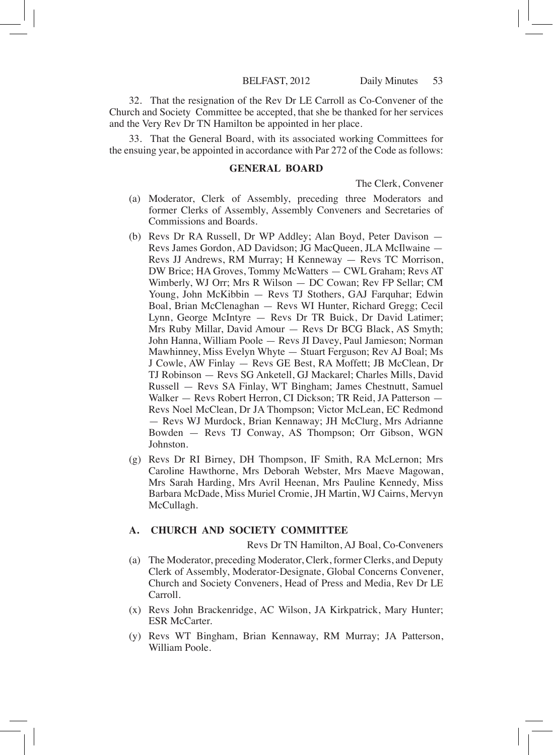32. That the resignation of the Rev Dr LE Carroll as Co-Convener of the Church and Society Committee be accepted, that she be thanked for her services and the Very Rev Dr TN Hamilton be appointed in her place.

33. That the General Board, with its associated working Committees for the ensuing year, be appointed in accordance with Par 272 of the Code as follows:

## GENERAL BOARD

The Clerk, Convener

(a) Moderator, Clerk of Assembly, preceding three Moderators and former Clerks of Assembly, Assembly Conveners and Secretaries of Commissions and Boards.

(b) Revs Dr RA Russell, Dr WP Addley; Alan Boyd, Peter Davison — Revs James Gordon, AD Davidson; JG MacQueen, JLA McIlwaine — Revs JJ Andrews, RM Murray; H Kenneway — Revs TC Morrison, DW Brice; HA Groves, Tommy McWatters — CWL Graham; Revs AT Wimberly, WJ Orr; Mrs R Wilson — DC Cowan; Rev FP Sellar; CM Young, John McKibbin — Revs TJ Stothers, GAJ Farquhar; Edwin Boal, Brian McClenaghan — Revs WI Hunter, Richard Gregg; Cecil Lynn, George McIntyre — Revs Dr TR Buick, Dr David Latimer; Mrs Ruby Millar, David Amour — Revs Dr BCG Black, AS Smyth; John Hanna, William Poole — Revs JI Davey, Paul Jamieson; Norman Mawhinney, Miss Evelyn Whyte — Stuart Ferguson; Rev AJ Boal; Ms J Cowle, AW Finlay — Revs GE Best, RA Moffett; JB McClean, Dr TJ Robinson — Revs SG Anketell, GJ Mackarel; Charles Mills, David Russell — Revs SA Finlay, WT Bingham; James Chestnutt, Samuel Walker — Revs Robert Herron, CI Dickson; TR Reid, JA Patterson — Revs Noel McClean, Dr JA Thompson; Victor McLean, EC Redmond — Revs WJ Murdock, Brian Kennaway; JH McClurg, Mrs Adrianne Bowden — Revs TJ Conway, AS Thompson; Orr Gibson, WGN Johnston.

(g) Revs Dr RI Birney, DH Thompson, IF Smith, RA McLernon; Mrs Caroline Hawthorne, Mrs Deborah Webster, Mrs Maeve Magowan, Mrs Sarah Harding, Mrs Avril Heenan, Mrs Pauline Kennedy, Miss Barbara McDade, Miss Muriel Cromie, JH Martin, WJ Cairns, Mervyn McCullagh.

### A. CHURCH AND SOCIETY COMMITTEE

Revs Dr TN Hamilton, AJ Boal, Co-Conveners

(a) The Moderator, preceding Moderator, Clerk, former Clerks, and Deputy Clerk of Assembly, Moderator-Designate, Global Concerns Convener, Church and Society Conveners, Head of Press and Media, Rev Dr LE Carroll.

(x) Revs John Brackenridge, AC Wilson, JA Kirkpatrick, Mary Hunter; ESR McCarter.

(y) Revs WT Bingham, Brian Kennaway, RM Murray; JA Patterson, William Poole.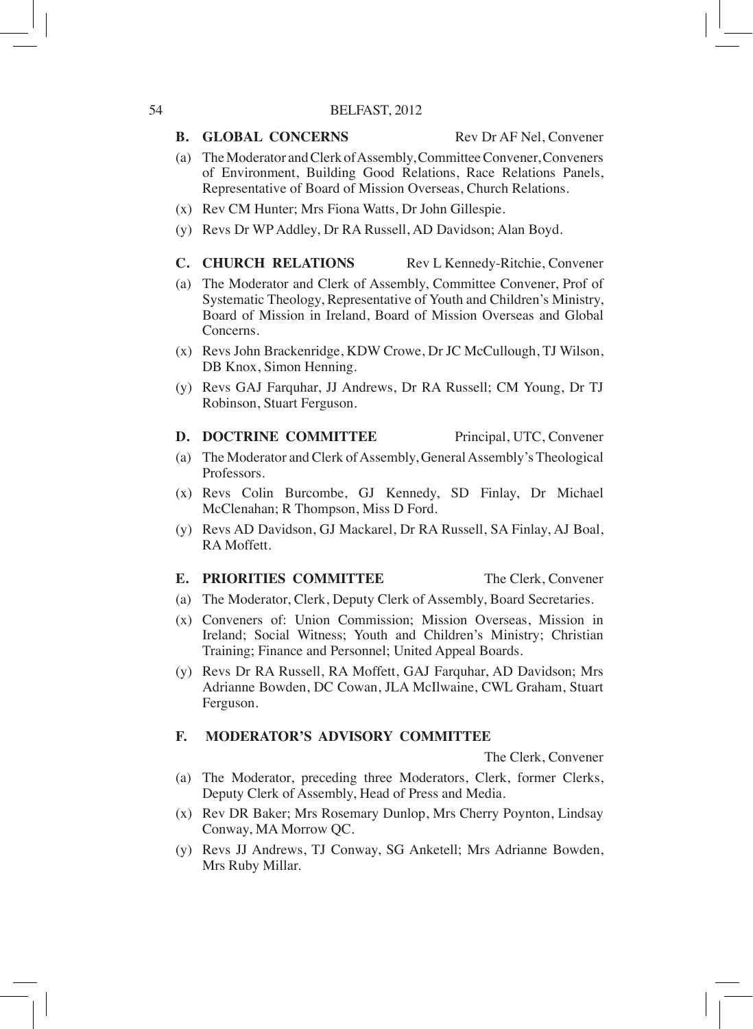**B. GLOBAL CONCERNS** Rev Dr AF Nel, Convener

(a) The Moderator and Clerk of Assembly, Committee Convener, Conveners of Environment, Building Good Relations, Race Relations Panels, Representative of Board of Mission Overseas, Church Relations.

(x) Rev CM Hunter; Mrs Fiona Watts, Dr John Gillespie.

(y) Revs Dr WP Addley, Dr RA Russell, AD Davidson; Alan Boyd.

**C. CHURCH RELATIONS** Rev L Kennedy-Ritchie, Convener

(a) The Moderator and Clerk of Assembly, Committee Convener, Prof of Systematic Theology, Representative of Youth and Children's Ministry, Board of Mission in Ireland, Board of Mission Overseas and Global Concerns.

(x) Revs John Brackenridge, KDW Crowe, Dr JC McCullough, TJ Wilson, DB Knox, Simon Henning.

(y) Revs GAJ Farquhar, JJ Andrews, Dr RA Russell; CM Young, Dr TJ Robinson, Stuart Ferguson.

**D. DOCTRINE COMMITTEE** Principal, UTC, Convener

(a) The Moderator and Clerk of Assembly, General Assembly's Theological Professors.

(x) Revs Colin Burcombe, GJ Kennedy, SD Finlay, Dr Michael McClenahan; R Thompson, Miss D Ford.

(y) Revs AD Davidson, GJ Mackarel, Dr RA Russell, SA Finlay, AJ Boal, RA Moffett.

**E. PRIORITIES COMMITTEE** The Clerk, Convener

(a) The Moderator, Clerk, Deputy Clerk of Assembly, Board Secretaries.

(x) Conveners of: Union Commission; Mission Overseas, Mission in Ireland; Social Witness; Youth and Children's Ministry; Christian Training; Finance and Personnel; United Appeal Boards.

(y) Revs Dr RA Russell, RA Moffett, GAJ Farquhar, AD Davidson; Mrs Adrianne Bowden, DC Cowan, JLA McIlwaine, CWL Graham, Stuart Ferguson.

**F. MODERATOR'S ADVISORY COMMITTEE**

The Clerk, Convener

(a) The Moderator, preceding three Moderators, Clerk, former Clerks, Deputy Clerk of Assembly, Head of Press and Media.

(x) Rev DR Baker; Mrs Rosemary Dunlop, Mrs Cherry Poynton, Lindsay Conway, MA Morrow QC.

(y) Revs JJ Andrews, TJ Conway, SG Anketell; Mrs Adrianne Bowden, Mrs Ruby Millar.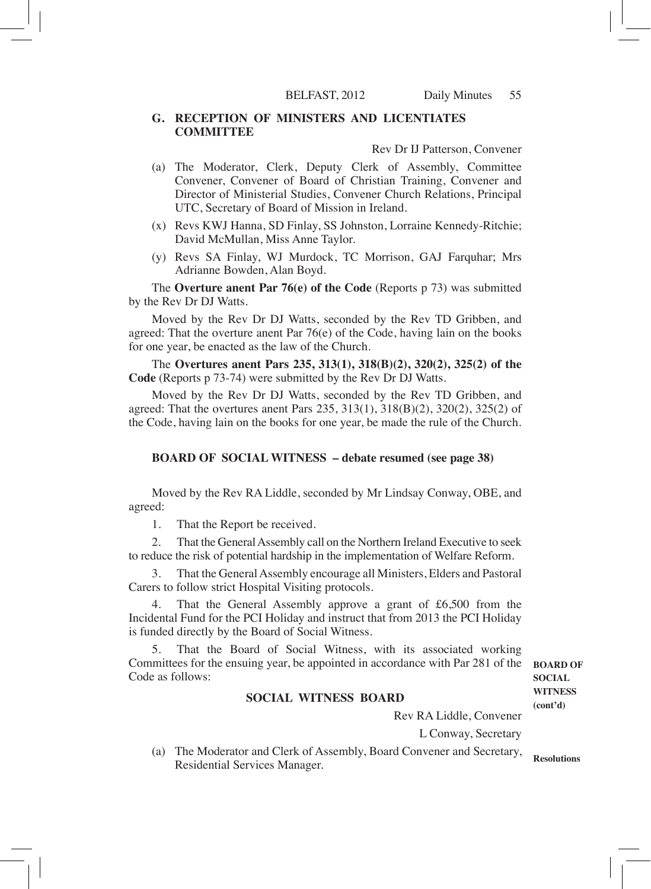## G. RECEPTION OF MINISTERS AND LICENTIATES COMMITTEE

Rev Dr IJ Patterson, Convener

(a) The Moderator, Clerk, Deputy Clerk of Assembly, Committee Convener, Convener of Board of Christian Training, Convener and Director of Ministerial Studies, Convener Church Relations, Principal UTC, Secretary of Board of Mission in Ireland.

(x) Revs KWJ Hanna, SD Finlay, SS Johnston, Lorraine Kennedy-Ritchie; David McMullan, Miss Anne Taylor.

(y) Revs SA Finlay, WJ Murdock, TC Morrison, GAJ Farquhar; Mrs Adrianne Bowden, Alan Boyd.

The **Overture anent Par 76(e) of the Code** (Reports p 73) was submitted by the Rev Dr DJ Watts.

Moved by the Rev Dr DJ Watts, seconded by the Rev TD Gribben, and agreed: That the overture anent Par 76(e) of the Code, having lain on the books for one year, be enacted as the law of the Church.

The **Overtures anent Pars 235, 313(1), 318(B)(2), 320(2), 325(2) of the Code** (Reports p 73-74) were submitted by the Rev Dr DJ Watts.

Moved by the Rev Dr DJ Watts, seconded by the Rev TD Gribben, and agreed: That the overtures anent Pars 235, 313(1), 318(B)(2), 320(2), 325(2) of the Code, having lain on the books for one year, be made the rule of the Church.

### BOARD OF SOCIAL WITNESS – debate resumed (see page 38)

**BOARD OF SOCIAL WITNESS (cont'd)**

Moved by the Rev RA Liddle, seconded by Mr Lindsay Conway, OBE, and agreed:

1. That the Report be received.

2. That the General Assembly call on the Northern Ireland Executive to seek to reduce the risk of potential hardship in the implementation of Welfare Reform.

3. That the General Assembly encourage all Ministers, Elders and Pastoral Carers to follow strict Hospital Visiting protocols.

4. That the General Assembly approve a grant of £6,500 from the Incidental Fund for the PCI Holiday and instruct that from 2013 the PCI Holiday is funded directly by the Board of Social Witness.

5. That the Board of Social Witness, with its associated working Committees for the ensuing year, be appointed in accordance with Par 281 of the Code as follows:

### SOCIAL WITNESS BOARD

**Resolutions**

Rev RA Liddle, Convener

L Conway, Secretary

(a) The Moderator and Clerk of Assembly, Board Convener and Secretary, Residential Services Manager.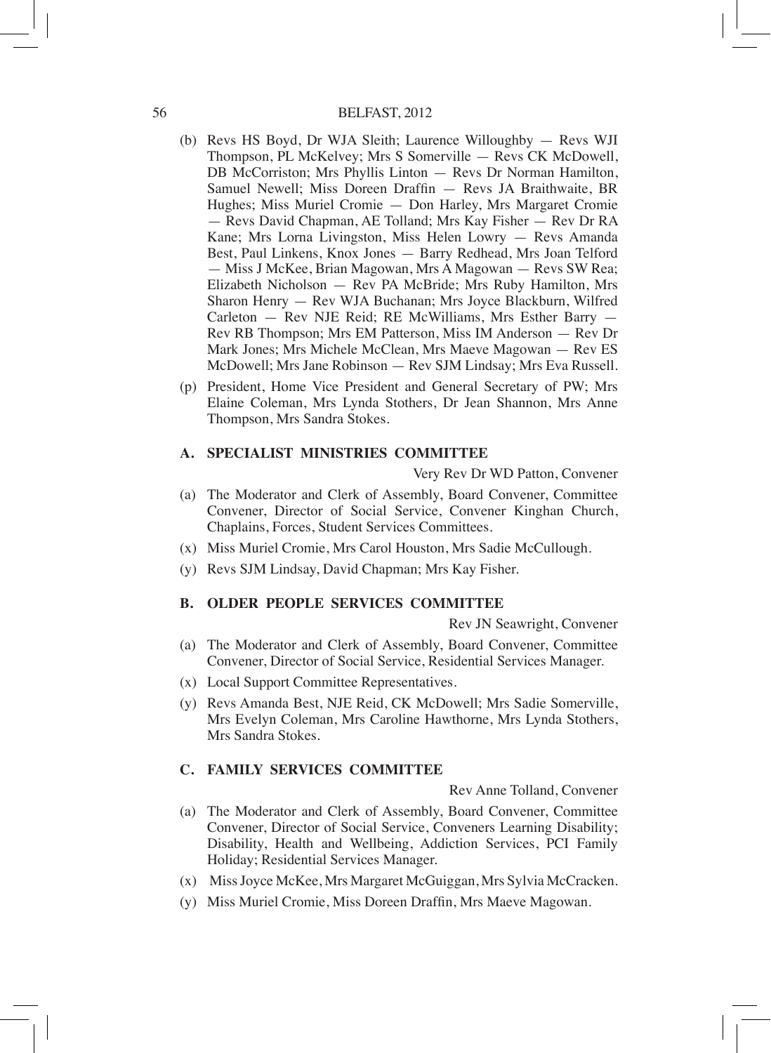(b) Revs HS Boyd, Dr WJA Sleith; Laurence Willoughby — Revs WJI Thompson, PL McKelvey; Mrs S Somerville — Revs CK McDowell, DB McCorriston; Mrs Phyllis Linton — Revs Dr Norman Hamilton, Samuel Newell; Miss Doreen Draffin — Revs JA Braithwaite, BR Hughes; Miss Muriel Cromie — Don Harley, Mrs Margaret Cromie — Revs David Chapman, AE Tolland; Mrs Kay Fisher — Rev Dr RA Kane; Mrs Lorna Livingston, Miss Helen Lowry — Revs Amanda Best, Paul Linkens, Knox Jones — Barry Redhead, Mrs Joan Telford — Miss J McKee, Brian Magowan, Mrs A Magowan — Revs SW Rea; Elizabeth Nicholson — Rev PA McBride; Mrs Ruby Hamilton, Mrs Sharon Henry — Rev WJA Buchanan; Mrs Joyce Blackburn, Wilfred Carleton — Rev NJE Reid; RE McWilliams, Mrs Esther Barry — Rev RB Thompson; Mrs EM Patterson, Miss IM Anderson — Rev Dr Mark Jones; Mrs Michele McClean, Mrs Maeve Magowan — Rev ES McDowell; Mrs Jane Robinson — Rev SJM Lindsay; Mrs Eva Russell.

(p) President, Home Vice President and General Secretary of PW; Mrs Elaine Coleman, Mrs Lynda Stothers, Dr Jean Shannon, Mrs Anne Thompson, Mrs Sandra Stokes.

## A. SPECIALIST MINISTRIES COMMITTEE

Very Rev Dr WD Patton, Convener

(a) The Moderator and Clerk of Assembly, Board Convener, Committee Convener, Director of Social Service, Convener Kinghan Church, Chaplains, Forces, Student Services Committees.

(x) Miss Muriel Cromie, Mrs Carol Houston, Mrs Sadie McCullough.

(y) Revs SJM Lindsay, David Chapman; Mrs Kay Fisher.

## B. OLDER PEOPLE SERVICES COMMITTEE

Rev JN Seawright, Convener

(a) The Moderator and Clerk of Assembly, Board Convener, Committee Convener, Director of Social Service, Residential Services Manager.

(x) Local Support Committee Representatives.

(y) Revs Amanda Best, NJE Reid, CK McDowell; Mrs Sadie Somerville, Mrs Evelyn Coleman, Mrs Caroline Hawthorne, Mrs Lynda Stothers, Mrs Sandra Stokes.

## C. FAMILY SERVICES COMMITTEE

Rev Anne Tolland, Convener

(a) The Moderator and Clerk of Assembly, Board Convener, Committee Convener, Director of Social Service, Conveners Learning Disability; Disability, Health and Wellbeing, Addiction Services, PCI Family Holiday; Residential Services Manager.

(x) Miss Joyce McKee, Mrs Margaret McGuiggan, Mrs Sylvia McCracken.

(y) Miss Muriel Cromie, Miss Doreen Draffin, Mrs Maeve Magowan.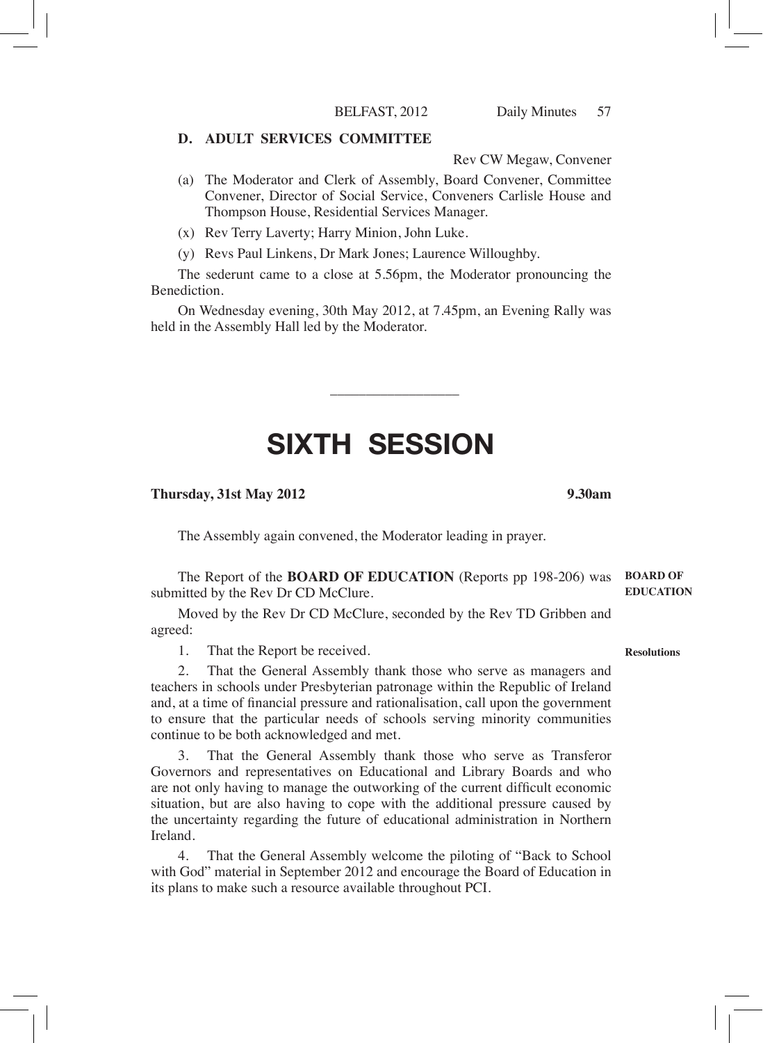**D. ADULT SERVICES COMMITTEE**

Rev CW Megaw, Convener

(a) The Moderator and Clerk of Assembly, Board Convener, Committee Convener, Director of Social Service, Conveners Carlisle House and Thompson House, Residential Services Manager.

(x) Rev Terry Laverty; Harry Minion, John Luke.

(y) Revs Paul Linkens, Dr Mark Jones; Laurence Willoughby.

The sederunt came to a close at 5.56pm, the Moderator pronouncing the Benediction.

On Wednesday evening, 30th May 2012, at 7.45pm, an Evening Rally was held in the Assembly Hall led by the Moderator.

---

# SIXTH SESSION

**Thursday, 31st May 2012** **9.30am**

The Assembly again convened, the Moderator leading in prayer.

**BOARD OF EDUCATION**

The Report of the **BOARD OF EDUCATION** (Reports pp 198-206) was submitted by the Rev Dr CD McClure.

Moved by the Rev Dr CD McClure, seconded by the Rev TD Gribben and agreed:

**Resolutions**

1. That the Report be received.

2. That the General Assembly thank those who serve as managers and teachers in schools under Presbyterian patronage within the Republic of Ireland and, at a time of financial pressure and rationalisation, call upon the government to ensure that the particular needs of schools serving minority communities continue to be both acknowledged and met.

3. That the General Assembly thank those who serve as Transferor Governors and representatives on Educational and Library Boards and who are not only having to manage the outworking of the current difficult economic situation, but are also having to cope with the additional pressure caused by the uncertainty regarding the future of educational administration in Northern Ireland.

4. That the General Assembly welcome the piloting of "Back to School with God" material in September 2012 and encourage the Board of Education in its plans to make such a resource available throughout PCI.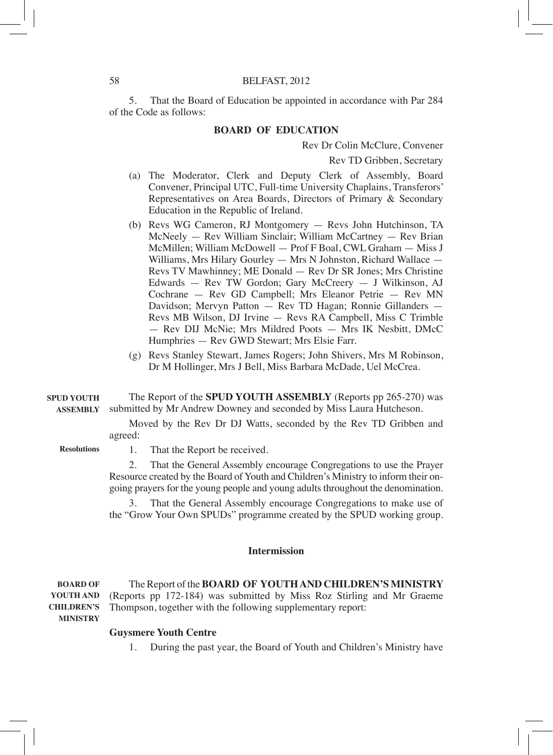5. That the Board of Education be appointed in accordance with Par 284 of the Code as follows:

**BOARD OF EDUCATION**

Rev Dr Colin McClure, Convener

Rev TD Gribben, Secretary

(a) The Moderator, Clerk and Deputy Clerk of Assembly, Board Convener, Principal UTC, Full-time University Chaplains, Transferors' Representatives on Area Boards, Directors of Primary & Secondary Education in the Republic of Ireland.

(b) Revs WG Cameron, RJ Montgomery — Revs John Hutchinson, TA McNeely — Rev William Sinclair; William McCartney — Rev Brian McMillen; William McDowell — Prof F Boal, CWL Graham — Miss J Williams, Mrs Hilary Gourley — Mrs N Johnston, Richard Wallace — Revs TV Mawhinney; ME Donald — Rev Dr SR Jones; Mrs Christine Edwards — Rev TW Gordon; Gary McCreery — J Wilkinson, AJ Cochrane — Rev GD Campbell; Mrs Eleanor Petrie — Rev MN Davidson; Mervyn Patton — Rev TD Hagan; Ronnie Gillanders — Revs MB Wilson, DJ Irvine — Revs RA Campbell, Miss C Trimble — Rev DIJ McNie; Mrs Mildred Poots — Mrs IK Nesbitt, DMcC Humphries — Rev GWD Stewart; Mrs Elsie Farr.

(g) Revs Stanley Stewart, James Rogers; John Shivers, Mrs M Robinson, Dr M Hollinger, Mrs J Bell, Miss Barbara McDade, Uel McCrea.

**SPUD YOUTH ASSEMBLY**

The Report of the **SPUD YOUTH ASSEMBLY** (Reports pp 265-270) was submitted by Mr Andrew Downey and seconded by Miss Laura Hutcheson.

Moved by the Rev Dr DJ Watts, seconded by the Rev TD Gribben and agreed:

**Resolutions**

1. That the Report be received.

2. That the General Assembly encourage Congregations to use the Prayer Resource created by the Board of Youth and Children's Ministry to inform their on-going prayers for the young people and young adults throughout the denomination.

3. That the General Assembly encourage Congregations to make use of the "Grow Your Own SPUDs" programme created by the SPUD working group.

**Intermission**

**BOARD OF YOUTH AND CHILDREN'S MINISTRY**

The Report of the **BOARD OF YOUTH AND CHILDREN'S MINISTRY** (Reports pp 172-184) was submitted by Miss Roz Stirling and Mr Graeme Thompson, together with the following supplementary report:

**Guysmere Youth Centre**

1. During the past year, the Board of Youth and Children's Ministry have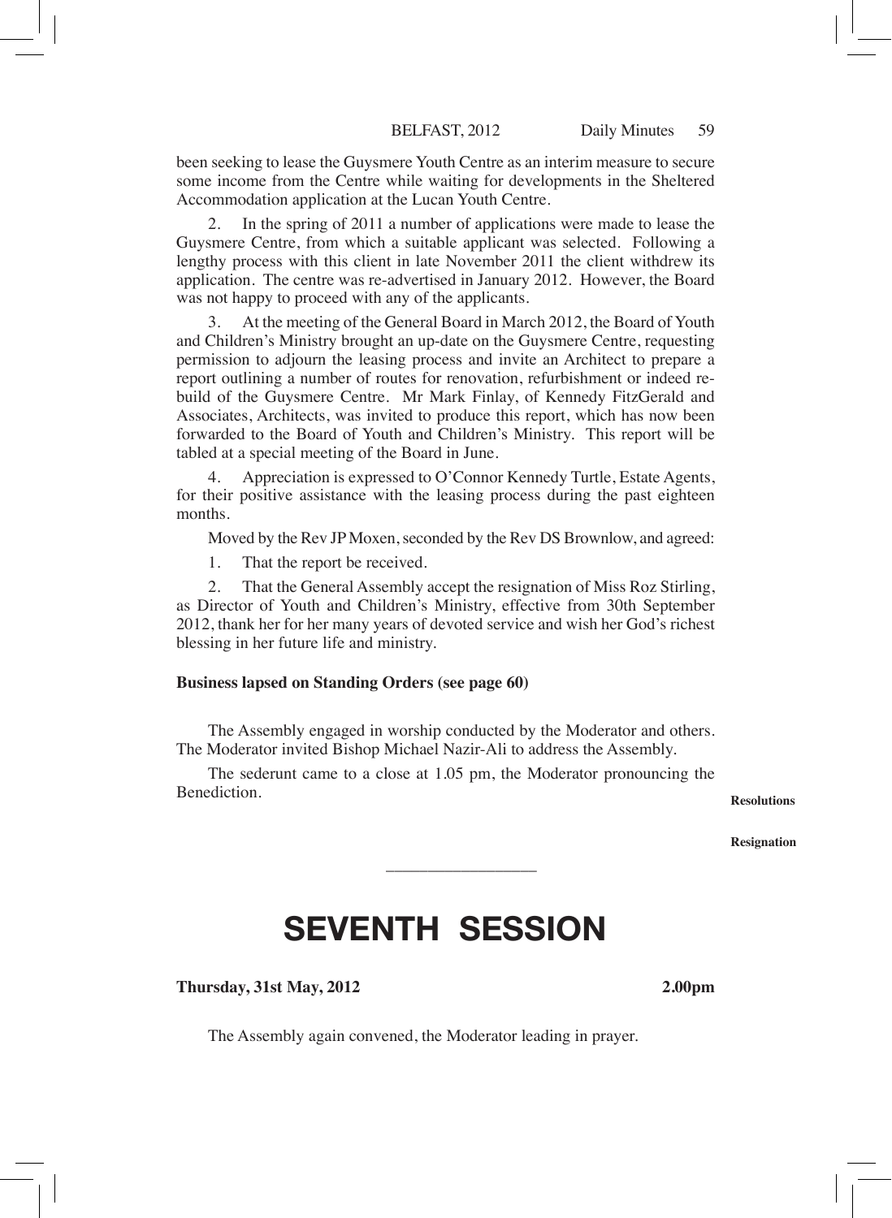been seeking to lease the Guysmere Youth Centre as an interim measure to secure some income from the Centre while waiting for developments in the Sheltered Accommodation application at the Lucan Youth Centre.

2. In the spring of 2011 a number of applications were made to lease the Guysmere Centre, from which a suitable applicant was selected. Following a lengthy process with this client in late November 2011 the client withdrew its application. The centre was re-advertised in January 2012. However, the Board was not happy to proceed with any of the applicants.

3. At the meeting of the General Board in March 2012, the Board of Youth and Children's Ministry brought an up-date on the Guysmere Centre, requesting permission to adjourn the leasing process and invite an Architect to prepare a report outlining a number of routes for renovation, refurbishment or indeed re-build of the Guysmere Centre. Mr Mark Finlay, of Kennedy FitzGerald and Associates, Architects, was invited to produce this report, which has now been forwarded to the Board of Youth and Children's Ministry. This report will be tabled at a special meeting of the Board in June.

4. Appreciation is expressed to O'Connor Kennedy Turtle, Estate Agents, for their positive assistance with the leasing process during the past eighteen months.

**Resolutions**

Moved by the Rev JP Moxen, seconded by the Rev DS Brownlow, and agreed:

1. That the report be received.

**Resignation**

2. That the General Assembly accept the resignation of Miss Roz Stirling, as Director of Youth and Children's Ministry, effective from 30th September 2012, thank her for her many years of devoted service and wish her God's richest blessing in her future life and ministry.

**Business lapsed on Standing Orders (see page 60)**

The Assembly engaged in worship conducted by the Moderator and others. The Moderator invited Bishop Michael Nazir-Ali to address the Assembly.

The sederunt came to a close at 1.05 pm, the Moderator pronouncing the Benediction.

---

# SEVENTH SESSION

**Thursday, 31st May, 2012** **2.00pm**

The Assembly again convened, the Moderator leading in prayer.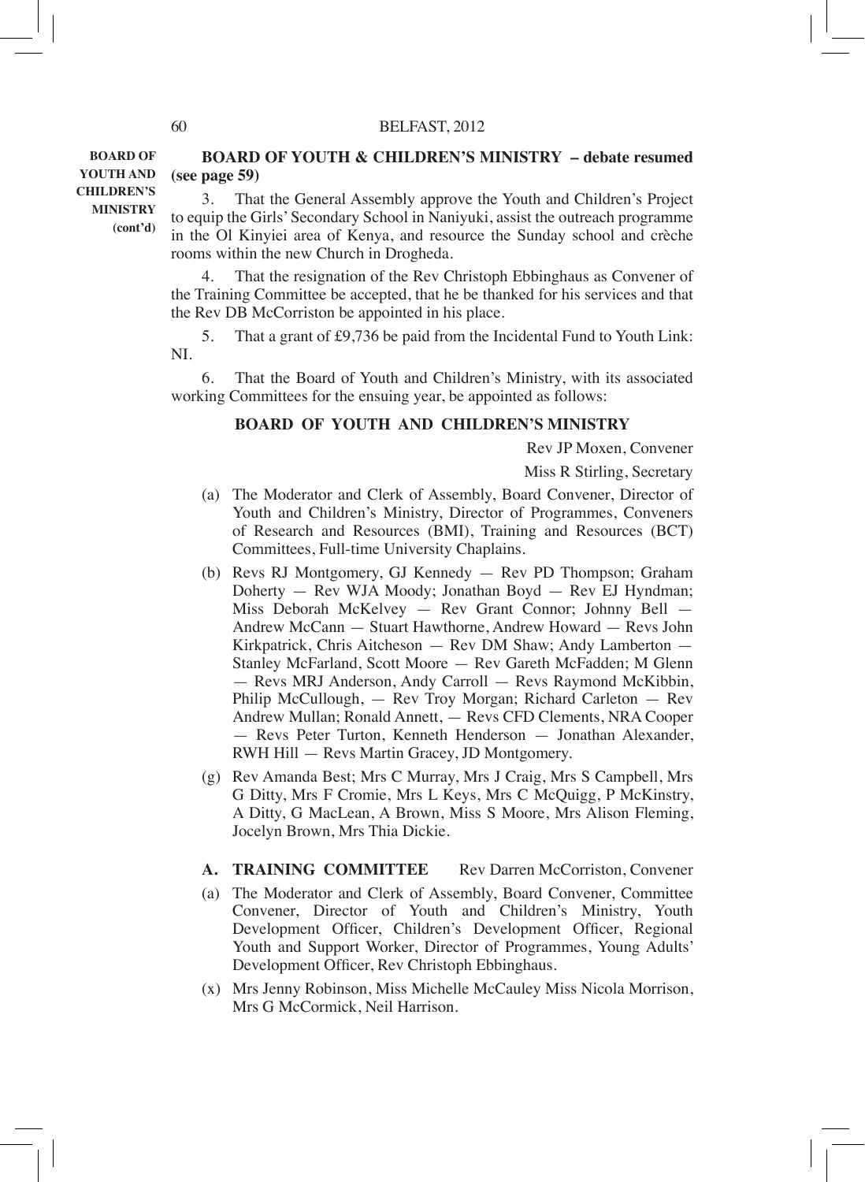**BOARD OF YOUTH AND CHILDREN'S MINISTRY (cont'd)**

**BOARD OF YOUTH & CHILDREN'S MINISTRY – debate resumed (see page 59)**

3. That the General Assembly approve the Youth and Children's Project to equip the Girls' Secondary School in Naniyuki, assist the outreach programme in the Ol Kinyiei area of Kenya, and resource the Sunday school and crèche rooms within the new Church in Drogheda.

4. That the resignation of the Rev Christoph Ebbinghaus as Convener of the Training Committee be accepted, that he be thanked for his services and that the Rev DB McCorriston be appointed in his place.

5. That a grant of £9,736 be paid from the Incidental Fund to Youth Link: NI.

6. That the Board of Youth and Children's Ministry, with its associated working Committees for the ensuing year, be appointed as follows:

**BOARD OF YOUTH AND CHILDREN'S MINISTRY**

Rev JP Moxen, Convener

Miss R Stirling, Secretary

(a) The Moderator and Clerk of Assembly, Board Convener, Director of Youth and Children's Ministry, Director of Programmes, Conveners of Research and Resources (BMI), Training and Resources (BCT) Committees, Full-time University Chaplains.

(b) Revs RJ Montgomery, GJ Kennedy — Rev PD Thompson; Graham Doherty — Rev WJA Moody; Jonathan Boyd — Rev EJ Hyndman; Miss Deborah McKelvey — Rev Grant Connor; Johnny Bell — Andrew McCann — Stuart Hawthorne, Andrew Howard — Revs John Kirkpatrick, Chris Aitcheson — Rev DM Shaw; Andy Lamberton — Stanley McFarland, Scott Moore — Rev Gareth McFadden; M Glenn — Revs MRJ Anderson, Andy Carroll — Revs Raymond McKibbin, Philip McCullough, — Rev Troy Morgan; Richard Carleton — Rev Andrew Mullan; Ronald Annett, — Revs CFD Clements, NRA Cooper — Revs Peter Turton, Kenneth Henderson — Jonathan Alexander, RWH Hill — Revs Martin Gracey, JD Montgomery.

(g) Rev Amanda Best; Mrs C Murray, Mrs J Craig, Mrs S Campbell, Mrs G Ditty, Mrs F Cromie, Mrs L Keys, Mrs C McQuigg, P McKinstry, A Ditty, G MacLean, A Brown, Miss S Moore, Mrs Alison Fleming, Jocelyn Brown, Mrs Thia Dickie.

**A. TRAINING COMMITTEE** Rev Darren McCorriston, Convener

(a) The Moderator and Clerk of Assembly, Board Convener, Committee Convener, Director of Youth and Children's Ministry, Youth Development Officer, Children's Development Officer, Regional Youth and Support Worker, Director of Programmes, Young Adults' Development Officer, Rev Christoph Ebbinghaus.

(x) Mrs Jenny Robinson, Miss Michelle McCauley Miss Nicola Morrison, Mrs G McCormick, Neil Harrison.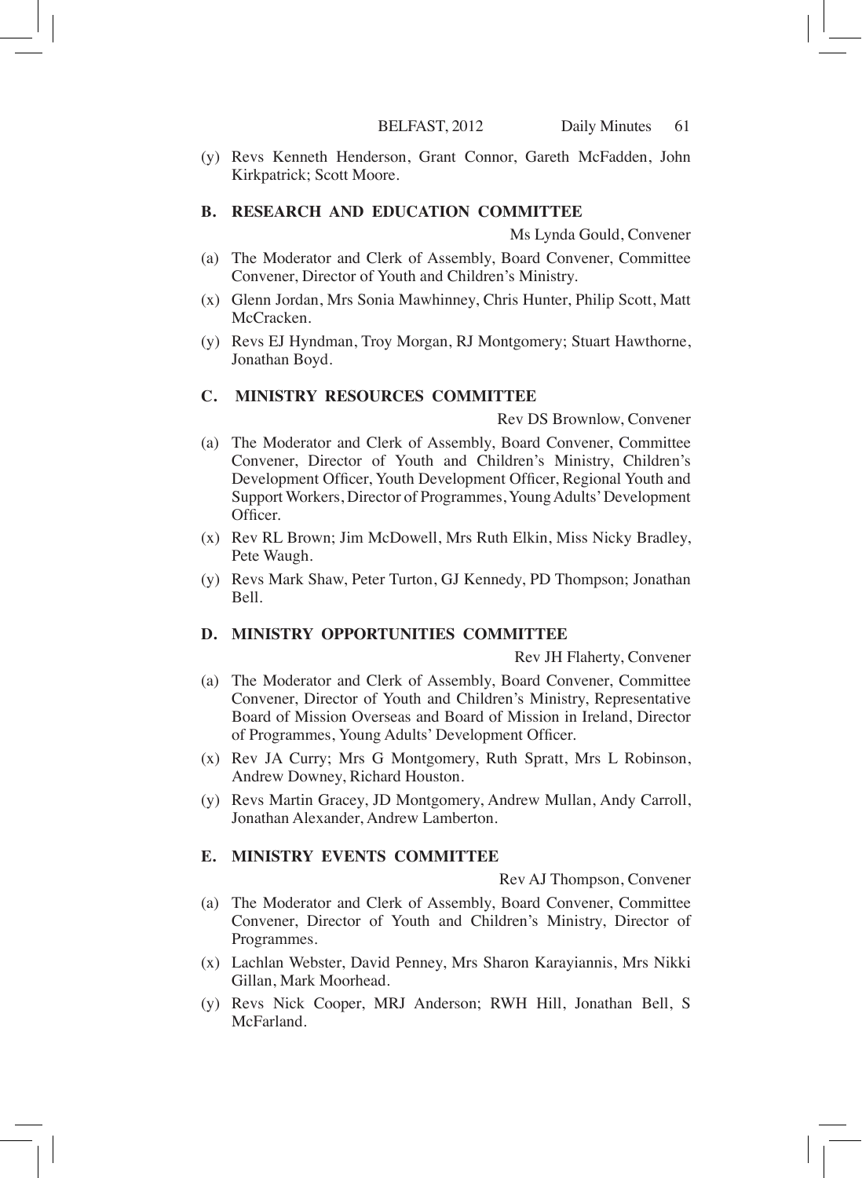(y) Revs Kenneth Henderson, Grant Connor, Gareth McFadden, John Kirkpatrick; Scott Moore.

**B. RESEARCH AND EDUCATION COMMITTEE**

Ms Lynda Gould, Convener

(a) The Moderator and Clerk of Assembly, Board Convener, Committee Convener, Director of Youth and Children's Ministry.

(x) Glenn Jordan, Mrs Sonia Mawhinney, Chris Hunter, Philip Scott, Matt McCracken.

(y) Revs EJ Hyndman, Troy Morgan, RJ Montgomery; Stuart Hawthorne, Jonathan Boyd.

**C. MINISTRY RESOURCES COMMITTEE**

Rev DS Brownlow, Convener

(a) The Moderator and Clerk of Assembly, Board Convener, Committee Convener, Director of Youth and Children's Ministry, Children's Development Officer, Youth Development Officer, Regional Youth and Support Workers, Director of Programmes, Young Adults' Development Officer.

(x) Rev RL Brown; Jim McDowell, Mrs Ruth Elkin, Miss Nicky Bradley, Pete Waugh.

(y) Revs Mark Shaw, Peter Turton, GJ Kennedy, PD Thompson; Jonathan Bell.

**D. MINISTRY OPPORTUNITIES COMMITTEE**

Rev JH Flaherty, Convener

(a) The Moderator and Clerk of Assembly, Board Convener, Committee Convener, Director of Youth and Children's Ministry, Representative Board of Mission Overseas and Board of Mission in Ireland, Director of Programmes, Young Adults' Development Officer.

(x) Rev JA Curry; Mrs G Montgomery, Ruth Spratt, Mrs L Robinson, Andrew Downey, Richard Houston.

(y) Revs Martin Gracey, JD Montgomery, Andrew Mullan, Andy Carroll, Jonathan Alexander, Andrew Lamberton.

**E. MINISTRY EVENTS COMMITTEE**

Rev AJ Thompson, Convener

(a) The Moderator and Clerk of Assembly, Board Convener, Committee Convener, Director of Youth and Children's Ministry, Director of Programmes.

(x) Lachlan Webster, David Penney, Mrs Sharon Karayiannis, Mrs Nikki Gillan, Mark Moorhead.

(y) Revs Nick Cooper, MRJ Anderson; RWH Hill, Jonathan Bell, S McFarland.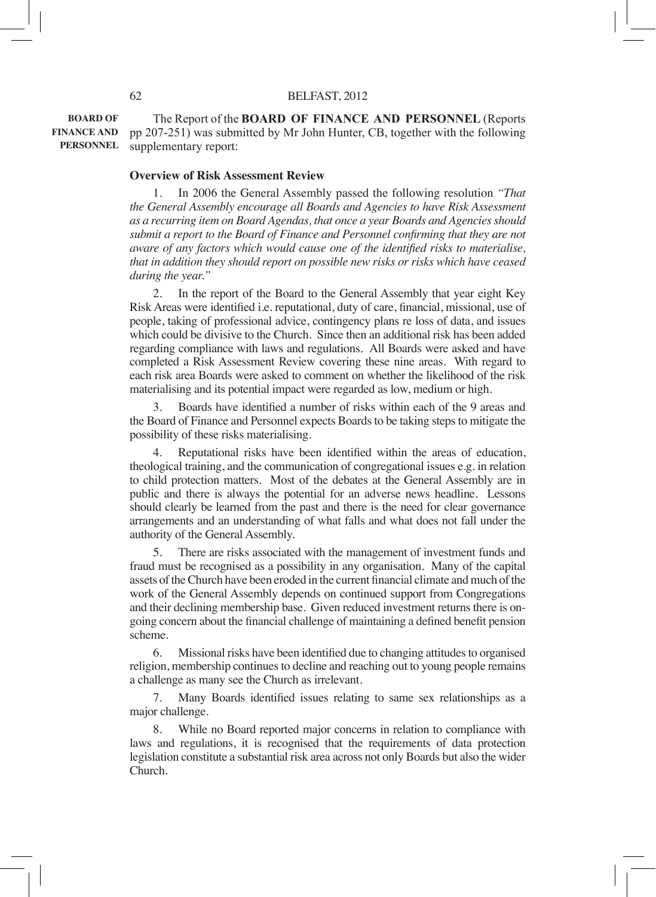**BOARD OF FINANCE AND PERSONNEL**

The Report of the **BOARD OF FINANCE AND PERSONNEL** (Reports pp 207-251) was submitted by Mr John Hunter, CB, together with the following supplementary report:

**Overview of Risk Assessment Review**

1. In 2006 the General Assembly passed the following resolution *"That the General Assembly encourage all Boards and Agencies to have Risk Assessment as a recurring item on Board Agendas, that once a year Boards and Agencies should submit a report to the Board of Finance and Personnel confirming that they are not aware of any factors which would cause one of the identified risks to materialise, that in addition they should report on possible new risks or risks which have ceased during the year."*

2. In the report of the Board to the General Assembly that year eight Key Risk Areas were identified i.e. reputational, duty of care, financial, missional, use of people, taking of professional advice, contingency plans re loss of data, and issues which could be divisive to the Church. Since then an additional risk has been added regarding compliance with laws and regulations. All Boards were asked and have completed a Risk Assessment Review covering these nine areas. With regard to each risk area Boards were asked to comment on whether the likelihood of the risk materialising and its potential impact were regarded as low, medium or high.

3. Boards have identified a number of risks within each of the 9 areas and the Board of Finance and Personnel expects Boards to be taking steps to mitigate the possibility of these risks materialising.

4. Reputational risks have been identified within the areas of education, theological training, and the communication of congregational issues e.g. in relation to child protection matters. Most of the debates at the General Assembly are in public and there is always the potential for an adverse news headline. Lessons should clearly be learned from the past and there is the need for clear governance arrangements and an understanding of what falls and what does not fall under the authority of the General Assembly.

5. There are risks associated with the management of investment funds and fraud must be recognised as a possibility in any organisation. Many of the capital assets of the Church have been eroded in the current financial climate and much of the work of the General Assembly depends on continued support from Congregations and their declining membership base. Given reduced investment returns there is on-going concern about the financial challenge of maintaining a defined benefit pension scheme.

6. Missional risks have been identified due to changing attitudes to organised religion, membership continues to decline and reaching out to young people remains a challenge as many see the Church as irrelevant.

7. Many Boards identified issues relating to same sex relationships as a major challenge.

8. While no Board reported major concerns in relation to compliance with laws and regulations, it is recognised that the requirements of data protection legislation constitute a substantial risk area across not only Boards but also the wider Church.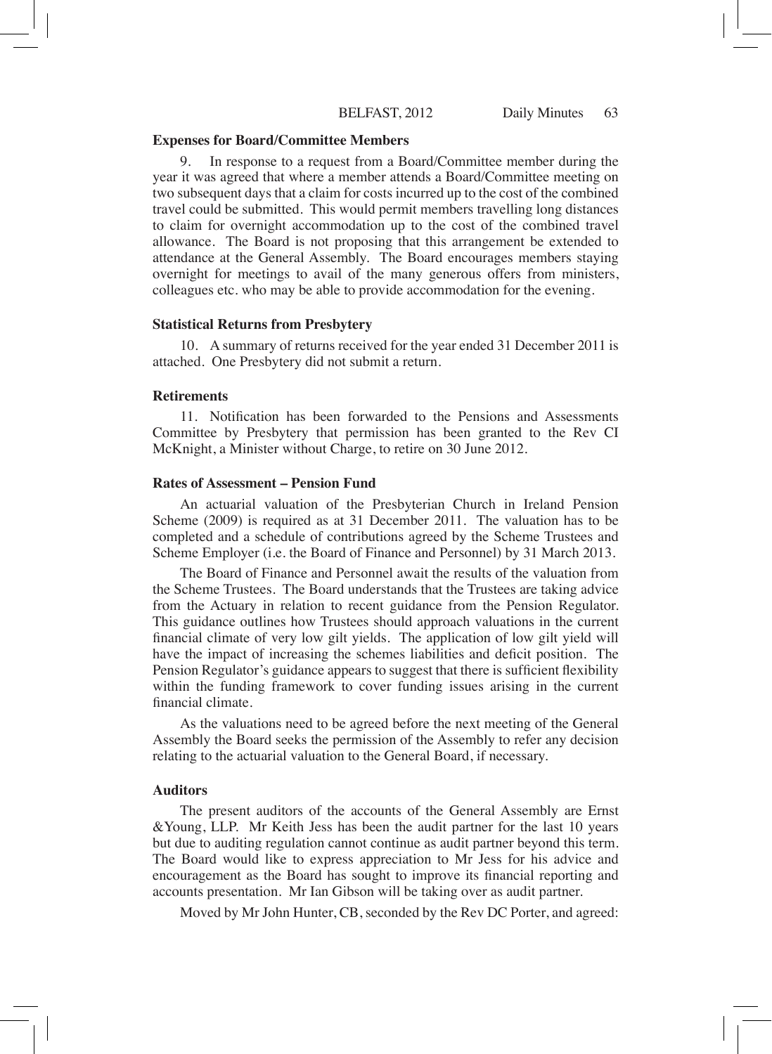**Expenses for Board/Committee Members**

9. In response to a request from a Board/Committee member during the year it was agreed that where a member attends a Board/Committee meeting on two subsequent days that a claim for costs incurred up to the cost of the combined travel could be submitted. This would permit members travelling long distances to claim for overnight accommodation up to the cost of the combined travel allowance. The Board is not proposing that this arrangement be extended to attendance at the General Assembly. The Board encourages members staying overnight for meetings to avail of the many generous offers from ministers, colleagues etc. who may be able to provide accommodation for the evening.

**Statistical Returns from Presbytery**

10. A summary of returns received for the year ended 31 December 2011 is attached. One Presbytery did not submit a return.

**Retirements**

11. Notification has been forwarded to the Pensions and Assessments Committee by Presbytery that permission has been granted to the Rev CI McKnight, a Minister without Charge, to retire on 30 June 2012.

**Rates of Assessment – Pension Fund**

An actuarial valuation of the Presbyterian Church in Ireland Pension Scheme (2009) is required as at 31 December 2011. The valuation has to be completed and a schedule of contributions agreed by the Scheme Trustees and Scheme Employer (i.e. the Board of Finance and Personnel) by 31 March 2013.

The Board of Finance and Personnel await the results of the valuation from the Scheme Trustees. The Board understands that the Trustees are taking advice from the Actuary in relation to recent guidance from the Pension Regulator. This guidance outlines how Trustees should approach valuations in the current financial climate of very low gilt yields. The application of low gilt yield will have the impact of increasing the schemes liabilities and deficit position. The Pension Regulator's guidance appears to suggest that there is sufficient flexibility within the funding framework to cover funding issues arising in the current financial climate.

As the valuations need to be agreed before the next meeting of the General Assembly the Board seeks the permission of the Assembly to refer any decision relating to the actuarial valuation to the General Board, if necessary.

**Auditors**

The present auditors of the accounts of the General Assembly are Ernst &Young, LLP. Mr Keith Jess has been the audit partner for the last 10 years but due to auditing regulation cannot continue as audit partner beyond this term. The Board would like to express appreciation to Mr Jess for his advice and encouragement as the Board has sought to improve its financial reporting and accounts presentation. Mr Ian Gibson will be taking over as audit partner.

Moved by Mr John Hunter, CB, seconded by the Rev DC Porter, and agreed: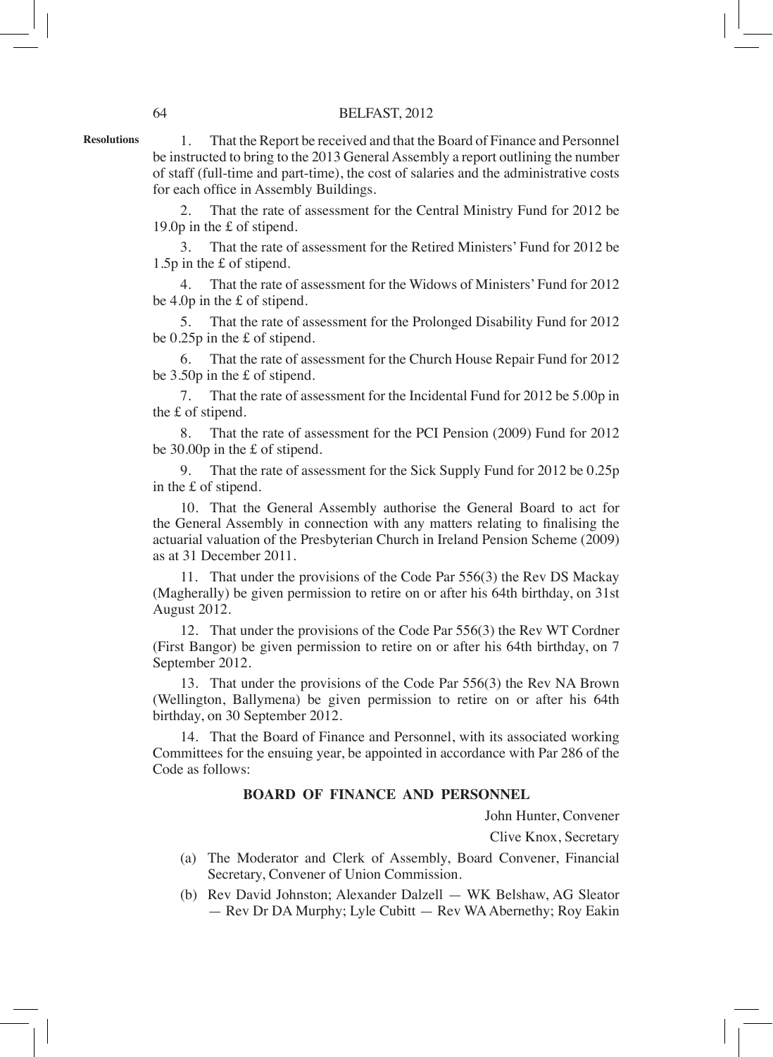**Resolutions**

1. That the Report be received and that the Board of Finance and Personnel be instructed to bring to the 2013 General Assembly a report outlining the number of staff (full-time and part-time), the cost of salaries and the administrative costs for each office in Assembly Buildings.

2. That the rate of assessment for the Central Ministry Fund for 2012 be 19.0p in the £ of stipend.

3. That the rate of assessment for the Retired Ministers' Fund for 2012 be 1.5p in the £ of stipend.

4. That the rate of assessment for the Widows of Ministers' Fund for 2012 be 4.0p in the £ of stipend.

5. That the rate of assessment for the Prolonged Disability Fund for 2012 be 0.25p in the £ of stipend.

6. That the rate of assessment for the Church House Repair Fund for 2012 be 3.50p in the £ of stipend.

7. That the rate of assessment for the Incidental Fund for 2012 be 5.00p in the £ of stipend.

8. That the rate of assessment for the PCI Pension (2009) Fund for 2012 be 30.00p in the £ of stipend.

9. That the rate of assessment for the Sick Supply Fund for 2012 be 0.25p in the £ of stipend.

10. That the General Assembly authorise the General Board to act for the General Assembly in connection with any matters relating to finalising the actuarial valuation of the Presbyterian Church in Ireland Pension Scheme (2009) as at 31 December 2011.

11. That under the provisions of the Code Par 556(3) the Rev DS Mackay (Magherally) be given permission to retire on or after his 64th birthday, on 31st August 2012.

12. That under the provisions of the Code Par 556(3) the Rev WT Cordner (First Bangor) be given permission to retire on or after his 64th birthday, on 7 September 2012.

13. That under the provisions of the Code Par 556(3) the Rev NA Brown (Wellington, Ballymena) be given permission to retire on or after his 64th birthday, on 30 September 2012.

14. That the Board of Finance and Personnel, with its associated working Committees for the ensuing year, be appointed in accordance with Par 286 of the Code as follows:

**BOARD OF FINANCE AND PERSONNEL**

John Hunter, Convener

Clive Knox, Secretary

(a) The Moderator and Clerk of Assembly, Board Convener, Financial Secretary, Convener of Union Commission.

(b) Rev David Johnston; Alexander Dalzell — WK Belshaw, AG Sleator — Rev Dr DA Murphy; Lyle Cubitt — Rev WA Abernethy; Roy Eakin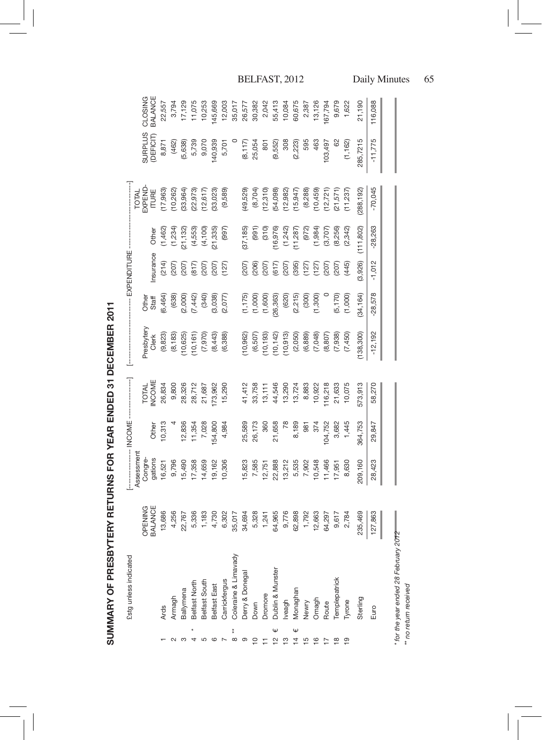# SUMMARY OF PRESBYTERY RETURNS FOR YEAR ENDED 31 DECEMBER 2011

£stg unless indicated

| | | | OPENING BALANCE | INCOME | | | EXPENDITURE | | | | | | SURPLUS (DEFICIT) | CLOSING BALANCE |
|---|---|---|---|---|---|---|---|---|---|---|---|---|---|---|
| | | | | Assessment Congre-gations | Other | TOTAL INCOME | Presbytery Clerk | Other Staff | Insurance | Other | TOTAL EXPEND-ITURE | | | |
| 1 | | Ards | 13,686 | 16,521 | 10,313 | 26,834 | (9,823) | (6,464) | (214) | (1,462) | (17,963) | | 8,871 | 22,557 |
| 2 | | Armagh | 4,256 | 9,796 | 4 | 9,800 | (8,183) | (638) | (207) | (1,234) | (10,262) | | (462) | 3,794 |
| 3 | | Ballymena | 22,767 | 15,490 | 12,836 | 28,326 | (10,625) | (2,000) | (207) | (21,132) | (33,964) | | (5,638) | 17,129 |
| 4 | * | Belfast North | 5,336 | 17,358 | 11,354 | 28,712 | (10,161) | (7,442) | (817) | (4,553) | (22,973) | | 5,739 | 11,075 |
| 5 | | Belfast South | 1,183 | 14,659 | 7,028 | 21,687 | (7,970) | (340) | (207) | (4,100) | (12,617) | | 9,070 | 10,253 |
| 6 | | Belfast East | 4,730 | 19,162 | 154,800 | 173,962 | (8,443) | (3,038) | (207) | (21,335) | (33,023) | | 140,939 | 145,669 |
| 7 | | Carrickfergus | 6,302 | 10,306 | 4,984 | 15,290 | (6,388) | (2,077) | (127) | (997) | (9,589) | | 5,701 | 12,003 |
| 8 | ** | Coleraine & Limavady | 35,017 | | | | | | | | | | 0 | 35,017 |
| 9 | | Derry & Donegal | 34,694 | 15,823 | 25,589 | 41,412 | (10,962) | (1,175) | (207) | (37,185) | (49,529) | | (8,117) | 26,577 |
| 10 | | Down | 5,328 | 7,585 | 26,173 | 33,758 | (6,507) | (1,000) | (206) | (991) | (8,704) | | 25,054 | 30,382 |
| 11 | | Dromore | 1,241 | 12,751 | 360 | 13,111 | (10,193) | (1,600) | (207) | (310) | (12,310) | | 801 | 2,042 |
| 12 | € | Dublin & Munster | 64,965 | 22,888 | 21,658 | 44,546 | (10,142) | (26,363) | (617) | (16,976) | (54,098) | | (9,552) | 55,413 |
| 13 | | Iveagh | 9,776 | 13,212 | 78 | 13,290 | (10,913) | (620) | (207) | (1,242) | (12,982) | | 308 | 10,084 |
| 14 | € | Monaghan | 62,898 | 5,535 | 8,189 | 13,724 | (2,050) | (2,215) | (395) | (11,287) | (15,947) | | (2,223) | 60,675 |
| 15 | | Newry | 1,792 | 7,902 | 981 | 8,883 | (6,889) | (300) | (127) | (972) | (8,288) | | 595 | 2,387 |
| 16 | | Omagh | 12,663 | 10,548 | 374 | 10,922 | (7,048) | (1,300) | (127) | (1,984) | (10,459) | | 463 | 13,126 |
| 17 | | Route | 64,297 | 11,466 | 104,752 | 116,218 | (8,807) | 0 | (207) | (3,707) | (12,721) | | 103,497 | 167,794 |
| 18 | | Templepatrick | 9,617 | 17,951 | 3,682 | 21,633 | (7,938) | (5,170) | (207) | (8,256) | (21,571) | | 62 | 9,679 |
| 19 | | Tyrone | 2,784 | 8,630 | 1,445 | 10,075 | (7,450) | (1,000) | (445) | (2,342) | (11,237) | | (1,162) | 1,622 |
| | | Sterling | 235,469 | 209,160 | 364,753 | 573,913 | (138,300) | (34,164) | (3,926) | (111,802) | (288,192) | | 285,7215 | 21,190 |
| | | Euro | 127,863 | 28,423 | 29,847 | 58,270 | -12,192 | -28,578 | -1,012 | -28,263 | -70,045 | | -11,775 | 116,088 |

\* for the year ended 28 February 2012

\*\* no return received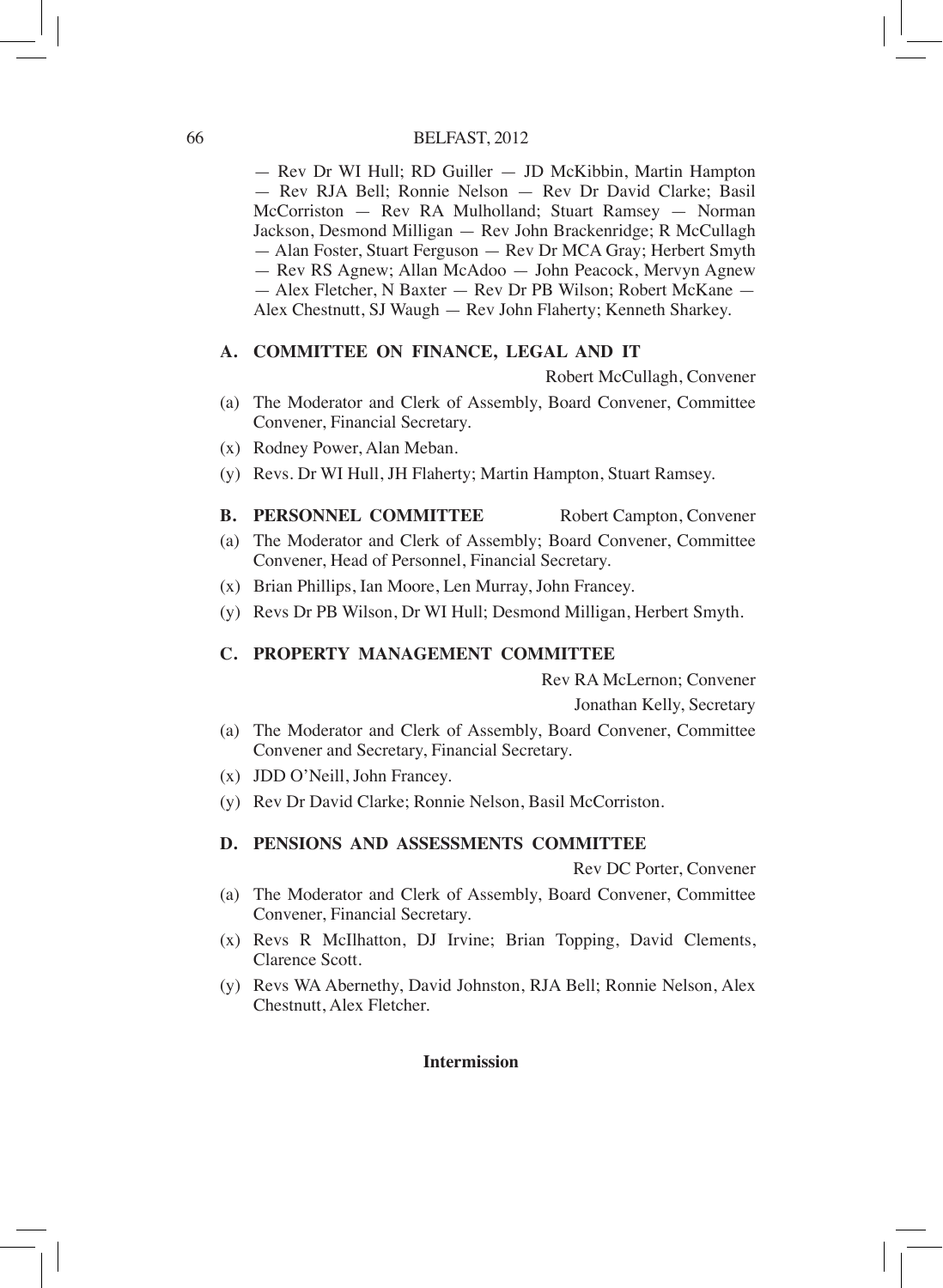— Rev Dr WI Hull; RD Guiller — JD McKibbin, Martin Hampton — Rev RJA Bell; Ronnie Nelson — Rev Dr David Clarke; Basil McCorriston — Rev RA Mulholland; Stuart Ramsey — Norman Jackson, Desmond Milligan — Rev John Brackenridge; R McCullagh — Alan Foster, Stuart Ferguson — Rev Dr MCA Gray; Herbert Smyth — Rev RS Agnew; Allan McAdoo — John Peacock, Mervyn Agnew — Alex Fletcher, N Baxter — Rev Dr PB Wilson; Robert McKane — Alex Chestnutt, SJ Waugh — Rev John Flaherty; Kenneth Sharkey.

### A. COMMITTEE ON FINANCE, LEGAL AND IT

Robert McCullagh, Convener

(a) The Moderator and Clerk of Assembly, Board Convener, Committee Convener, Financial Secretary.

(x) Rodney Power, Alan Meban.

(y) Revs. Dr WI Hull, JH Flaherty; Martin Hampton, Stuart Ramsey.

### B. PERSONNEL COMMITTEE

Robert Campton, Convener

(a) The Moderator and Clerk of Assembly; Board Convener, Committee Convener, Head of Personnel, Financial Secretary.

(x) Brian Phillips, Ian Moore, Len Murray, John Francey.

(y) Revs Dr PB Wilson, Dr WI Hull; Desmond Milligan, Herbert Smyth.

### C. PROPERTY MANAGEMENT COMMITTEE

Rev RA McLernon; Convener

Jonathan Kelly, Secretary

(a) The Moderator and Clerk of Assembly, Board Convener, Committee Convener and Secretary, Financial Secretary.

(x) JDD O'Neill, John Francey.

(y) Rev Dr David Clarke; Ronnie Nelson, Basil McCorriston.

### D. PENSIONS AND ASSESSMENTS COMMITTEE

Rev DC Porter, Convener

(a) The Moderator and Clerk of Assembly, Board Convener, Committee Convener, Financial Secretary.

(x) Revs R McIlhatton, DJ Irvine; Brian Topping, David Clements, Clarence Scott.

(y) Revs WA Abernethy, David Johnston, RJA Bell; Ronnie Nelson, Alex Chestnutt, Alex Fletcher.

**Intermission**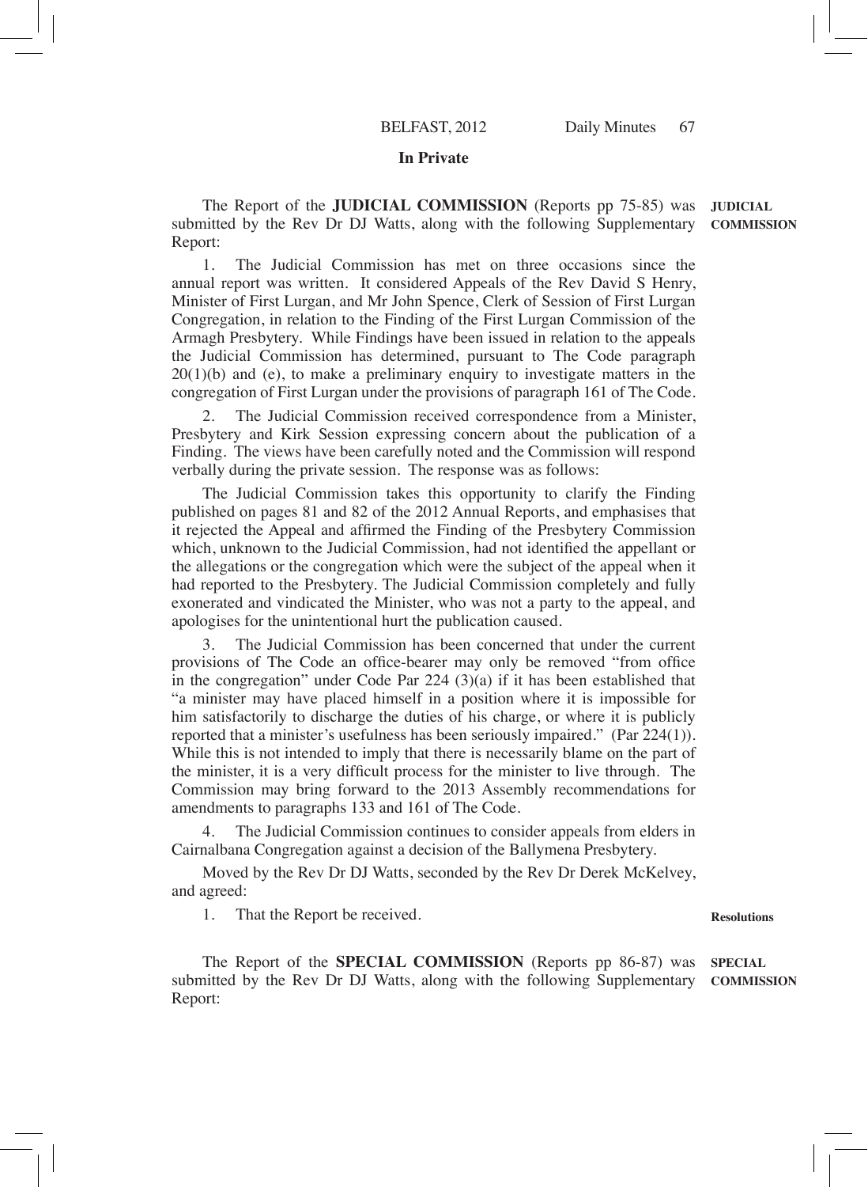**In Private**

**JUDICIAL COMMISSION**

The Report of the **JUDICIAL COMMISSION** (Reports pp 75-85) was submitted by the Rev Dr DJ Watts, along with the following Supplementary Report:

1. The Judicial Commission has met on three occasions since the annual report was written. It considered Appeals of the Rev David S Henry, Minister of First Lurgan, and Mr John Spence, Clerk of Session of First Lurgan Congregation, in relation to the Finding of the First Lurgan Commission of the Armagh Presbytery. While Findings have been issued in relation to the appeals the Judicial Commission has determined, pursuant to The Code paragraph 20(1)(b) and (e), to make a preliminary enquiry to investigate matters in the congregation of First Lurgan under the provisions of paragraph 161 of The Code.

2. The Judicial Commission received correspondence from a Minister, Presbytery and Kirk Session expressing concern about the publication of a Finding. The views have been carefully noted and the Commission will respond verbally during the private session. The response was as follows:

The Judicial Commission takes this opportunity to clarify the Finding published on pages 81 and 82 of the 2012 Annual Reports, and emphasises that it rejected the Appeal and affirmed the Finding of the Presbytery Commission which, unknown to the Judicial Commission, had not identified the appellant or the allegations or the congregation which were the subject of the appeal when it had reported to the Presbytery. The Judicial Commission completely and fully exonerated and vindicated the Minister, who was not a party to the appeal, and apologises for the unintentional hurt the publication caused.

3. The Judicial Commission has been concerned that under the current provisions of The Code an office-bearer may only be removed "from office in the congregation" under Code Par 224 (3)(a) if it has been established that "a minister may have placed himself in a position where it is impossible for him satisfactorily to discharge the duties of his charge, or where it is publicly reported that a minister's usefulness has been seriously impaired." (Par 224(1)). While this is not intended to imply that there is necessarily blame on the part of the minister, it is a very difficult process for the minister to live through. The Commission may bring forward to the 2013 Assembly recommendations for amendments to paragraphs 133 and 161 of The Code.

4. The Judicial Commission continues to consider appeals from elders in Cairnalbana Congregation against a decision of the Ballymena Presbytery.

Moved by the Rev Dr DJ Watts, seconded by the Rev Dr Derek McKelvey, and agreed:

**Resolutions**

1. That the Report be received.

**SPECIAL COMMISSION**

The Report of the **SPECIAL COMMISSION** (Reports pp 86-87) was submitted by the Rev Dr DJ Watts, along with the following Supplementary Report: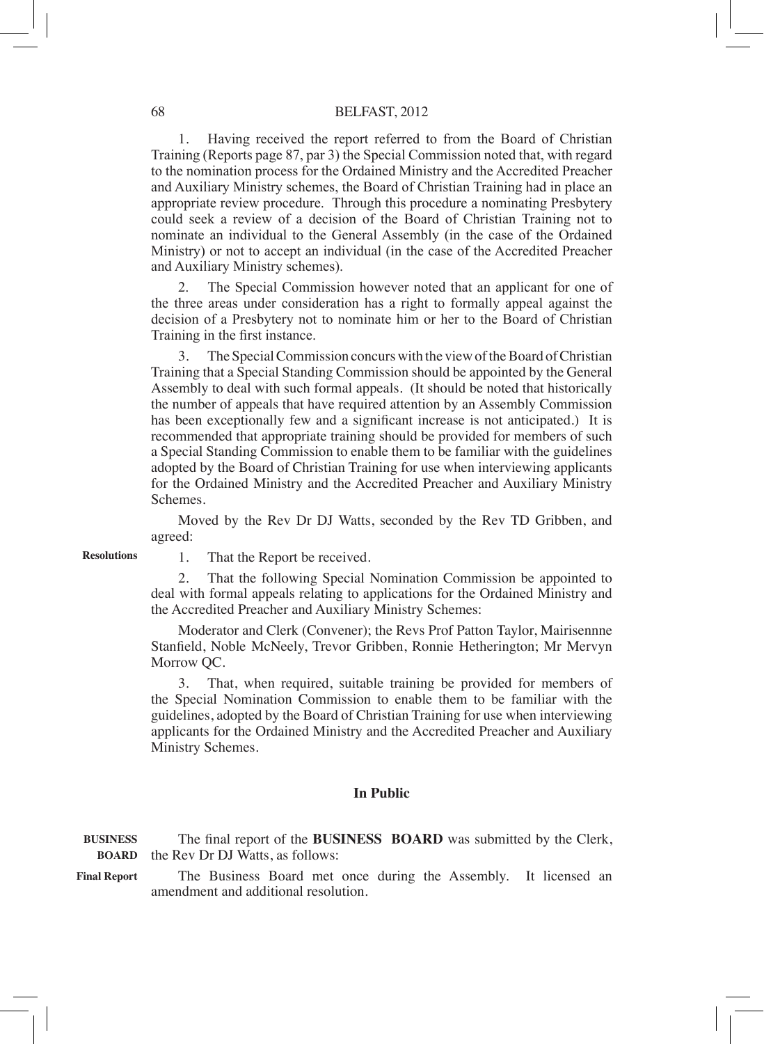1. Having received the report referred to from the Board of Christian Training (Reports page 87, par 3) the Special Commission noted that, with regard to the nomination process for the Ordained Ministry and the Accredited Preacher and Auxiliary Ministry schemes, the Board of Christian Training had in place an appropriate review procedure. Through this procedure a nominating Presbytery could seek a review of a decision of the Board of Christian Training not to nominate an individual to the General Assembly (in the case of the Ordained Ministry) or not to accept an individual (in the case of the Accredited Preacher and Auxiliary Ministry schemes).

2. The Special Commission however noted that an applicant for one of the three areas under consideration has a right to formally appeal against the decision of a Presbytery not to nominate him or her to the Board of Christian Training in the first instance.

3. The Special Commission concurs with the view of the Board of Christian Training that a Special Standing Commission should be appointed by the General Assembly to deal with such formal appeals. (It should be noted that historically the number of appeals that have required attention by an Assembly Commission has been exceptionally few and a significant increase is not anticipated.) It is recommended that appropriate training should be provided for members of such a Special Standing Commission to enable them to be familiar with the guidelines adopted by the Board of Christian Training for use when interviewing applicants for the Ordained Ministry and the Accredited Preacher and Auxiliary Ministry Schemes.

Moved by the Rev Dr DJ Watts, seconded by the Rev TD Gribben, and agreed:

**Resolutions**

1. That the Report be received.

2. That the following Special Nomination Commission be appointed to deal with formal appeals relating to applications for the Ordained Ministry and the Accredited Preacher and Auxiliary Ministry Schemes:

Moderator and Clerk (Convener); the Revs Prof Patton Taylor, Mairisennne Stanfield, Noble McNeely, Trevor Gribben, Ronnie Hetherington; Mr Mervyn Morrow QC.

3. That, when required, suitable training be provided for members of the Special Nomination Commission to enable them to be familiar with the guidelines, adopted by the Board of Christian Training for use when interviewing applicants for the Ordained Ministry and the Accredited Preacher and Auxiliary Ministry Schemes.

## In Public

**BUSINESS BOARD**

The final report of the **BUSINESS BOARD** was submitted by the Clerk, the Rev Dr DJ Watts, as follows:

**Final Report**

The Business Board met once during the Assembly. It licensed an amendment and additional resolution.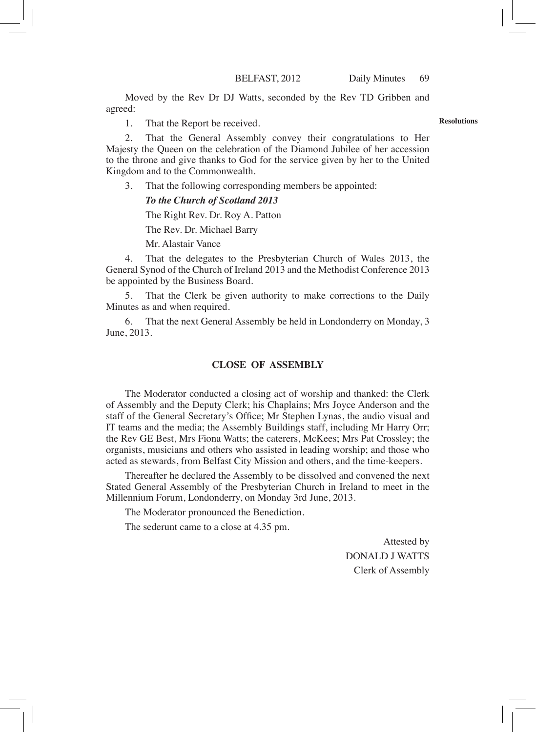Moved by the Rev Dr DJ Watts, seconded by the Rev TD Gribben and agreed:

**Resolutions**

1. That the Report be received.

2. That the General Assembly convey their congratulations to Her Majesty the Queen on the celebration of the Diamond Jubilee of her accession to the throne and give thanks to God for the service given by her to the United Kingdom and to the Commonwealth.

3. That the following corresponding members be appointed:

   ***To the Church of Scotland 2013***

   The Right Rev. Dr. Roy A. Patton

   The Rev. Dr. Michael Barry

   Mr. Alastair Vance

4. That the delegates to the Presbyterian Church of Wales 2013, the General Synod of the Church of Ireland 2013 and the Methodist Conference 2013 be appointed by the Business Board.

5. That the Clerk be given authority to make corrections to the Daily Minutes as and when required.

6. That the next General Assembly be held in Londonderry on Monday, 3 June, 2013.

## CLOSE OF ASSEMBLY

The Moderator conducted a closing act of worship and thanked: the Clerk of Assembly and the Deputy Clerk; his Chaplains; Mrs Joyce Anderson and the staff of the General Secretary's Office; Mr Stephen Lynas, the audio visual and IT teams and the media; the Assembly Buildings staff, including Mr Harry Orr; the Rev GE Best, Mrs Fiona Watts; the caterers, McKees; Mrs Pat Crossley; the organists, musicians and others who assisted in leading worship; and those who acted as stewards, from Belfast City Mission and others, and the time-keepers.

Thereafter he declared the Assembly to be dissolved and convened the next Stated General Assembly of the Presbyterian Church in Ireland to meet in the Millennium Forum, Londonderry, on Monday 3rd June, 2013.

The Moderator pronounced the Benediction.

The sederunt came to a close at 4.35 pm.

Attested by
DONALD J WATTS
Clerk of Assembly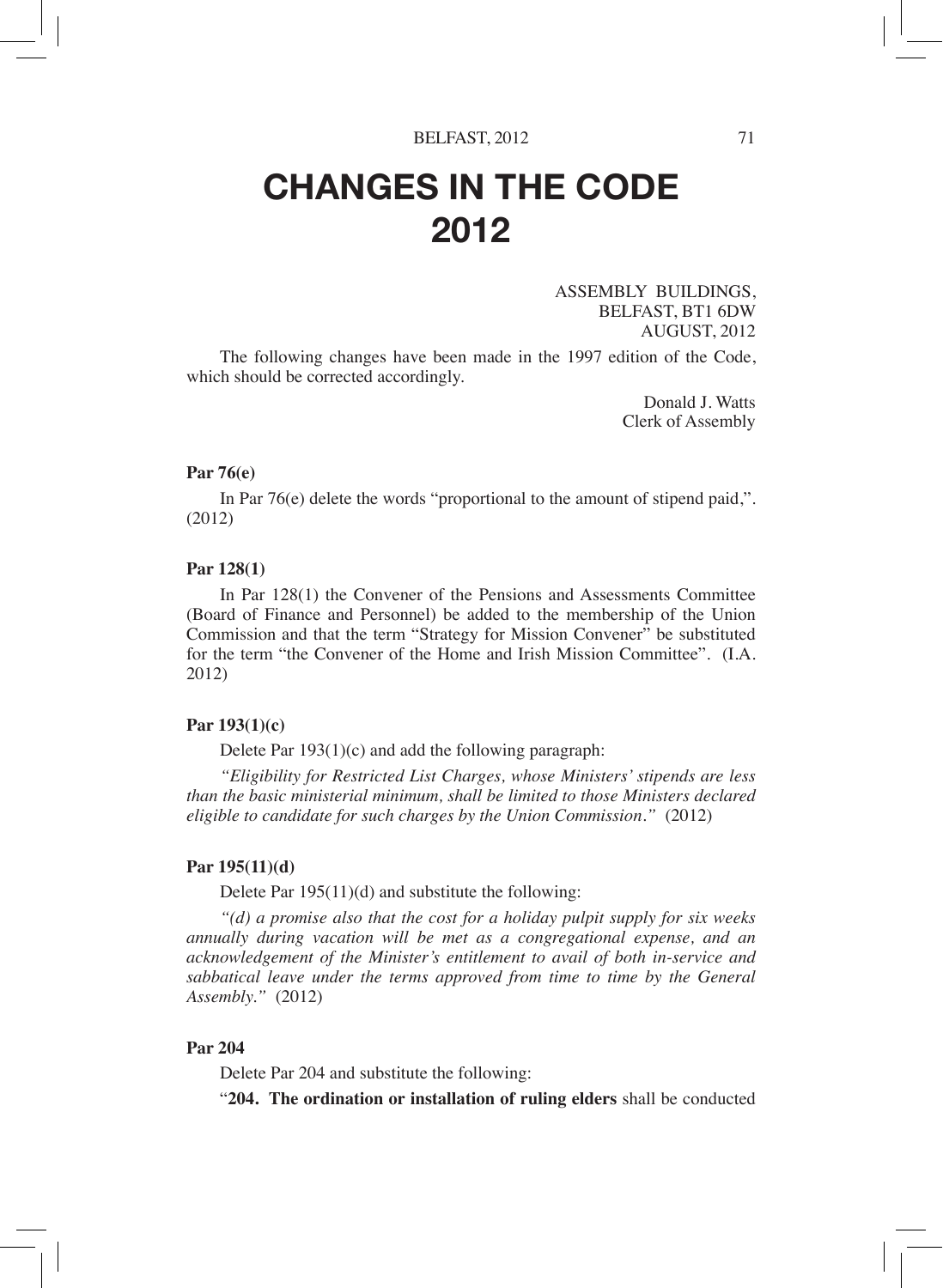# CHANGES IN THE CODE 2012

ASSEMBLY BUILDINGS,
BELFAST, BT1 6DW
AUGUST, 2012

The following changes have been made in the 1997 edition of the Code, which should be corrected accordingly.

Donald J. Watts
Clerk of Assembly

**Par 76(e)**

In Par 76(e) delete the words "proportional to the amount of stipend paid,". (2012)

**Par 128(1)**

In Par 128(1) the Convener of the Pensions and Assessments Committee (Board of Finance and Personnel) be added to the membership of the Union Commission and that the term "Strategy for Mission Convener" be substituted for the term "the Convener of the Home and Irish Mission Committee". (I.A. 2012)

**Par 193(1)(c)**

Delete Par 193(1)(c) and add the following paragraph:

*"Eligibility for Restricted List Charges, whose Ministers' stipends are less than the basic ministerial minimum, shall be limited to those Ministers declared eligible to candidate for such charges by the Union Commission."* (2012)

**Par 195(11)(d)**

Delete Par 195(11)(d) and substitute the following:

*"(d) a promise also that the cost for a holiday pulpit supply for six weeks annually during vacation will be met as a congregational expense, and an acknowledgement of the Minister's entitlement to avail of both in-service and sabbatical leave under the terms approved from time to time by the General Assembly."* (2012)

**Par 204**

Delete Par 204 and substitute the following:

"**204. The ordination or installation of ruling elders** shall be conducted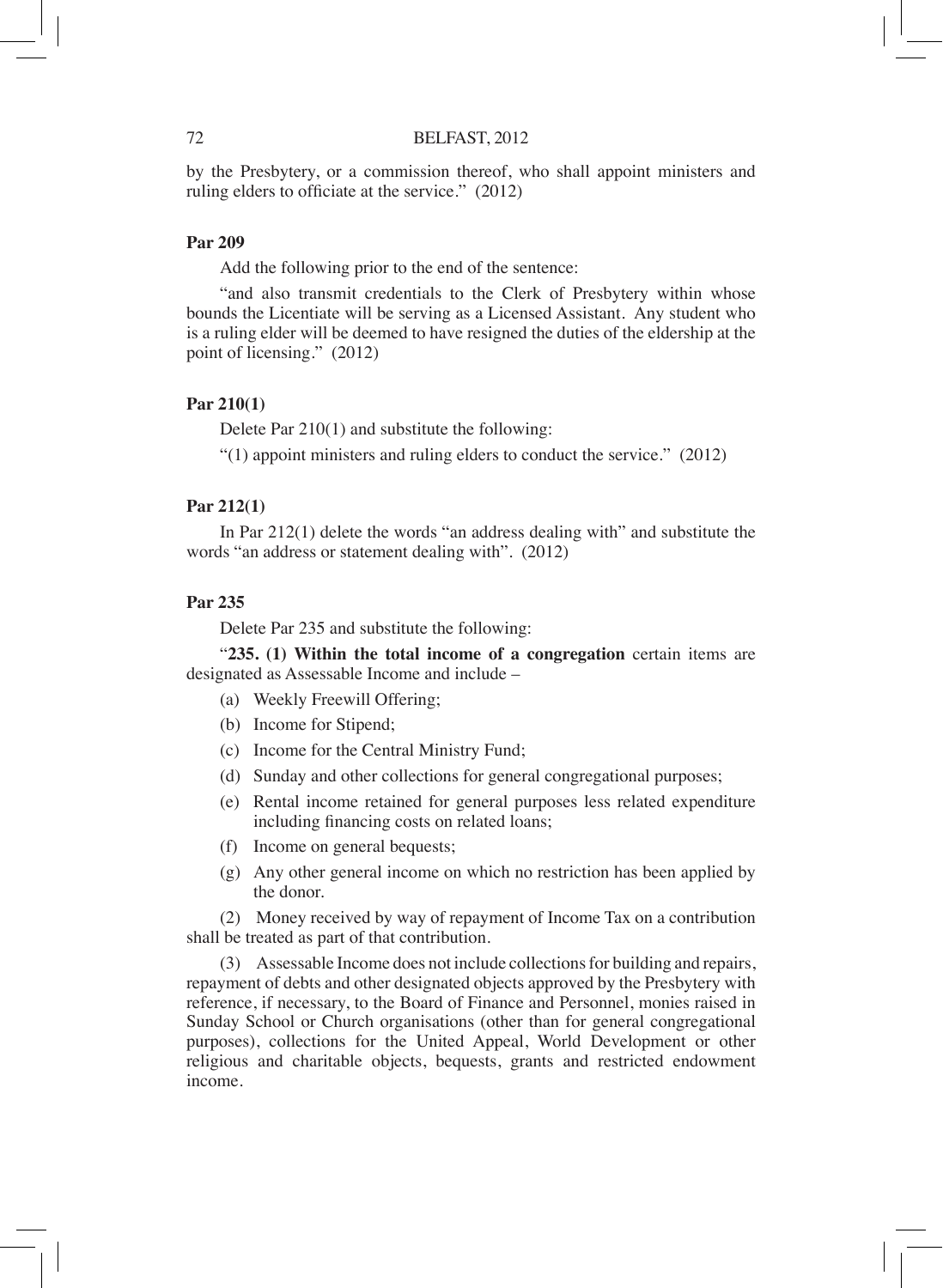by the Presbytery, or a commission thereof, who shall appoint ministers and ruling elders to officiate at the service." (2012)

**Par 209**

Add the following prior to the end of the sentence:

"and also transmit credentials to the Clerk of Presbytery within whose bounds the Licentiate will be serving as a Licensed Assistant. Any student who is a ruling elder will be deemed to have resigned the duties of the eldership at the point of licensing." (2012)

**Par 210(1)**

Delete Par 210(1) and substitute the following:

"(1) appoint ministers and ruling elders to conduct the service." (2012)

**Par 212(1)**

In Par 212(1) delete the words "an address dealing with" and substitute the words "an address or statement dealing with". (2012)

**Par 235**

Delete Par 235 and substitute the following:

"**235. (1) Within the total income of a congregation** certain items are designated as Assessable Income and include –

(a) Weekly Freewill Offering;

(b) Income for Stipend;

(c) Income for the Central Ministry Fund;

(d) Sunday and other collections for general congregational purposes;

(e) Rental income retained for general purposes less related expenditure including financing costs on related loans;

(f) Income on general bequests;

(g) Any other general income on which no restriction has been applied by the donor.

(2) Money received by way of repayment of Income Tax on a contribution shall be treated as part of that contribution.

(3) Assessable Income does not include collections for building and repairs, repayment of debts and other designated objects approved by the Presbytery with reference, if necessary, to the Board of Finance and Personnel, monies raised in Sunday School or Church organisations (other than for general congregational purposes), collections for the United Appeal, World Development or other religious and charitable objects, bequests, grants and restricted endowment income.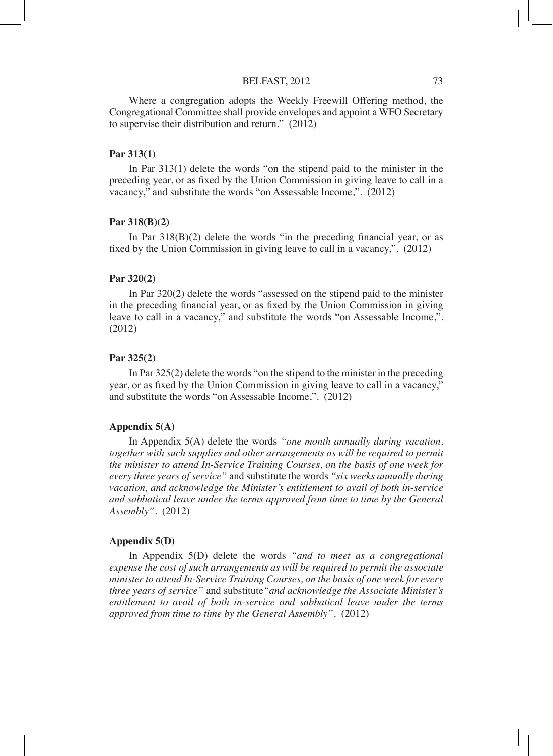Where a congregation adopts the Weekly Freewill Offering method, the Congregational Committee shall provide envelopes and appoint a WFO Secretary to supervise their distribution and return." (2012)

**Par 313(1)**

In Par 313(1) delete the words "on the stipend paid to the minister in the preceding year, or as fixed by the Union Commission in giving leave to call in a vacancy," and substitute the words "on Assessable Income,". (2012)

**Par 318(B)(2)**

In Par 318(B)(2) delete the words "in the preceding financial year, or as fixed by the Union Commission in giving leave to call in a vacancy,". (2012)

**Par 320(2)**

In Par 320(2) delete the words "assessed on the stipend paid to the minister in the preceding financial year, or as fixed by the Union Commission in giving leave to call in a vacancy," and substitute the words "on Assessable Income,". (2012)

**Par 325(2)**

In Par 325(2) delete the words "on the stipend to the minister in the preceding year, or as fixed by the Union Commission in giving leave to call in a vacancy," and substitute the words "on Assessable Income,". (2012)

**Appendix 5(A)**

In Appendix 5(A) delete the words *"one month annually during vacation, together with such supplies and other arrangements as will be required to permit the minister to attend In-Service Training Courses, on the basis of one week for every three years of service"* and substitute the words *"six weeks annually during vacation, and acknowledge the Minister's entitlement to avail of both in-service and sabbatical leave under the terms approved from time to time by the General Assembly"*. (2012)

**Appendix 5(D)**

In Appendix 5(D) delete the words *"and to meet as a congregational expense the cost of such arrangements as will be required to permit the associate minister to attend In-Service Training Courses, on the basis of one week for every three years of service"* and substitute *"and acknowledge the Associate Minister's entitlement to avail of both in-service and sabbatical leave under the terms approved from time to time by the General Assembly"*. (2012)